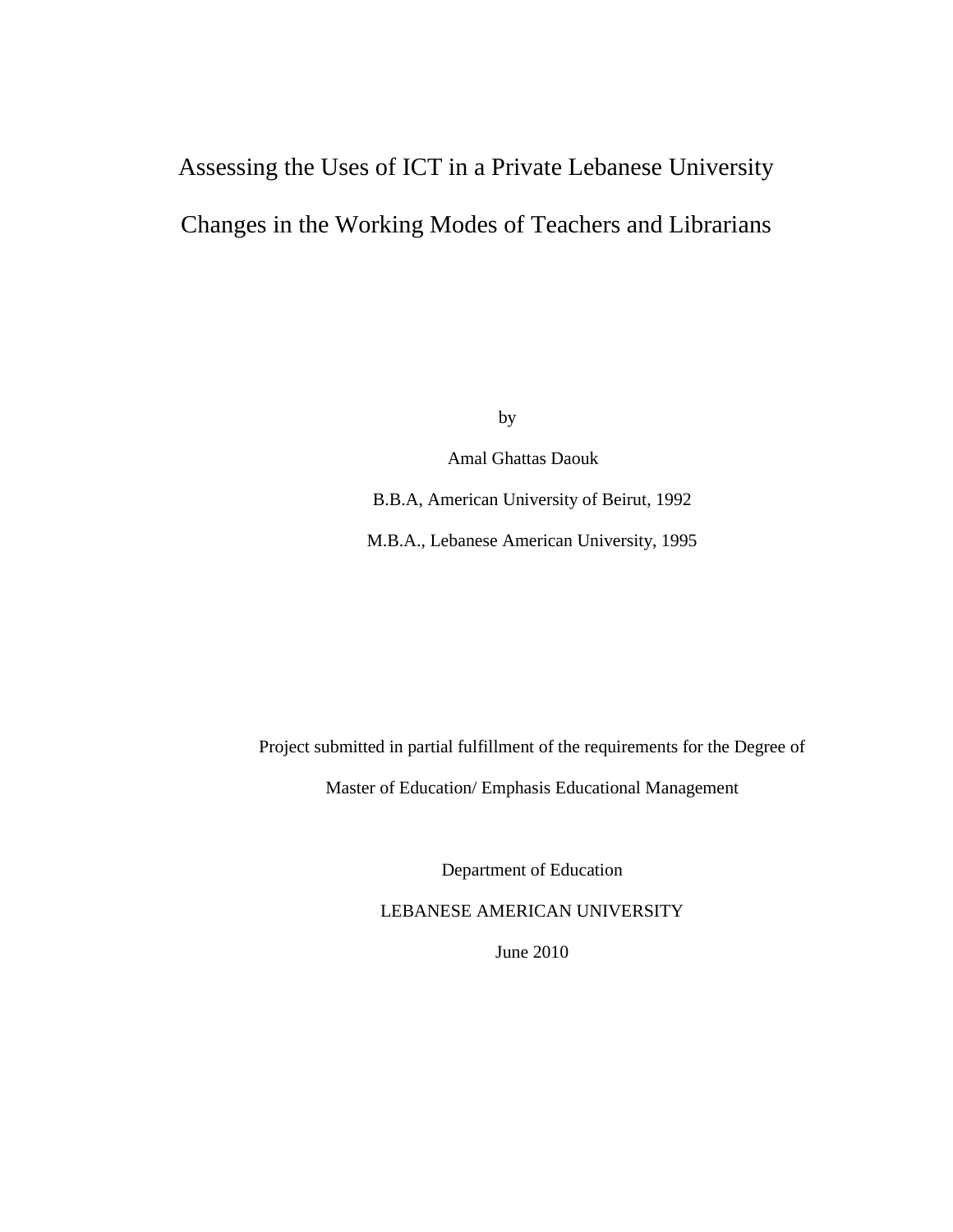# Assessing the Uses of ICT in a Private Lebanese University

# Changes in the Working Modes of Teachers and Librarians

by

Amal Ghattas Daouk

B.B.A, American University of Beirut, 1992

M.B.A., Lebanese American University, 1995

Project submitted in partial fulfillment of the requirements for the Degree of

Master of Education/ Emphasis Educational Management

Department of Education

LEBANESE AMERICAN UNIVERSITY

June 2010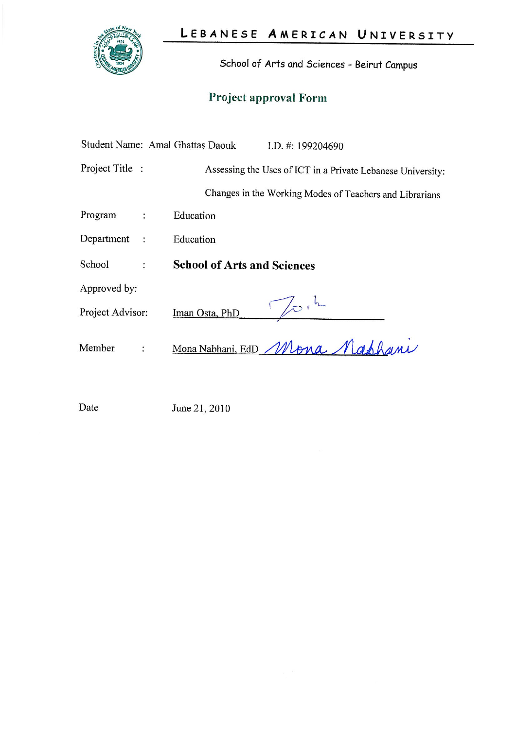# LEBANESE AMERICAN UNIVERSITY

School of Arts and Sciences - Beirut Campus

## Project approval Form

Student Name: Amal Ghattas Daouk I.D. #: 199204690

Project Title : Assessing the Uses of ICT in a Private Lebanese University: Changes in the Working Modes of Teachers and Librarians

Program : Education

Department : Education

School : **School of Arts and Sciences**

Approved by:

Project Advisor: Iman Osta, PhD

Member : Mona Nabhani, EdD Mona Nabhani

Date June 21, 2010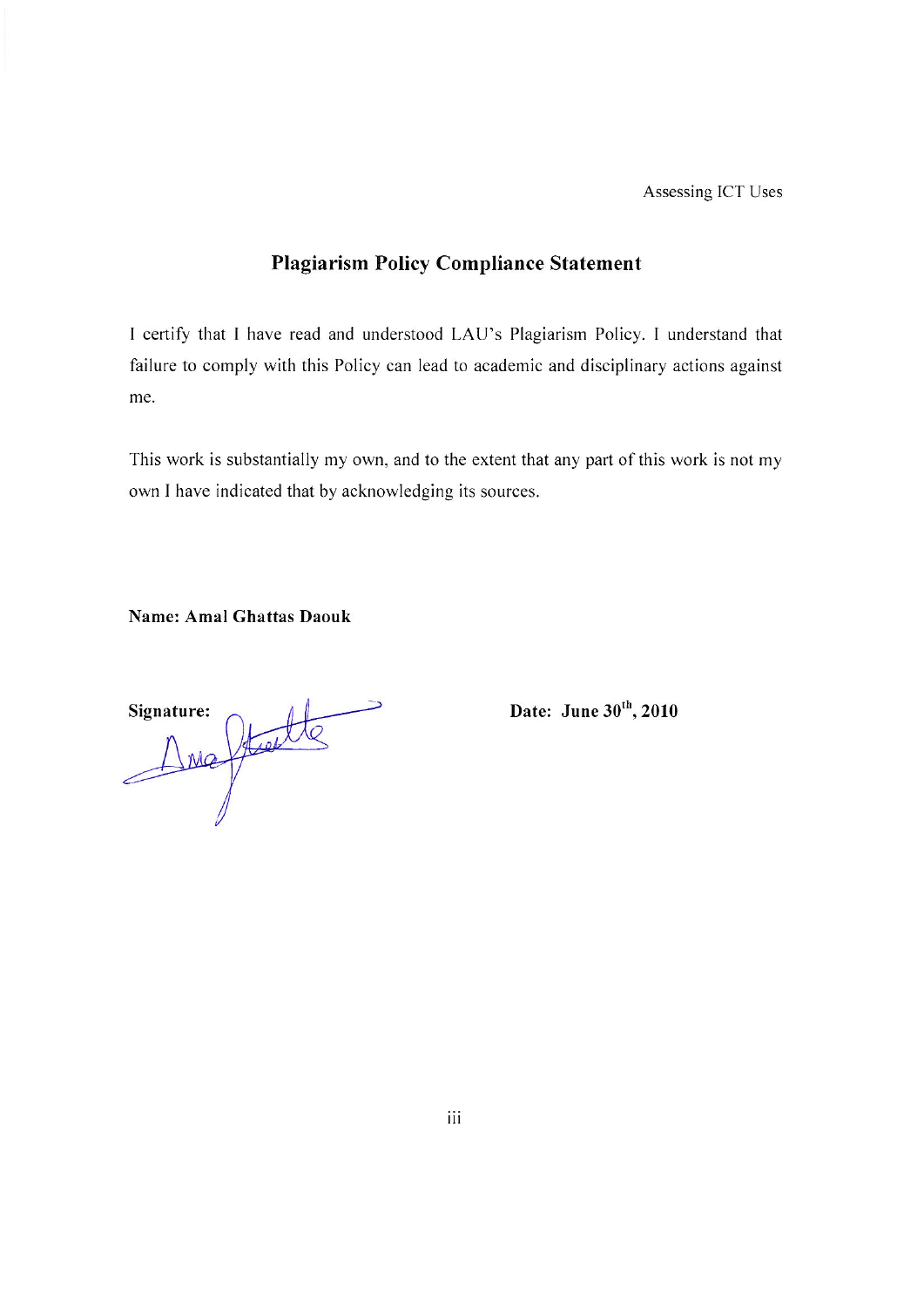## Plagiarism Policy Compliance Statement

I certify that I have read and understood LAU's Plagiarism Policy. I understand that failure to comply with this Policy can lead to academic and disciplinary actions against me.

This work is substantially my own, and to the extent that any part of this work is not my own I have indicated that by acknowledging its sources.

**Name: Amal Ghattas Daouk**

**Signature:**

**Date: June 30th, 2010**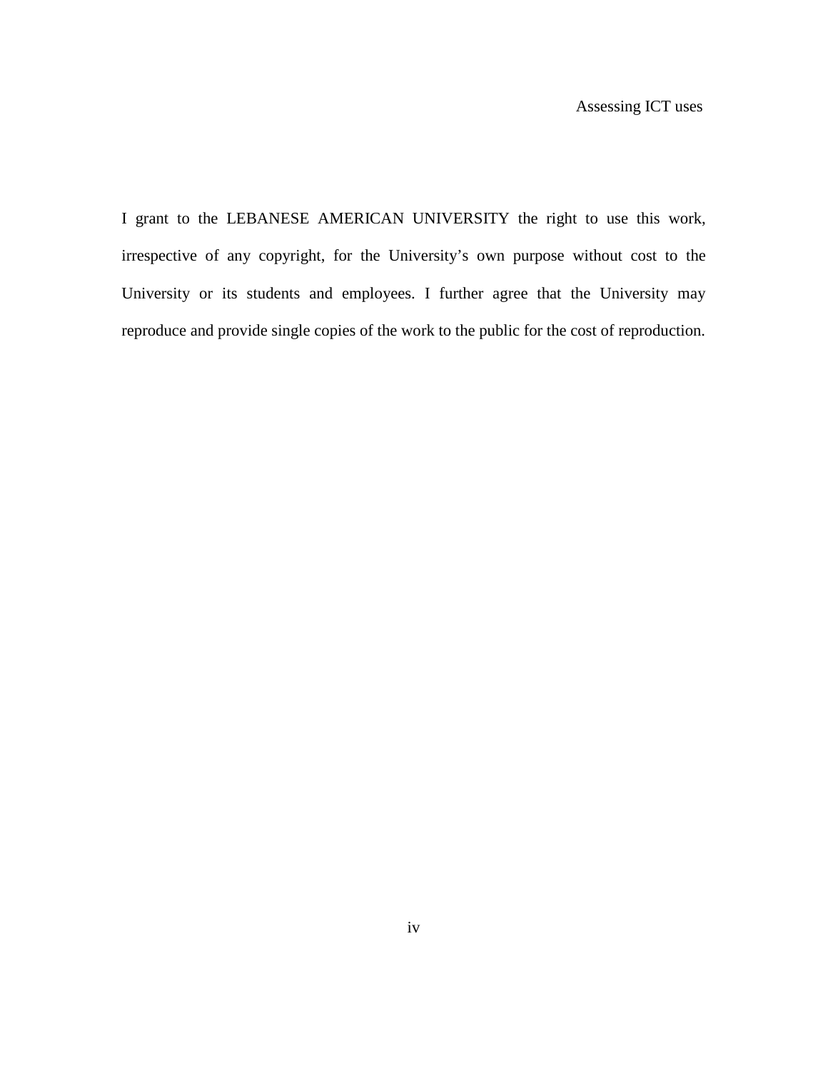I grant to the LEBANESE AMERICAN UNIVERSITY the right to use this work, irrespective of any copyright, for the University's own purpose without cost to the University or its students and employees. I further agree that the University may reproduce and provide single copies of the work to the public for the cost of reproduction.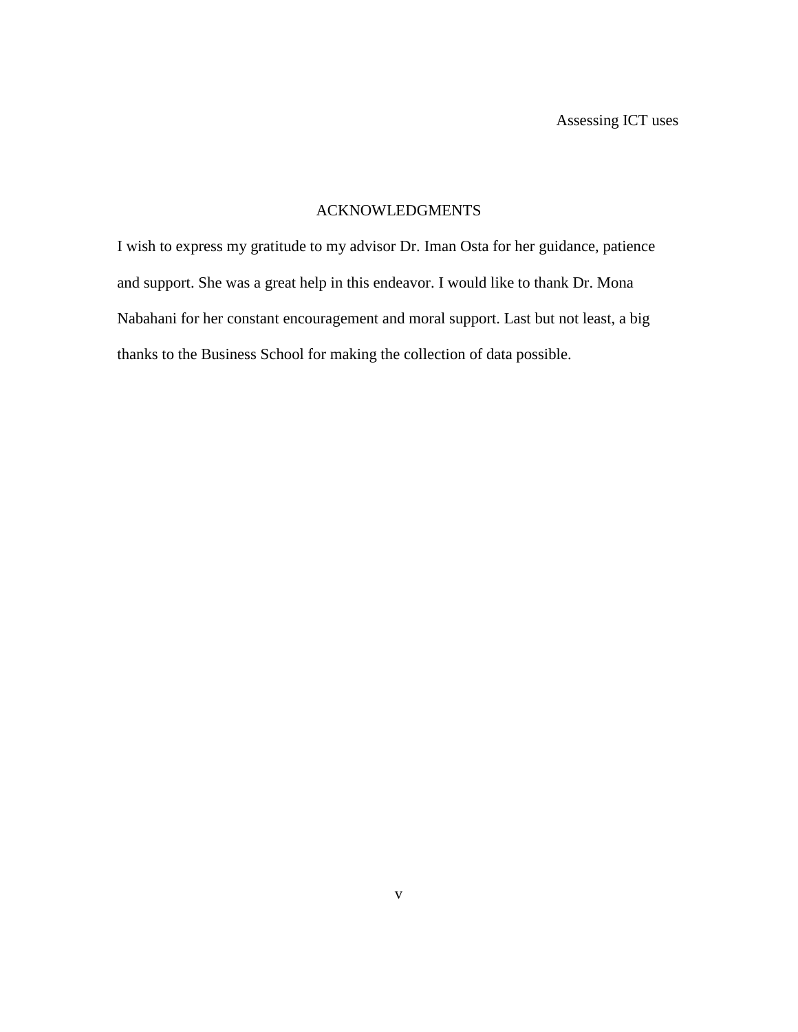# ACKNOWLEDGMENTS

I wish to express my gratitude to my advisor Dr. Iman Osta for her guidance, patience and support. She was a great help in this endeavor. I would like to thank Dr. Mona Nabahani for her constant encouragement and moral support. Last but not least, a big thanks to the Business School for making the collection of data possible.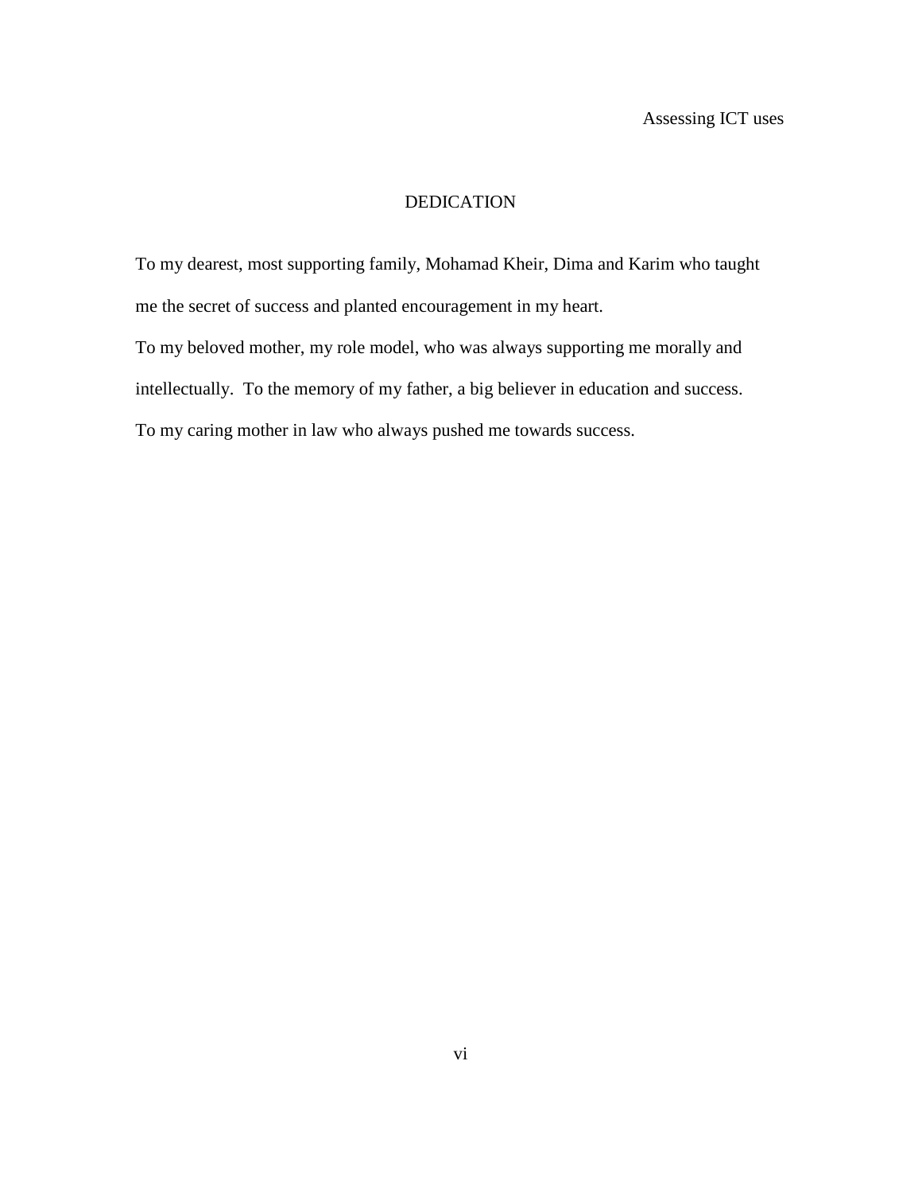# DEDICATION

To my dearest, most supporting family, Mohamad Kheir, Dima and Karim who taught me the secret of success and planted encouragement in my heart.

To my beloved mother, my role model, who was always supporting me morally and intellectually. To the memory of my father, a big believer in education and success.

To my caring mother in law who always pushed me towards success.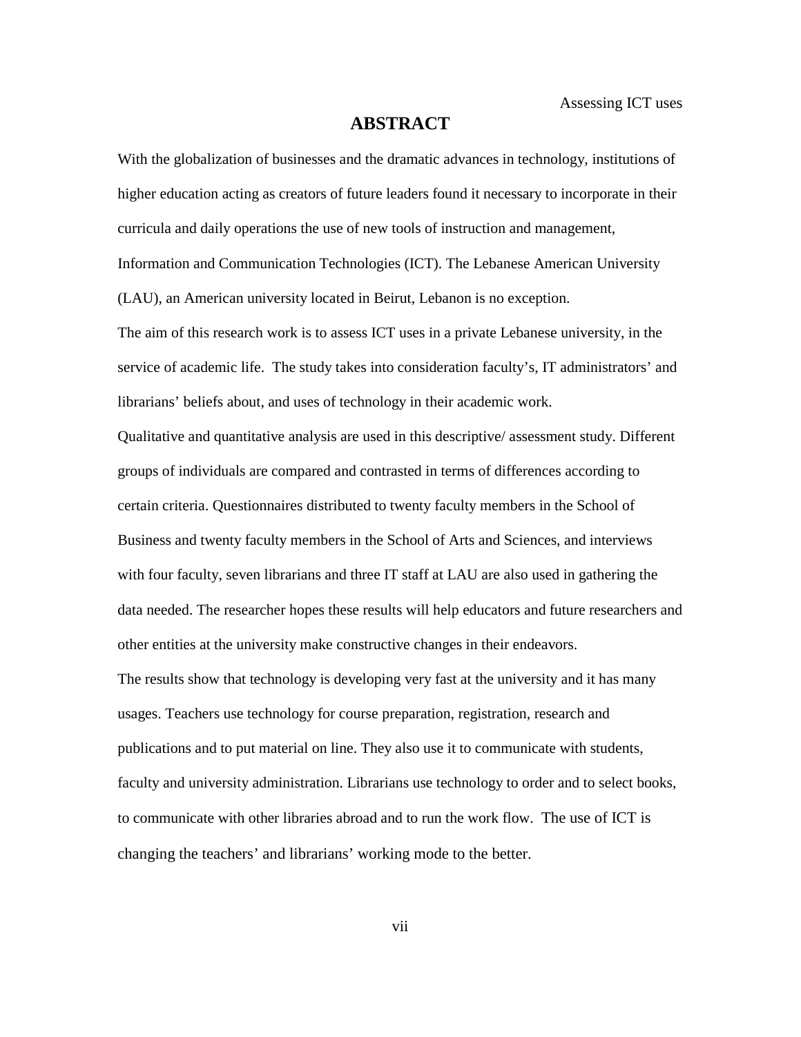# ABSTRACT

With the globalization of businesses and the dramatic advances in technology, institutions of higher education acting as creators of future leaders found it necessary to incorporate in their curricula and daily operations the use of new tools of instruction and management, Information and Communication Technologies (ICT). The Lebanese American University (LAU), an American university located in Beirut, Lebanon is no exception.

The aim of this research work is to assess ICT uses in a private Lebanese university, in the service of academic life. The study takes into consideration faculty's, IT administrators' and librarians' beliefs about, and uses of technology in their academic work.

Qualitative and quantitative analysis are used in this descriptive/ assessment study. Different groups of individuals are compared and contrasted in terms of differences according to certain criteria. Questionnaires distributed to twenty faculty members in the School of Business and twenty faculty members in the School of Arts and Sciences, and interviews with four faculty, seven librarians and three IT staff at LAU are also used in gathering the data needed. The researcher hopes these results will help educators and future researchers and other entities at the university make constructive changes in their endeavors.

The results show that technology is developing very fast at the university and it has many usages. Teachers use technology for course preparation, registration, research and publications and to put material on line. They also use it to communicate with students, faculty and university administration. Librarians use technology to order and to select books, to communicate with other libraries abroad and to run the work flow. The use of ICT is changing the teachers' and librarians' working mode to the better.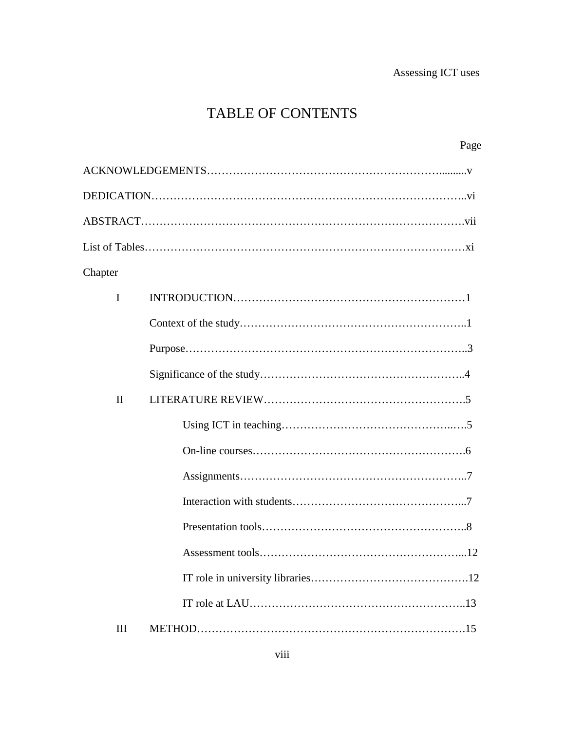# TABLE OF CONTENTS

Page

ACKNOWLEDGEMENTS……………………………………………………….........v

DEDICATION…………………………………………………………………………..vi

ABSTRACT……………………………………………………………………………vii

List of Tables……………………………………………………………………………xi

Chapter

I INTRODUCTION………………………………………………………1

Context of the study…………………………………………………..1

Purpose………………………………………………………………..3

Significance of the study……………………………………………..4

II LITERATURE REVIEW……………………………………………….5

Using ICT in teaching……………………………………..….5

On-line courses……………………………………………….6

Assignments…………………………………………………..7

Interaction with students………………………………………...7

Presentation tools………………………………………………..8

Assessment tools…………………………………………………...12

IT role in university libraries…………………………………….12

IT role at LAU…………………………………………………..13

III METHOD……………………………………………………………….15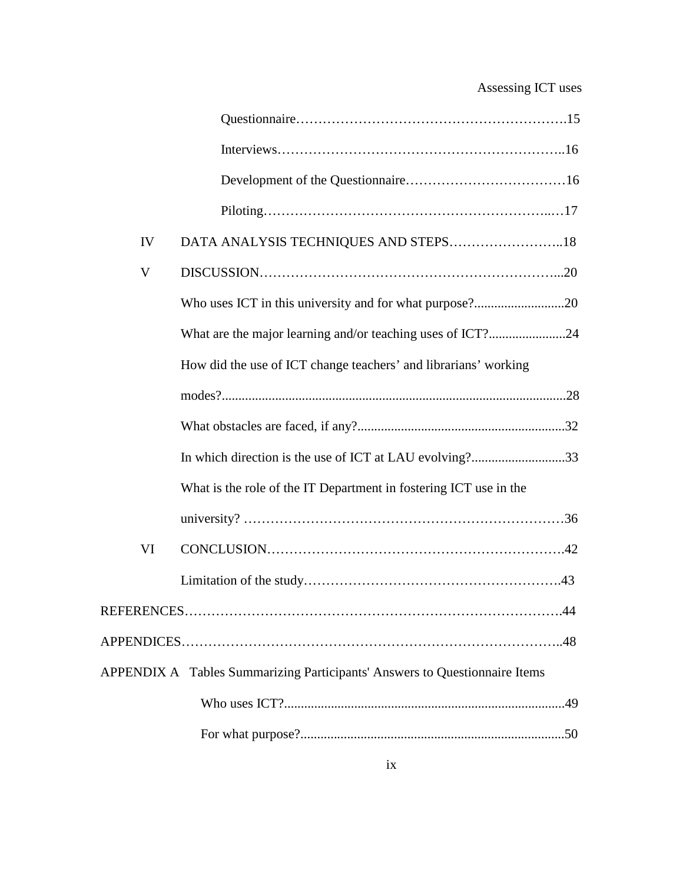Questionnaire……………………………………………………….15

Interviews……………………………………………………..16

Development of the Questionnaire………………………………16

Piloting……………………………………………………..…17

IV DATA ANALYSIS TECHNIQUES AND STEPS……………………..18

V DISCUSSION…………………………………………………………...20

Who uses ICT in this university and for what purpose?...........................20

What are the major learning and/or teaching uses of ICT?.......................24

How did the use of ICT change teachers' and librarians' working modes?......................................................................................................28

What obstacles are faced, if any?..............................................................32

In which direction is the use of ICT at LAU evolving?............................33

What is the role of the IT Department in fostering ICT use in the university? ……………………………………………………………36

VI CONCLUSION……………………………………………………….42

Limitation of the study……………………………………………….43

REFERENCES……………………………………………………………………….44

APPENDICES………………………………………………………………………..48

APPENDIX A Tables Summarizing Participants' Answers to Questionnaire Items

Who uses ICT?....................................................................................49

For what purpose?...............................................................................50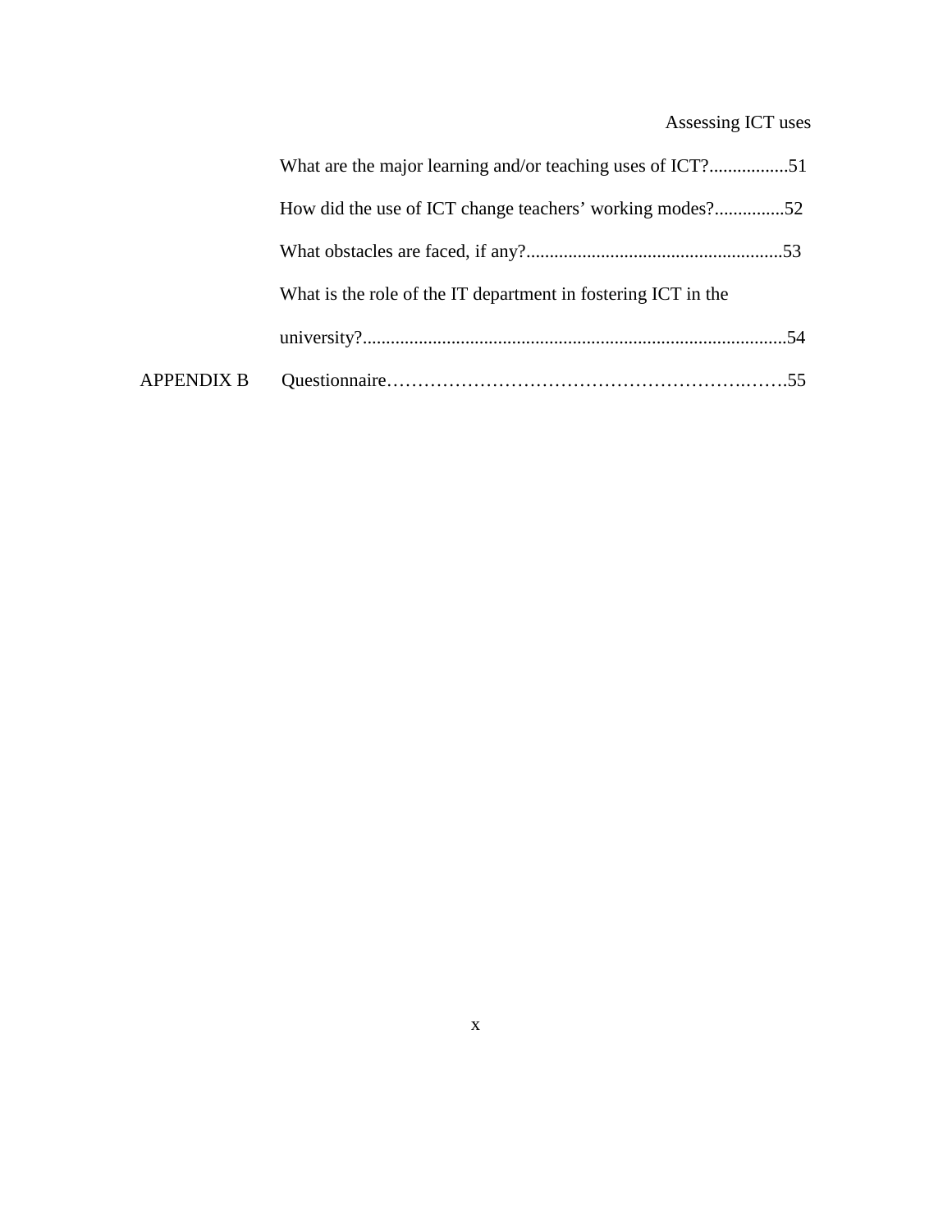What are the major learning and/or teaching uses of ICT?.................51

How did the use of ICT change teachers' working modes?...............52

What obstacles are faced, if any?.......................................................53

What is the role of the IT department in fostering ICT in the university?..........................................................................................54

APPENDIX B Questionnaire…………………………………………………….…….55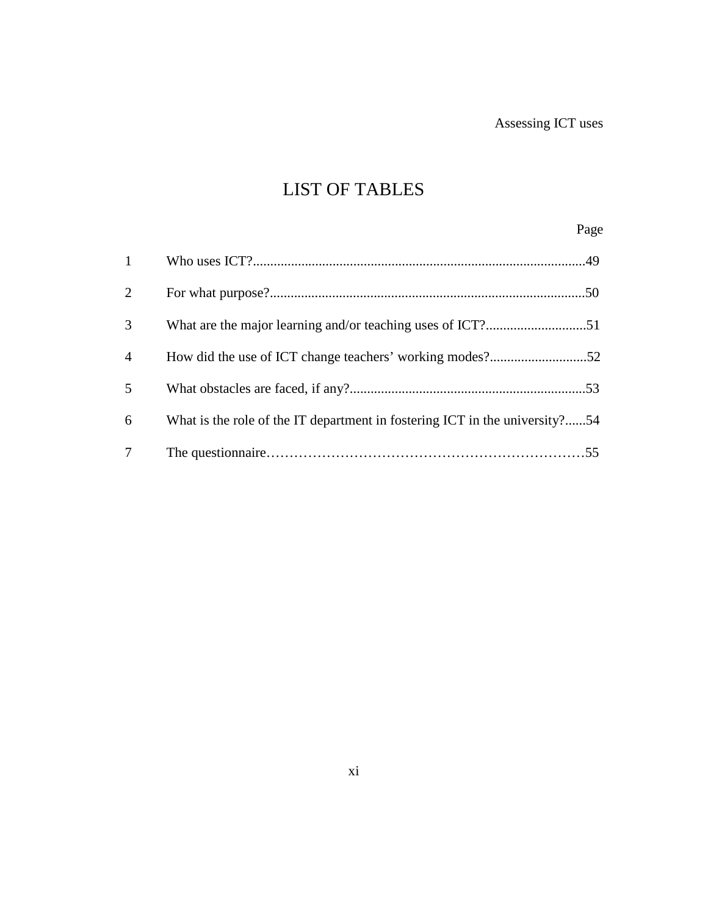# LIST OF TABLES

| | | Page |
|---|---|---|
| 1 | Who uses ICT? | 49 |
| 2 | For what purpose? | 50 |
| 3 | What are the major learning and/or teaching uses of ICT? | 51 |
| 4 | How did the use of ICT change teachers’ working modes? | 52 |
| 5 | What obstacles are faced, if any? | 53 |
| 6 | What is the role of the IT department in fostering ICT in the university? | 54 |
| 7 | The questionnaire | 55 |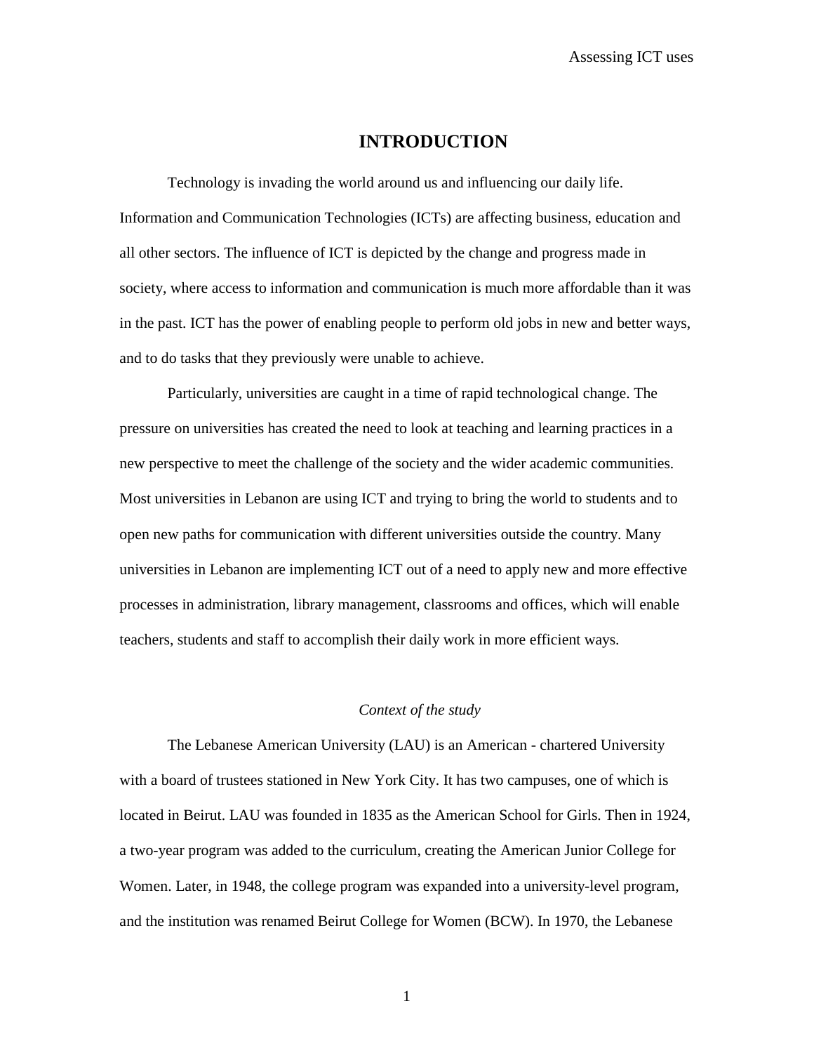# INTRODUCTION

Technology is invading the world around us and influencing our daily life. Information and Communication Technologies (ICTs) are affecting business, education and all other sectors. The influence of ICT is depicted by the change and progress made in society, where access to information and communication is much more affordable than it was in the past. ICT has the power of enabling people to perform old jobs in new and better ways, and to do tasks that they previously were unable to achieve.

Particularly, universities are caught in a time of rapid technological change. The pressure on universities has created the need to look at teaching and learning practices in a new perspective to meet the challenge of the society and the wider academic communities. Most universities in Lebanon are using ICT and trying to bring the world to students and to open new paths for communication with different universities outside the country. Many universities in Lebanon are implementing ICT out of a need to apply new and more effective processes in administration, library management, classrooms and offices, which will enable teachers, students and staff to accomplish their daily work in more efficient ways.

*Context of the study*

The Lebanese American University (LAU) is an American - chartered University with a board of trustees stationed in New York City. It has two campuses, one of which is located in Beirut. LAU was founded in 1835 as the American School for Girls. Then in 1924, a two-year program was added to the curriculum, creating the American Junior College for Women. Later, in 1948, the college program was expanded into a university-level program, and the institution was renamed Beirut College for Women (BCW). In 1970, the Lebanese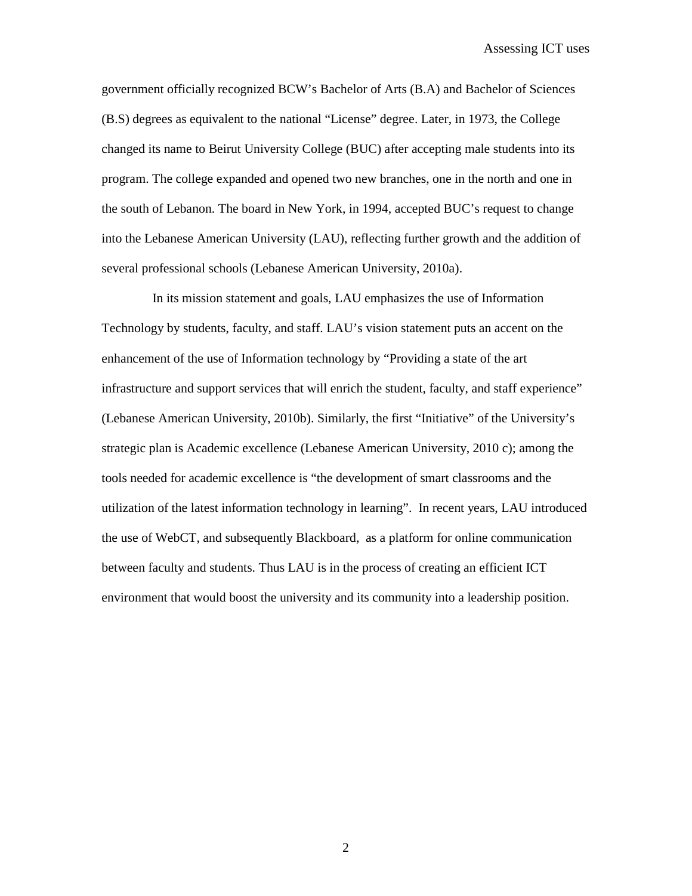government officially recognized BCW's Bachelor of Arts (B.A) and Bachelor of Sciences (B.S) degrees as equivalent to the national "License" degree. Later, in 1973, the College changed its name to Beirut University College (BUC) after accepting male students into its program. The college expanded and opened two new branches, one in the north and one in the south of Lebanon. The board in New York, in 1994, accepted BUC's request to change into the Lebanese American University (LAU), reflecting further growth and the addition of several professional schools (Lebanese American University, 2010a).

In its mission statement and goals, LAU emphasizes the use of Information Technology by students, faculty, and staff. LAU's vision statement puts an accent on the enhancement of the use of Information technology by "Providing a state of the art infrastructure and support services that will enrich the student, faculty, and staff experience" (Lebanese American University, 2010b). Similarly, the first "Initiative" of the University's strategic plan is Academic excellence (Lebanese American University, 2010 c); among the tools needed for academic excellence is "the development of smart classrooms and the utilization of the latest information technology in learning". In recent years, LAU introduced the use of WebCT, and subsequently Blackboard, as a platform for online communication between faculty and students. Thus LAU is in the process of creating an efficient ICT environment that would boost the university and its community into a leadership position.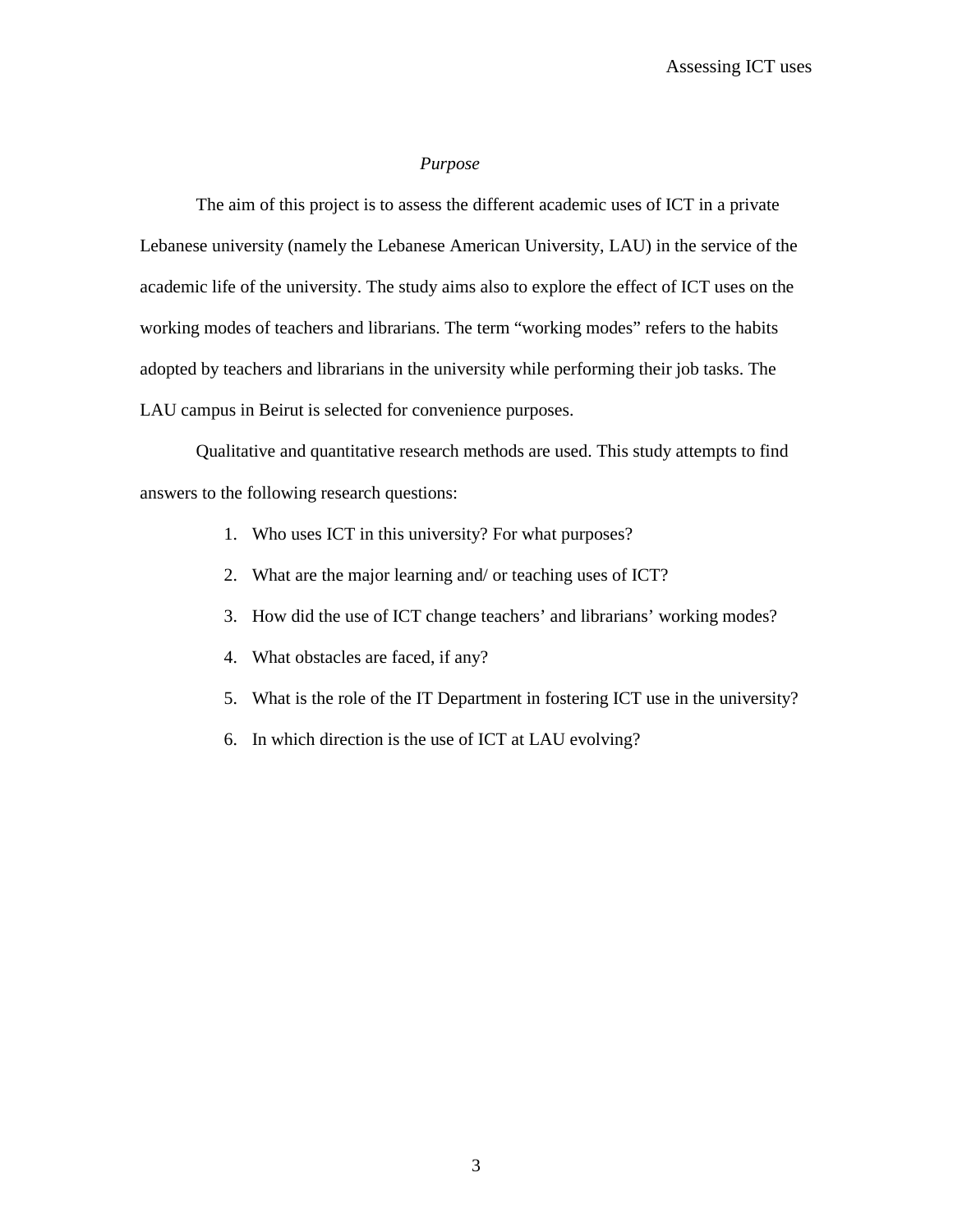## *Purpose*

The aim of this project is to assess the different academic uses of ICT in a private Lebanese university (namely the Lebanese American University, LAU) in the service of the academic life of the university. The study aims also to explore the effect of ICT uses on the working modes of teachers and librarians. The term "working modes" refers to the habits adopted by teachers and librarians in the university while performing their job tasks. The LAU campus in Beirut is selected for convenience purposes.

Qualitative and quantitative research methods are used. This study attempts to find answers to the following research questions:

1. Who uses ICT in this university? For what purposes?
2. What are the major learning and/ or teaching uses of ICT?
3. How did the use of ICT change teachers' and librarians' working modes?
4. What obstacles are faced, if any?
5. What is the role of the IT Department in fostering ICT use in the university?
6. In which direction is the use of ICT at LAU evolving?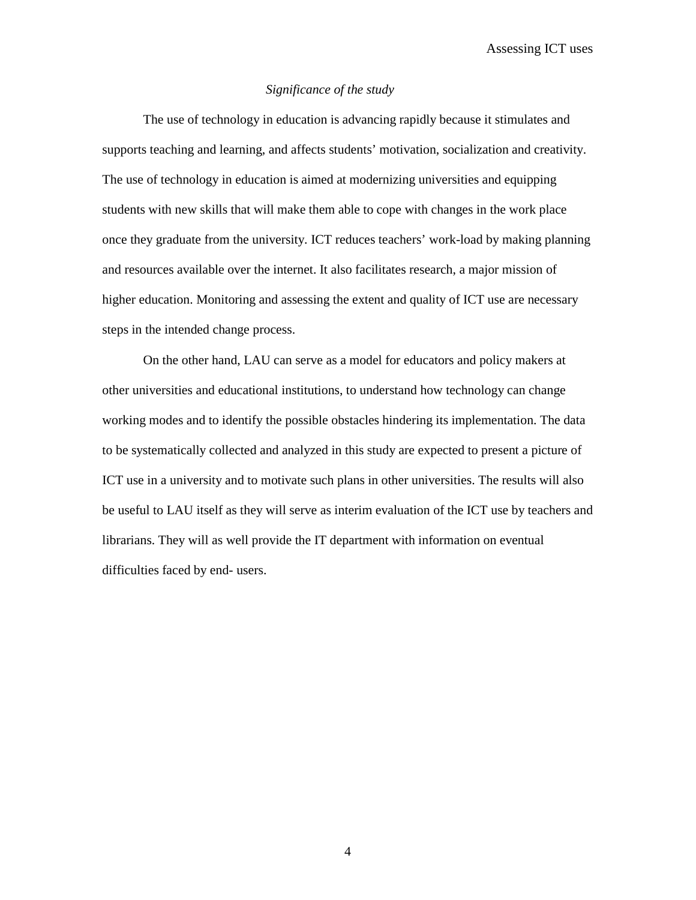*Significance of the study*

The use of technology in education is advancing rapidly because it stimulates and supports teaching and learning, and affects students' motivation, socialization and creativity. The use of technology in education is aimed at modernizing universities and equipping students with new skills that will make them able to cope with changes in the work place once they graduate from the university. ICT reduces teachers' work-load by making planning and resources available over the internet. It also facilitates research, a major mission of higher education. Monitoring and assessing the extent and quality of ICT use are necessary steps in the intended change process.

On the other hand, LAU can serve as a model for educators and policy makers at other universities and educational institutions, to understand how technology can change working modes and to identify the possible obstacles hindering its implementation. The data to be systematically collected and analyzed in this study are expected to present a picture of ICT use in a university and to motivate such plans in other universities. The results will also be useful to LAU itself as they will serve as interim evaluation of the ICT use by teachers and librarians. They will as well provide the IT department with information on eventual difficulties faced by end- users.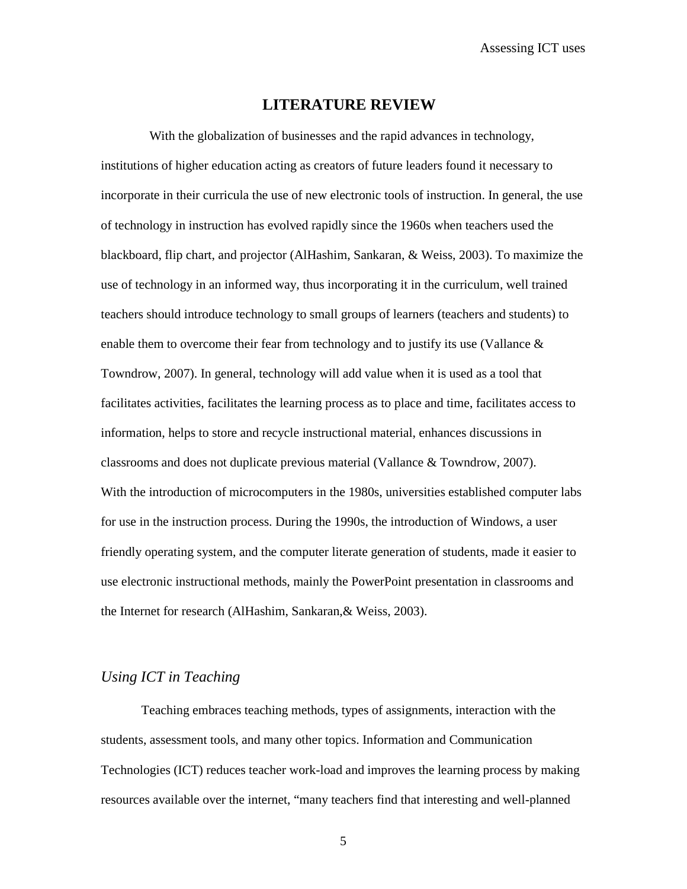# LITERATURE REVIEW

With the globalization of businesses and the rapid advances in technology, institutions of higher education acting as creators of future leaders found it necessary to incorporate in their curricula the use of new electronic tools of instruction. In general, the use of technology in instruction has evolved rapidly since the 1960s when teachers used the blackboard, flip chart, and projector (AlHashim, Sankaran, & Weiss, 2003). To maximize the use of technology in an informed way, thus incorporating it in the curriculum, well trained teachers should introduce technology to small groups of learners (teachers and students) to enable them to overcome their fear from technology and to justify its use (Vallance & Towndrow, 2007). In general, technology will add value when it is used as a tool that facilitates activities, facilitates the learning process as to place and time, facilitates access to information, helps to store and recycle instructional material, enhances discussions in classrooms and does not duplicate previous material (Vallance & Towndrow, 2007).

With the introduction of microcomputers in the 1980s, universities established computer labs for use in the instruction process. During the 1990s, the introduction of Windows, a user friendly operating system, and the computer literate generation of students, made it easier to use electronic instructional methods, mainly the PowerPoint presentation in classrooms and the Internet for research (AlHashim, Sankaran,& Weiss, 2003).

## *Using ICT in Teaching*

Teaching embraces teaching methods, types of assignments, interaction with the students, assessment tools, and many other topics. Information and Communication Technologies (ICT) reduces teacher work-load and improves the learning process by making resources available over the internet, “many teachers find that interesting and well-planned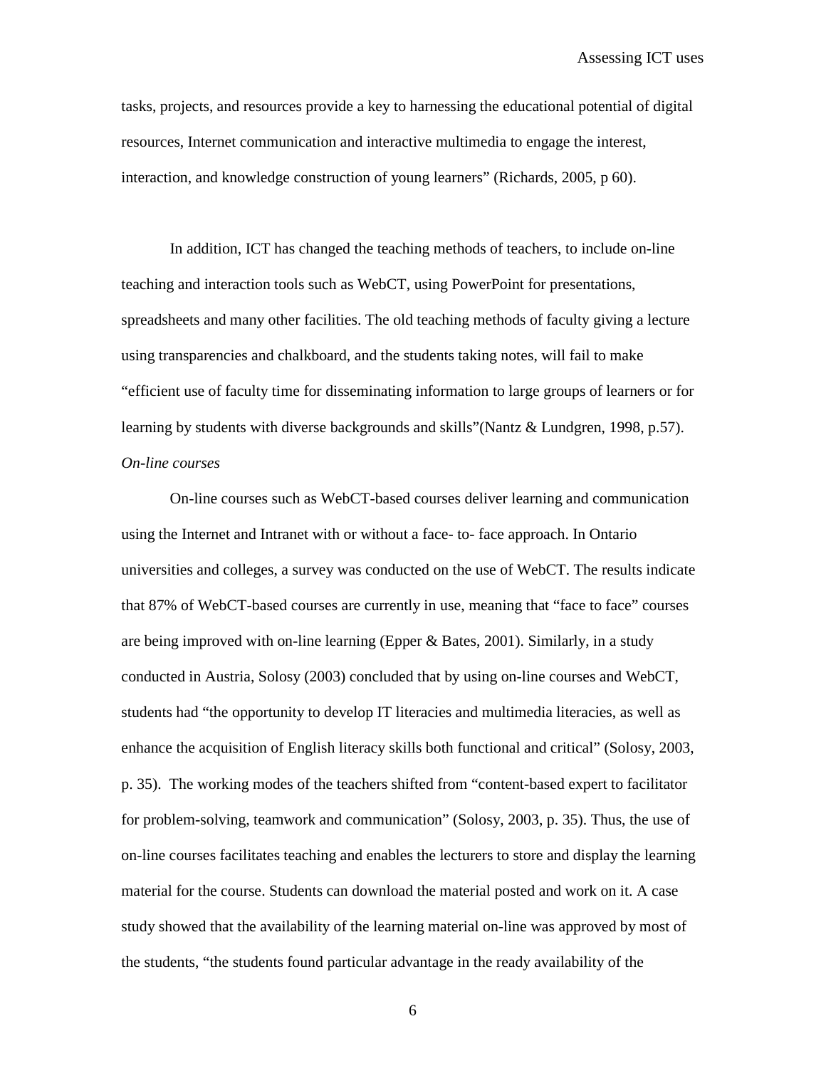tasks, projects, and resources provide a key to harnessing the educational potential of digital resources, Internet communication and interactive multimedia to engage the interest, interaction, and knowledge construction of young learners" (Richards, 2005, p 60).

In addition, ICT has changed the teaching methods of teachers, to include on-line teaching and interaction tools such as WebCT, using PowerPoint for presentations, spreadsheets and many other facilities. The old teaching methods of faculty giving a lecture using transparencies and chalkboard, and the students taking notes, will fail to make "efficient use of faculty time for disseminating information to large groups of learners or for learning by students with diverse backgrounds and skills"(Nantz & Lundgren, 1998, p.57).

*On-line courses*

On-line courses such as WebCT-based courses deliver learning and communication using the Internet and Intranet with or without a face- to- face approach. In Ontario universities and colleges, a survey was conducted on the use of WebCT. The results indicate that 87% of WebCT-based courses are currently in use, meaning that "face to face" courses are being improved with on-line learning (Epper & Bates, 2001). Similarly, in a study conducted in Austria, Solosy (2003) concluded that by using on-line courses and WebCT, students had "the opportunity to develop IT literacies and multimedia literacies, as well as enhance the acquisition of English literacy skills both functional and critical" (Solosy, 2003, p. 35). The working modes of the teachers shifted from "content-based expert to facilitator for problem-solving, teamwork and communication" (Solosy, 2003, p. 35). Thus, the use of on-line courses facilitates teaching and enables the lecturers to store and display the learning material for the course. Students can download the material posted and work on it. A case study showed that the availability of the learning material on-line was approved by most of the students, "the students found particular advantage in the ready availability of the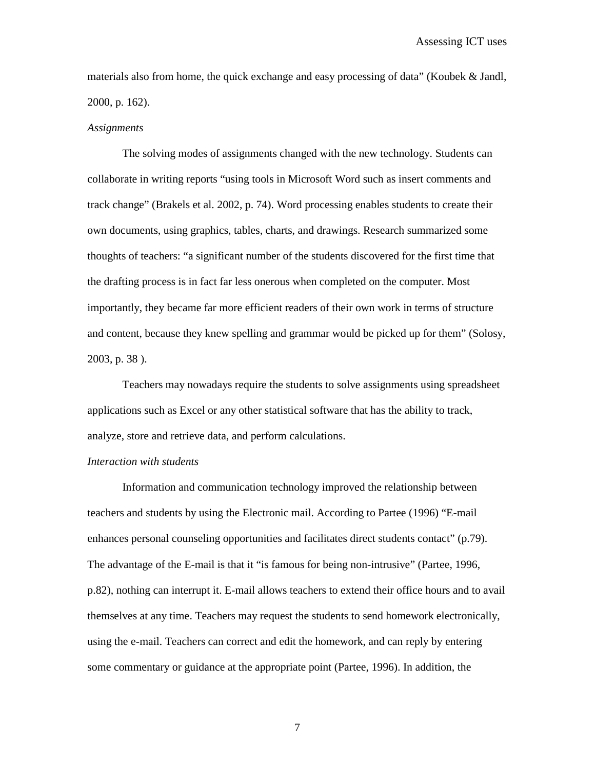materials also from home, the quick exchange and easy processing of data" (Koubek & Jandl, 2000, p. 162).

*Assignments*

The solving modes of assignments changed with the new technology. Students can collaborate in writing reports "using tools in Microsoft Word such as insert comments and track change" (Brakels et al. 2002, p. 74). Word processing enables students to create their own documents, using graphics, tables, charts, and drawings. Research summarized some thoughts of teachers: "a significant number of the students discovered for the first time that the drafting process is in fact far less onerous when completed on the computer. Most importantly, they became far more efficient readers of their own work in terms of structure and content, because they knew spelling and grammar would be picked up for them" (Solosy, 2003, p. 38 ).

Teachers may nowadays require the students to solve assignments using spreadsheet applications such as Excel or any other statistical software that has the ability to track, analyze, store and retrieve data, and perform calculations.

*Interaction with students*

Information and communication technology improved the relationship between teachers and students by using the Electronic mail. According to Partee (1996) "E-mail enhances personal counseling opportunities and facilitates direct students contact" (p.79). The advantage of the E-mail is that it "is famous for being non-intrusive" (Partee, 1996, p.82), nothing can interrupt it. E-mail allows teachers to extend their office hours and to avail themselves at any time. Teachers may request the students to send homework electronically, using the e-mail. Teachers can correct and edit the homework, and can reply by entering some commentary or guidance at the appropriate point (Partee, 1996). In addition, the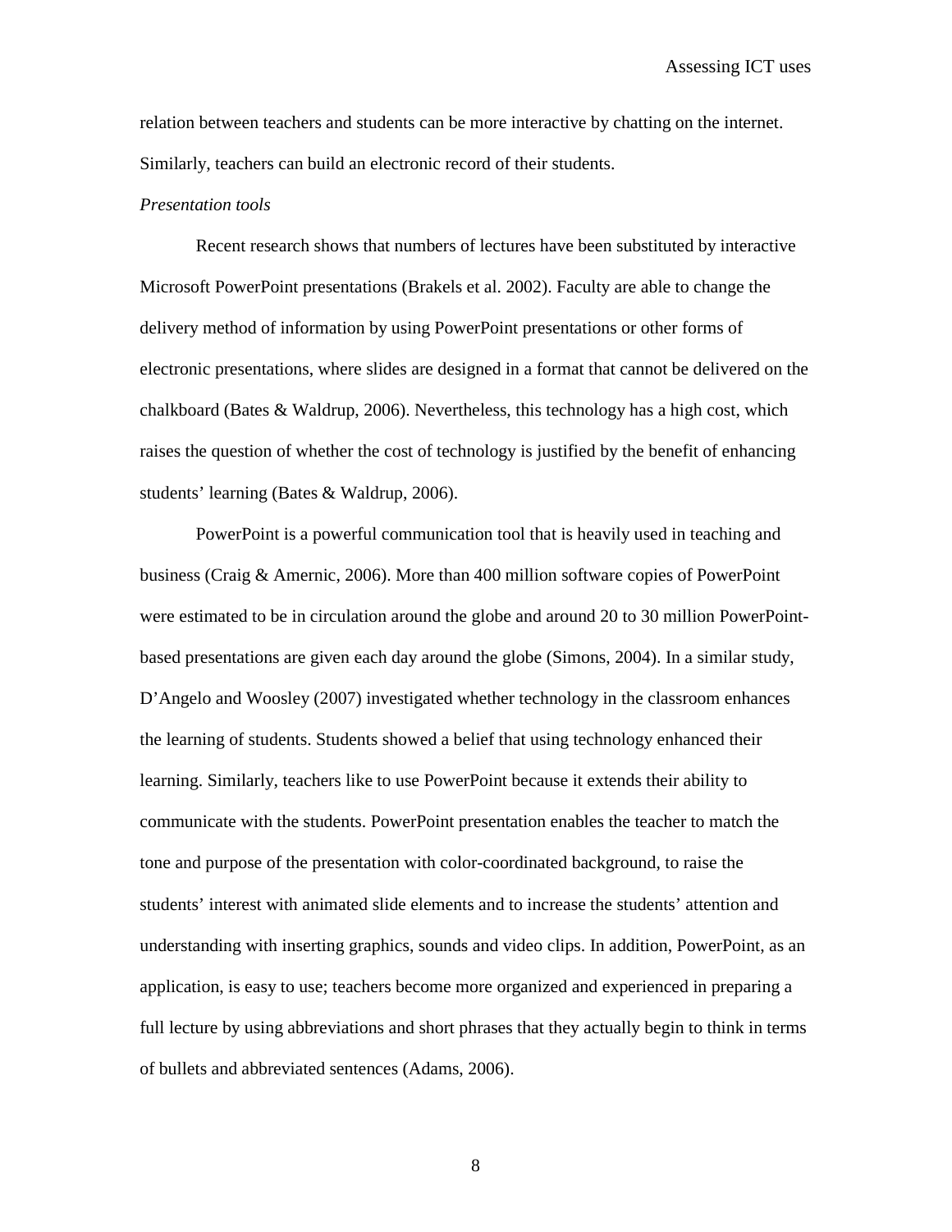relation between teachers and students can be more interactive by chatting on the internet. Similarly, teachers can build an electronic record of their students.

*Presentation tools*

Recent research shows that numbers of lectures have been substituted by interactive Microsoft PowerPoint presentations (Brakels et al. 2002). Faculty are able to change the delivery method of information by using PowerPoint presentations or other forms of electronic presentations, where slides are designed in a format that cannot be delivered on the chalkboard (Bates & Waldrup, 2006). Nevertheless, this technology has a high cost, which raises the question of whether the cost of technology is justified by the benefit of enhancing students' learning (Bates & Waldrup, 2006).

PowerPoint is a powerful communication tool that is heavily used in teaching and business (Craig & Amernic, 2006). More than 400 million software copies of PowerPoint were estimated to be in circulation around the globe and around 20 to 30 million PowerPoint-based presentations are given each day around the globe (Simons, 2004). In a similar study, D'Angelo and Woosley (2007) investigated whether technology in the classroom enhances the learning of students. Students showed a belief that using technology enhanced their learning. Similarly, teachers like to use PowerPoint because it extends their ability to communicate with the students. PowerPoint presentation enables the teacher to match the tone and purpose of the presentation with color-coordinated background, to raise the students' interest with animated slide elements and to increase the students' attention and understanding with inserting graphics, sounds and video clips. In addition, PowerPoint, as an application, is easy to use; teachers become more organized and experienced in preparing a full lecture by using abbreviations and short phrases that they actually begin to think in terms of bullets and abbreviated sentences (Adams, 2006).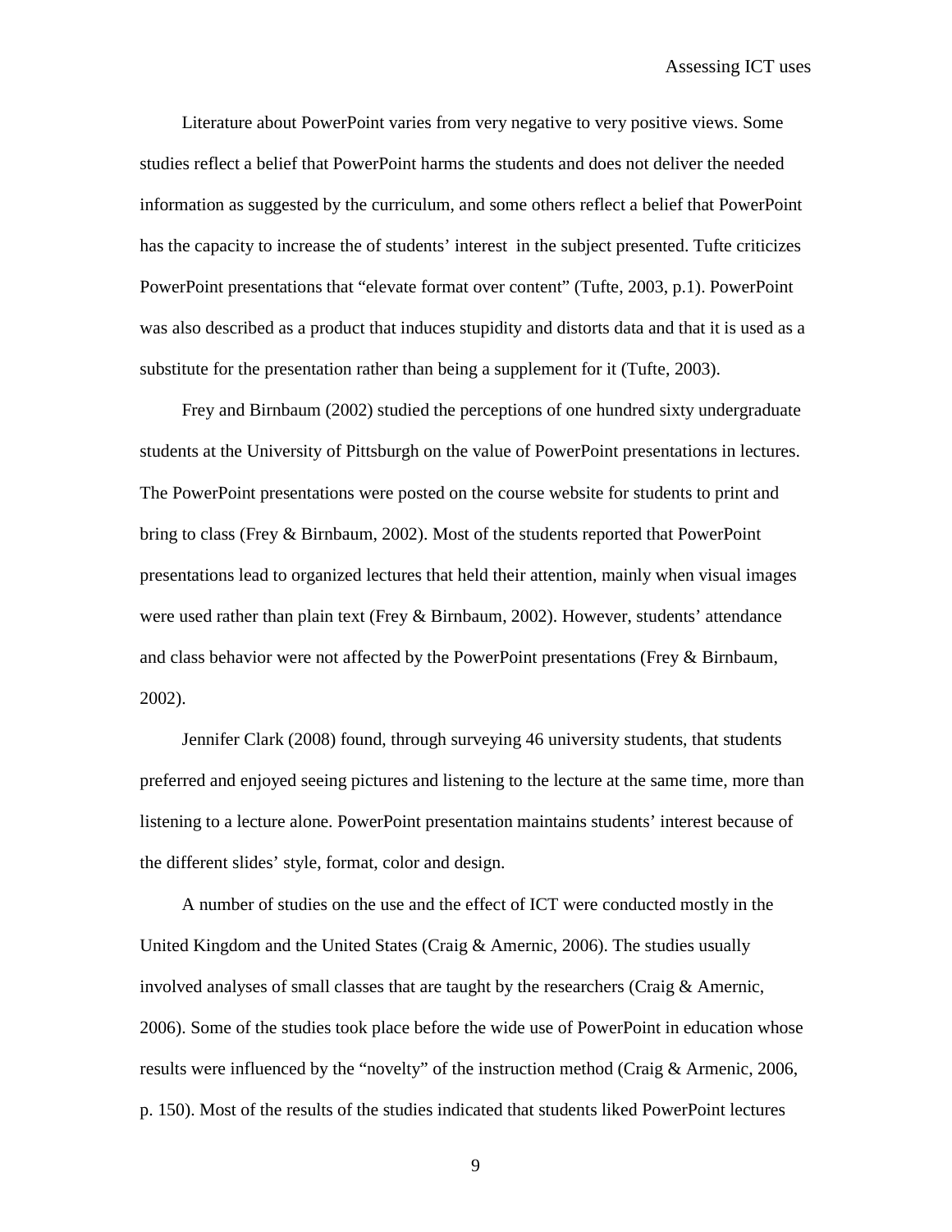Literature about PowerPoint varies from very negative to very positive views. Some studies reflect a belief that PowerPoint harms the students and does not deliver the needed information as suggested by the curriculum, and some others reflect a belief that PowerPoint has the capacity to increase the of students' interest in the subject presented. Tufte criticizes PowerPoint presentations that "elevate format over content" (Tufte, 2003, p.1). PowerPoint was also described as a product that induces stupidity and distorts data and that it is used as a substitute for the presentation rather than being a supplement for it (Tufte, 2003).

Frey and Birnbaum (2002) studied the perceptions of one hundred sixty undergraduate students at the University of Pittsburgh on the value of PowerPoint presentations in lectures. The PowerPoint presentations were posted on the course website for students to print and bring to class (Frey & Birnbaum, 2002). Most of the students reported that PowerPoint presentations lead to organized lectures that held their attention, mainly when visual images were used rather than plain text (Frey & Birnbaum, 2002). However, students' attendance and class behavior were not affected by the PowerPoint presentations (Frey & Birnbaum, 2002).

Jennifer Clark (2008) found, through surveying 46 university students, that students preferred and enjoyed seeing pictures and listening to the lecture at the same time, more than listening to a lecture alone. PowerPoint presentation maintains students' interest because of the different slides' style, format, color and design.

A number of studies on the use and the effect of ICT were conducted mostly in the United Kingdom and the United States (Craig & Amernic, 2006). The studies usually involved analyses of small classes that are taught by the researchers (Craig & Amernic, 2006). Some of the studies took place before the wide use of PowerPoint in education whose results were influenced by the "novelty" of the instruction method (Craig & Armenic, 2006, p. 150). Most of the results of the studies indicated that students liked PowerPoint lectures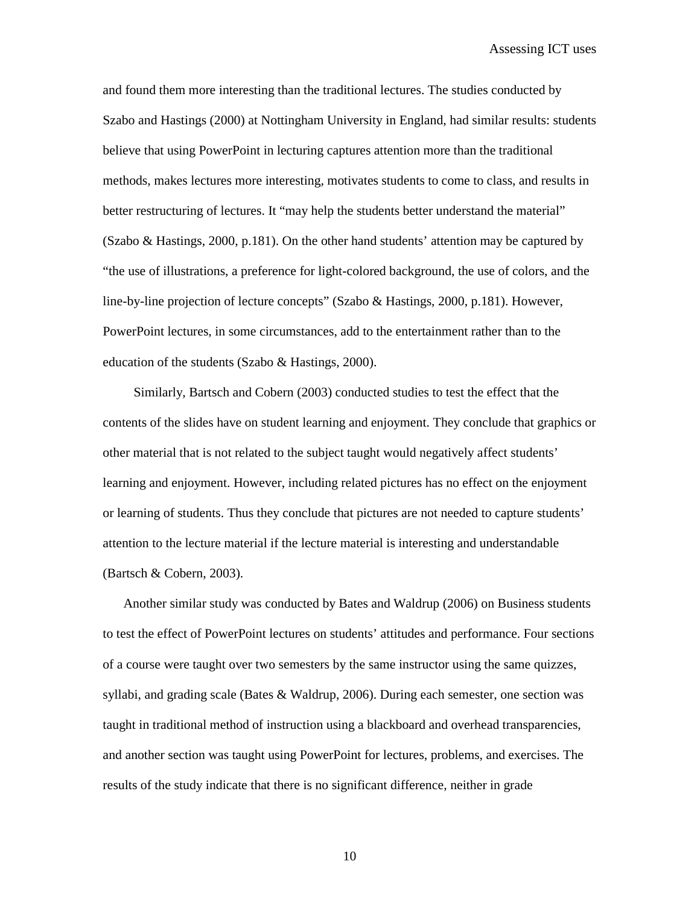and found them more interesting than the traditional lectures. The studies conducted by Szabo and Hastings (2000) at Nottingham University in England, had similar results: students believe that using PowerPoint in lecturing captures attention more than the traditional methods, makes lectures more interesting, motivates students to come to class, and results in better restructuring of lectures. It "may help the students better understand the material" (Szabo & Hastings, 2000, p.181). On the other hand students' attention may be captured by "the use of illustrations, a preference for light-colored background, the use of colors, and the line-by-line projection of lecture concepts" (Szabo & Hastings, 2000, p.181). However, PowerPoint lectures, in some circumstances, add to the entertainment rather than to the education of the students (Szabo & Hastings, 2000).

Similarly, Bartsch and Cobern (2003) conducted studies to test the effect that the contents of the slides have on student learning and enjoyment. They conclude that graphics or other material that is not related to the subject taught would negatively affect students' learning and enjoyment. However, including related pictures has no effect on the enjoyment or learning of students. Thus they conclude that pictures are not needed to capture students' attention to the lecture material if the lecture material is interesting and understandable (Bartsch & Cobern, 2003).

Another similar study was conducted by Bates and Waldrup (2006) on Business students to test the effect of PowerPoint lectures on students' attitudes and performance. Four sections of a course were taught over two semesters by the same instructor using the same quizzes, syllabi, and grading scale (Bates & Waldrup, 2006). During each semester, one section was taught in traditional method of instruction using a blackboard and overhead transparencies, and another section was taught using PowerPoint for lectures, problems, and exercises. The results of the study indicate that there is no significant difference, neither in grade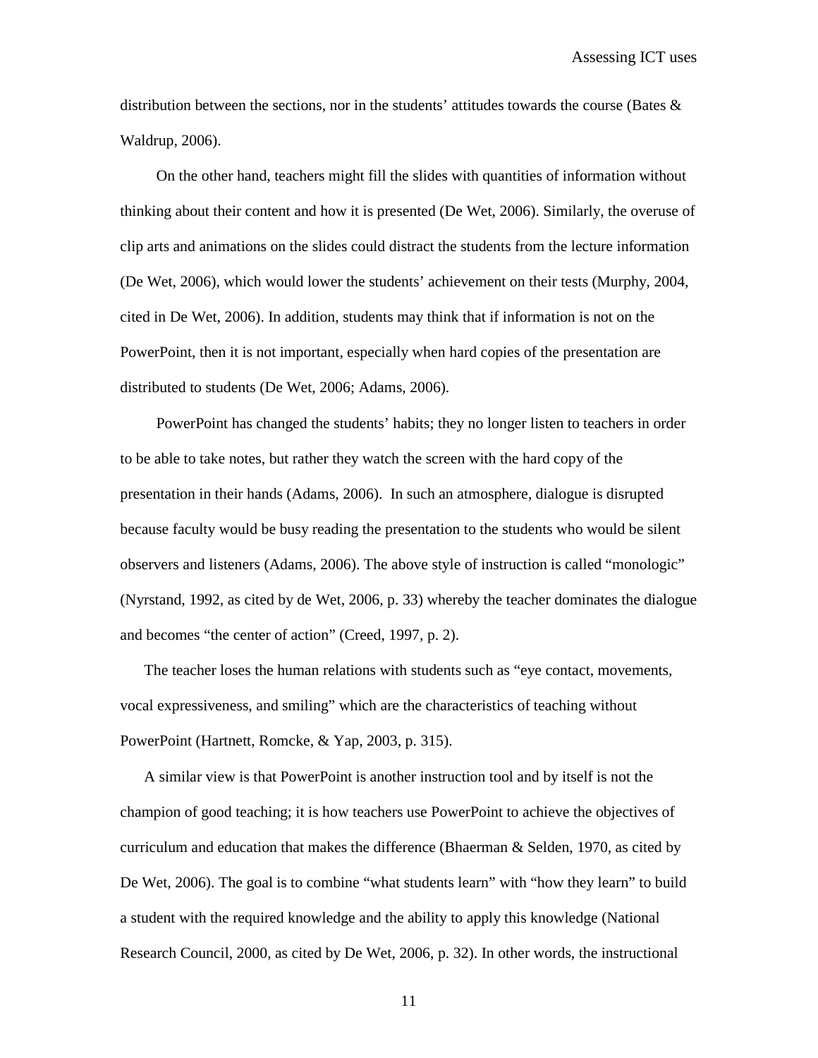distribution between the sections, nor in the students' attitudes towards the course (Bates & Waldrup, 2006).

On the other hand, teachers might fill the slides with quantities of information without thinking about their content and how it is presented (De Wet, 2006). Similarly, the overuse of clip arts and animations on the slides could distract the students from the lecture information (De Wet, 2006), which would lower the students' achievement on their tests (Murphy, 2004, cited in De Wet, 2006). In addition, students may think that if information is not on the PowerPoint, then it is not important, especially when hard copies of the presentation are distributed to students (De Wet, 2006; Adams, 2006).

PowerPoint has changed the students' habits; they no longer listen to teachers in order to be able to take notes, but rather they watch the screen with the hard copy of the presentation in their hands (Adams, 2006). In such an atmosphere, dialogue is disrupted because faculty would be busy reading the presentation to the students who would be silent observers and listeners (Adams, 2006). The above style of instruction is called "monologic" (Nyrstand, 1992, as cited by de Wet, 2006, p. 33) whereby the teacher dominates the dialogue and becomes "the center of action" (Creed, 1997, p. 2).

The teacher loses the human relations with students such as "eye contact, movements, vocal expressiveness, and smiling" which are the characteristics of teaching without PowerPoint (Hartnett, Romcke, & Yap, 2003, p. 315).

A similar view is that PowerPoint is another instruction tool and by itself is not the champion of good teaching; it is how teachers use PowerPoint to achieve the objectives of curriculum and education that makes the difference (Bhaerman & Selden, 1970, as cited by De Wet, 2006). The goal is to combine "what students learn" with "how they learn" to build a student with the required knowledge and the ability to apply this knowledge (National Research Council, 2000, as cited by De Wet, 2006, p. 32). In other words, the instructional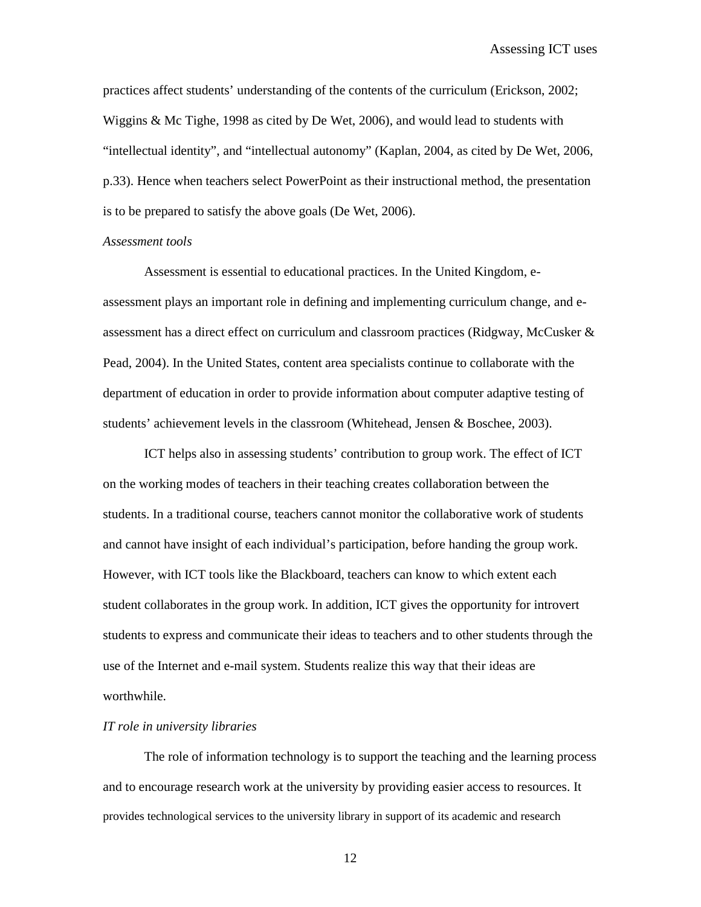practices affect students' understanding of the contents of the curriculum (Erickson, 2002; Wiggins & Mc Tighe, 1998 as cited by De Wet, 2006), and would lead to students with "intellectual identity", and "intellectual autonomy" (Kaplan, 2004, as cited by De Wet, 2006, p.33). Hence when teachers select PowerPoint as their instructional method, the presentation is to be prepared to satisfy the above goals (De Wet, 2006).

*Assessment tools*

Assessment is essential to educational practices. In the United Kingdom, e-assessment plays an important role in defining and implementing curriculum change, and e-assessment has a direct effect on curriculum and classroom practices (Ridgway, McCusker & Pead, 2004). In the United States, content area specialists continue to collaborate with the department of education in order to provide information about computer adaptive testing of students' achievement levels in the classroom (Whitehead, Jensen & Boschee, 2003).

ICT helps also in assessing students' contribution to group work. The effect of ICT on the working modes of teachers in their teaching creates collaboration between the students. In a traditional course, teachers cannot monitor the collaborative work of students and cannot have insight of each individual's participation, before handing the group work. However, with ICT tools like the Blackboard, teachers can know to which extent each student collaborates in the group work. In addition, ICT gives the opportunity for introvert students to express and communicate their ideas to teachers and to other students through the use of the Internet and e-mail system. Students realize this way that their ideas are worthwhile.

*IT role in university libraries*

The role of information technology is to support the teaching and the learning process and to encourage research work at the university by providing easier access to resources. It provides technological services to the university library in support of its academic and research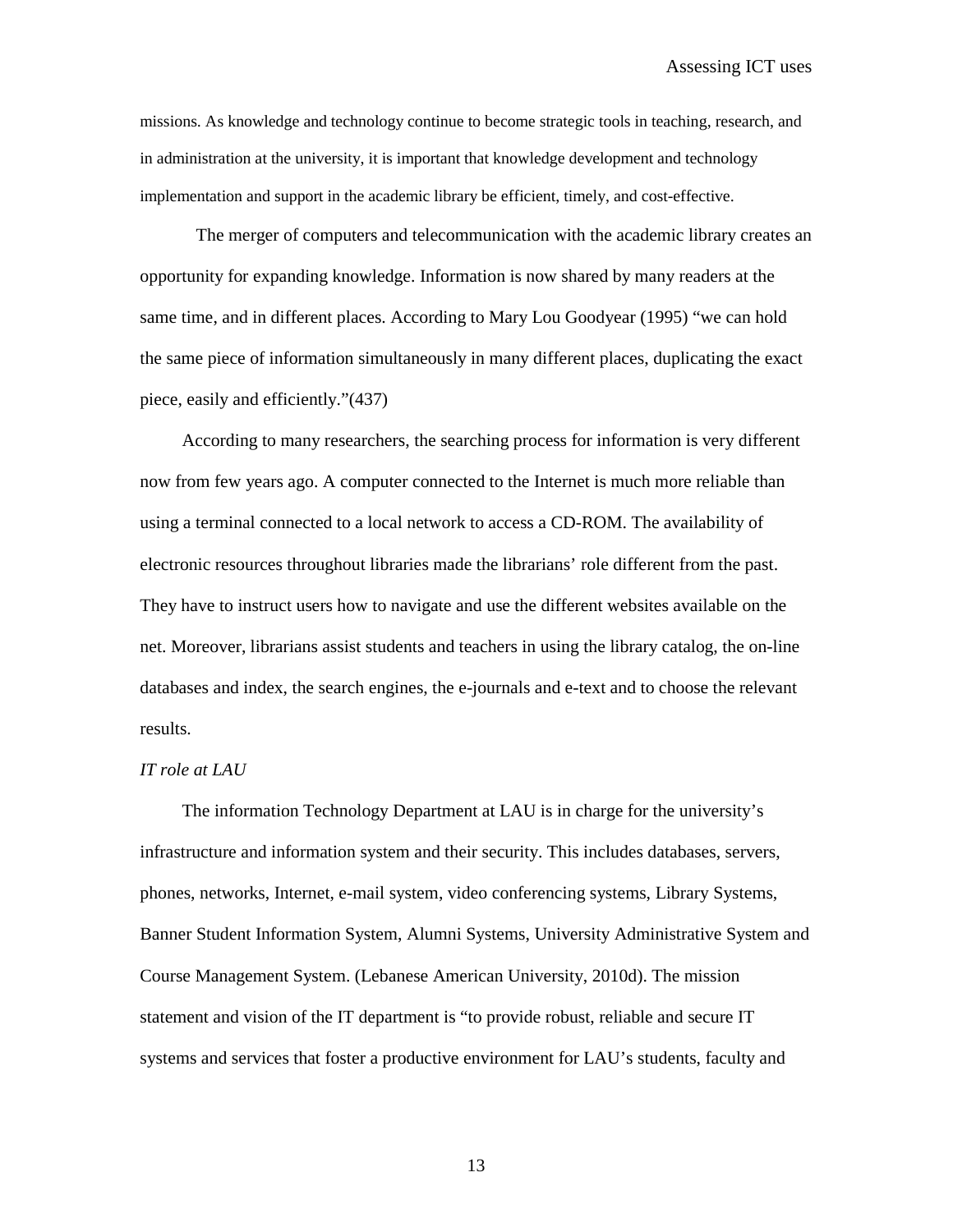missions. As knowledge and technology continue to become strategic tools in teaching, research, and in administration at the university, it is important that knowledge development and technology implementation and support in the academic library be efficient, timely, and cost-effective.

The merger of computers and telecommunication with the academic library creates an opportunity for expanding knowledge. Information is now shared by many readers at the same time, and in different places. According to Mary Lou Goodyear (1995) “we can hold the same piece of information simultaneously in many different places, duplicating the exact piece, easily and efficiently.”(437)

According to many researchers, the searching process for information is very different now from few years ago. A computer connected to the Internet is much more reliable than using a terminal connected to a local network to access a CD-ROM. The availability of electronic resources throughout libraries made the librarians’ role different from the past. They have to instruct users how to navigate and use the different websites available on the net. Moreover, librarians assist students and teachers in using the library catalog, the on-line databases and index, the search engines, the e-journals and e-text and to choose the relevant results.

*IT role at LAU*

The information Technology Department at LAU is in charge for the university’s infrastructure and information system and their security. This includes databases, servers, phones, networks, Internet, e-mail system, video conferencing systems, Library Systems, Banner Student Information System, Alumni Systems, University Administrative System and Course Management System. (Lebanese American University, 2010d). The mission statement and vision of the IT department is “to provide robust, reliable and secure IT systems and services that foster a productive environment for LAU’s students, faculty and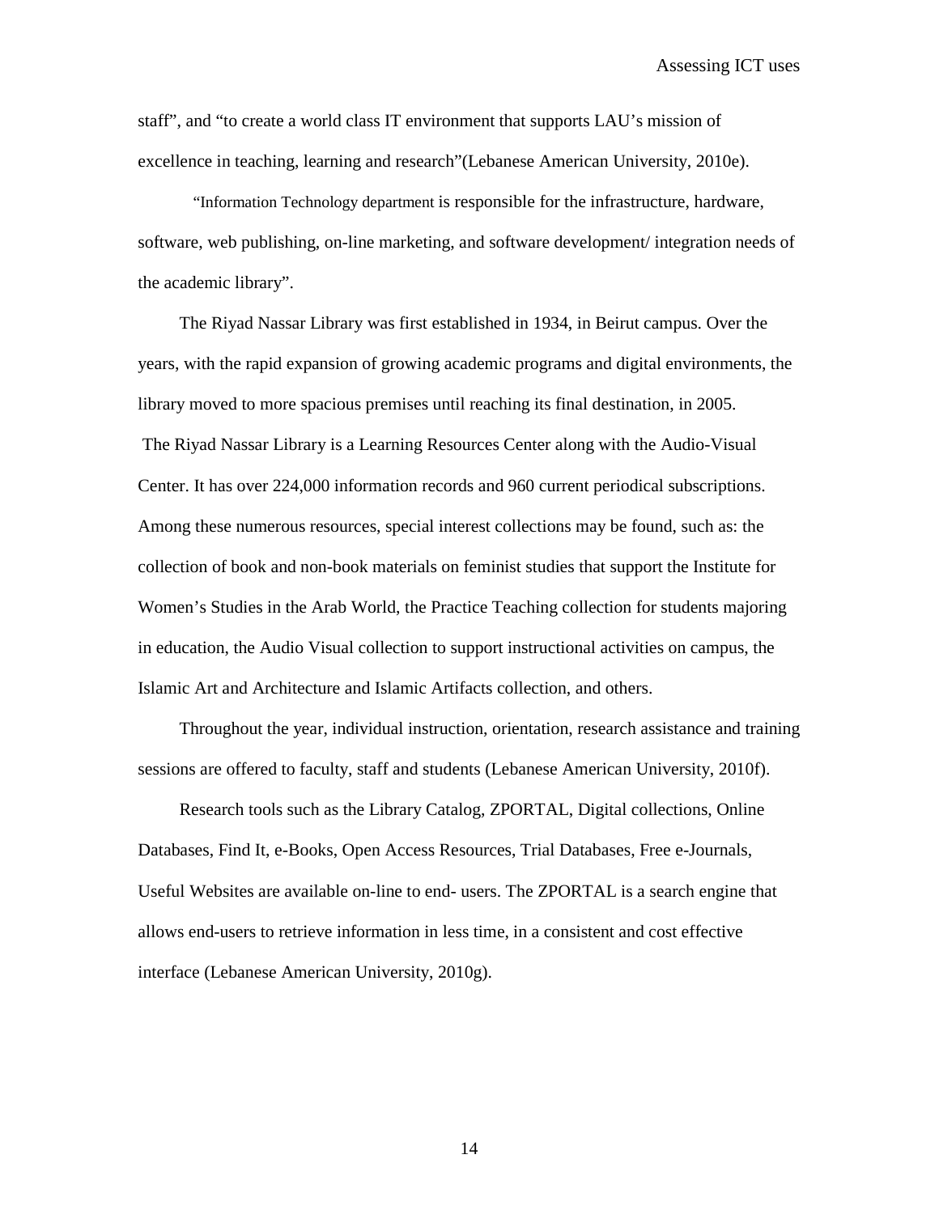staff", and "to create a world class IT environment that supports LAU's mission of excellence in teaching, learning and research"(Lebanese American University, 2010e).

"Information Technology department is responsible for the infrastructure, hardware, software, web publishing, on-line marketing, and software development/ integration needs of the academic library".

The Riyad Nassar Library was first established in 1934, in Beirut campus. Over the years, with the rapid expansion of growing academic programs and digital environments, the library moved to more spacious premises until reaching its final destination, in 2005.
The Riyad Nassar Library is a Learning Resources Center along with the Audio-Visual Center. It has over 224,000 information records and 960 current periodical subscriptions. Among these numerous resources, special interest collections may be found, such as: the collection of book and non-book materials on feminist studies that support the Institute for Women's Studies in the Arab World, the Practice Teaching collection for students majoring in education, the Audio Visual collection to support instructional activities on campus, the Islamic Art and Architecture and Islamic Artifacts collection, and others.

Throughout the year, individual instruction, orientation, research assistance and training sessions are offered to faculty, staff and students (Lebanese American University, 2010f).

Research tools such as the Library Catalog, ZPORTAL, Digital collections, Online Databases, Find It, e-Books, Open Access Resources, Trial Databases, Free e-Journals, Useful Websites are available on-line to end- users. The ZPORTAL is a search engine that allows end-users to retrieve information in less time, in a consistent and cost effective interface (Lebanese American University, 2010g).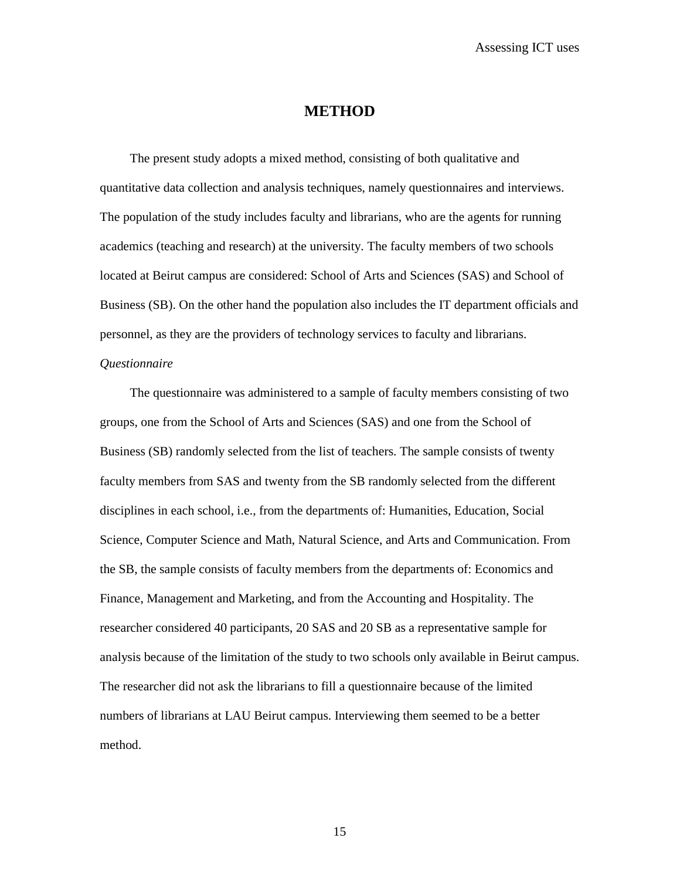# METHOD

The present study adopts a mixed method, consisting of both qualitative and quantitative data collection and analysis techniques, namely questionnaires and interviews. The population of the study includes faculty and librarians, who are the agents for running academics (teaching and research) at the university. The faculty members of two schools located at Beirut campus are considered: School of Arts and Sciences (SAS) and School of Business (SB). On the other hand the population also includes the IT department officials and personnel, as they are the providers of technology services to faculty and librarians.

*Questionnaire*

The questionnaire was administered to a sample of faculty members consisting of two groups, one from the School of Arts and Sciences (SAS) and one from the School of Business (SB) randomly selected from the list of teachers. The sample consists of twenty faculty members from SAS and twenty from the SB randomly selected from the different disciplines in each school, i.e., from the departments of: Humanities, Education, Social Science, Computer Science and Math, Natural Science, and Arts and Communication. From the SB, the sample consists of faculty members from the departments of: Economics and Finance, Management and Marketing, and from the Accounting and Hospitality. The researcher considered 40 participants, 20 SAS and 20 SB as a representative sample for analysis because of the limitation of the study to two schools only available in Beirut campus. The researcher did not ask the librarians to fill a questionnaire because of the limited numbers of librarians at LAU Beirut campus. Interviewing them seemed to be a better method.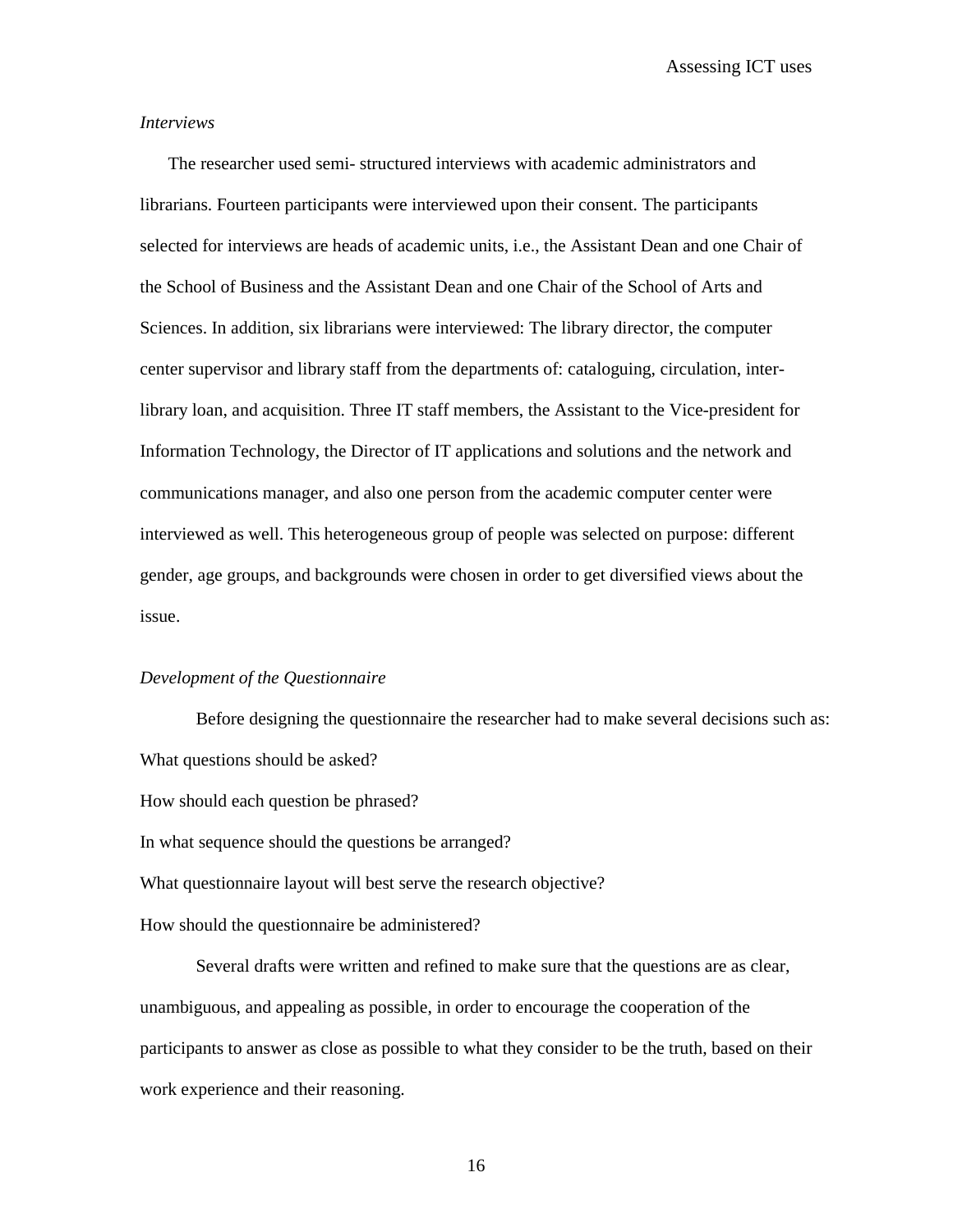*Interviews*

The researcher used semi- structured interviews with academic administrators and librarians. Fourteen participants were interviewed upon their consent. The participants selected for interviews are heads of academic units, i.e., the Assistant Dean and one Chair of the School of Business and the Assistant Dean and one Chair of the School of Arts and Sciences. In addition, six librarians were interviewed: The library director, the computer center supervisor and library staff from the departments of: cataloguing, circulation, inter-library loan, and acquisition. Three IT staff members, the Assistant to the Vice-president for Information Technology, the Director of IT applications and solutions and the network and communications manager, and also one person from the academic computer center were interviewed as well. This heterogeneous group of people was selected on purpose: different gender, age groups, and backgrounds were chosen in order to get diversified views about the issue.

*Development of the Questionnaire*

Before designing the questionnaire the researcher had to make several decisions such as:

What questions should be asked?

How should each question be phrased?

In what sequence should the questions be arranged?

What questionnaire layout will best serve the research objective?

How should the questionnaire be administered?

Several drafts were written and refined to make sure that the questions are as clear, unambiguous, and appealing as possible, in order to encourage the cooperation of the participants to answer as close as possible to what they consider to be the truth, based on their work experience and their reasoning.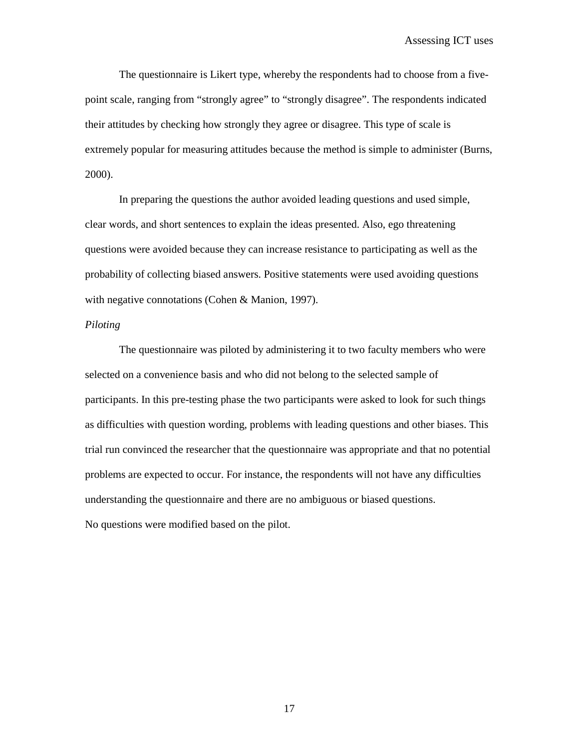The questionnaire is Likert type, whereby the respondents had to choose from a five-point scale, ranging from “strongly agree” to “strongly disagree”. The respondents indicated their attitudes by checking how strongly they agree or disagree. This type of scale is extremely popular for measuring attitudes because the method is simple to administer (Burns, 2000).

In preparing the questions the author avoided leading questions and used simple, clear words, and short sentences to explain the ideas presented. Also, ego threatening questions were avoided because they can increase resistance to participating as well as the probability of collecting biased answers. Positive statements were used avoiding questions with negative connotations (Cohen & Manion, 1997).

*Piloting*

The questionnaire was piloted by administering it to two faculty members who were selected on a convenience basis and who did not belong to the selected sample of participants. In this pre-testing phase the two participants were asked to look for such things as difficulties with question wording, problems with leading questions and other biases. This trial run convinced the researcher that the questionnaire was appropriate and that no potential problems are expected to occur. For instance, the respondents will not have any difficulties understanding the questionnaire and there are no ambiguous or biased questions.
No questions were modified based on the pilot.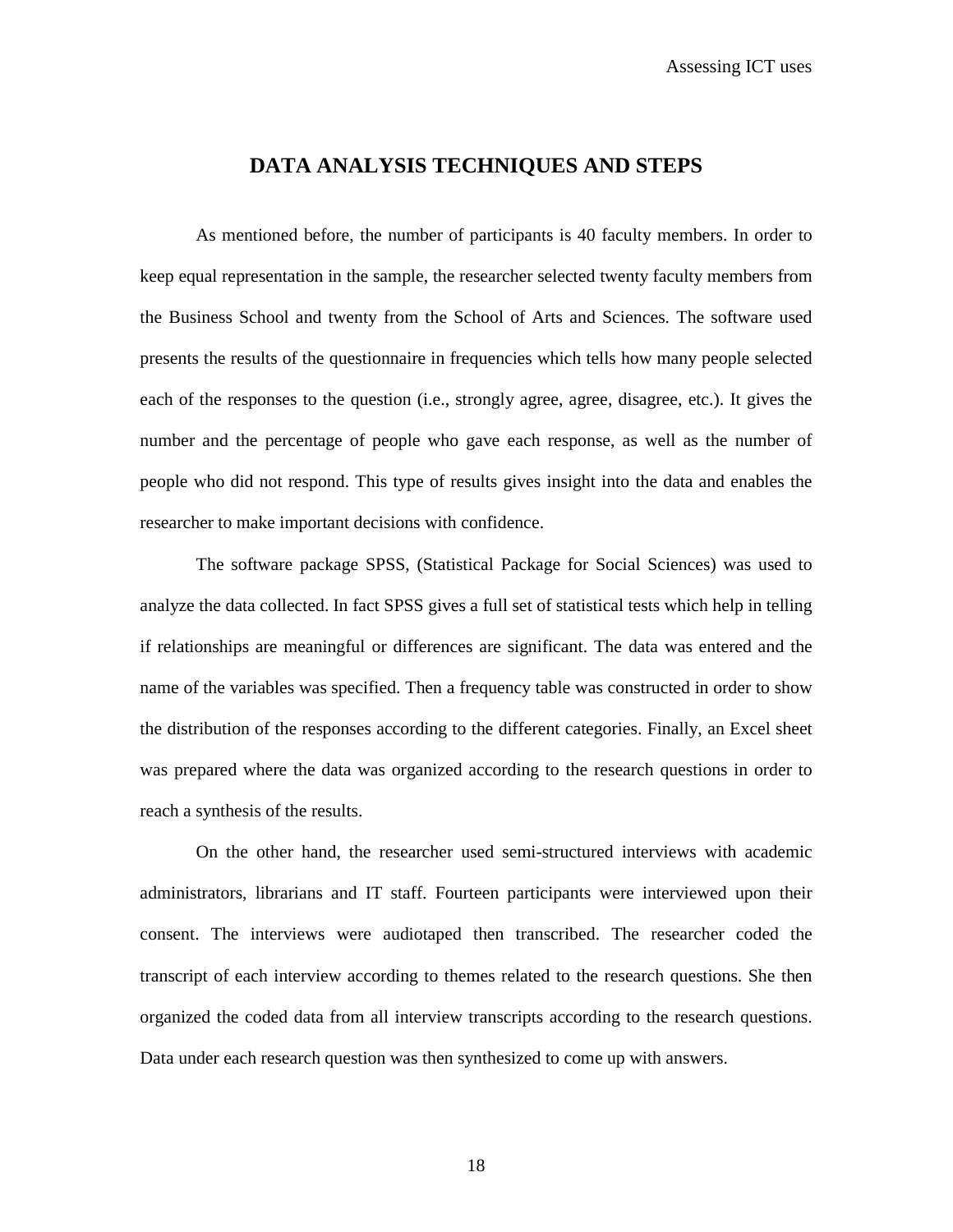## DATA ANALYSIS TECHNIQUES AND STEPS

As mentioned before, the number of participants is 40 faculty members. In order to keep equal representation in the sample, the researcher selected twenty faculty members from the Business School and twenty from the School of Arts and Sciences. The software used presents the results of the questionnaire in frequencies which tells how many people selected each of the responses to the question (i.e., strongly agree, agree, disagree, etc.). It gives the number and the percentage of people who gave each response, as well as the number of people who did not respond. This type of results gives insight into the data and enables the researcher to make important decisions with confidence.

The software package SPSS, (Statistical Package for Social Sciences) was used to analyze the data collected. In fact SPSS gives a full set of statistical tests which help in telling if relationships are meaningful or differences are significant. The data was entered and the name of the variables was specified. Then a frequency table was constructed in order to show the distribution of the responses according to the different categories. Finally, an Excel sheet was prepared where the data was organized according to the research questions in order to reach a synthesis of the results.

On the other hand, the researcher used semi-structured interviews with academic administrators, librarians and IT staff. Fourteen participants were interviewed upon their consent. The interviews were audiotaped then transcribed. The researcher coded the transcript of each interview according to themes related to the research questions. She then organized the coded data from all interview transcripts according to the research questions. Data under each research question was then synthesized to come up with answers.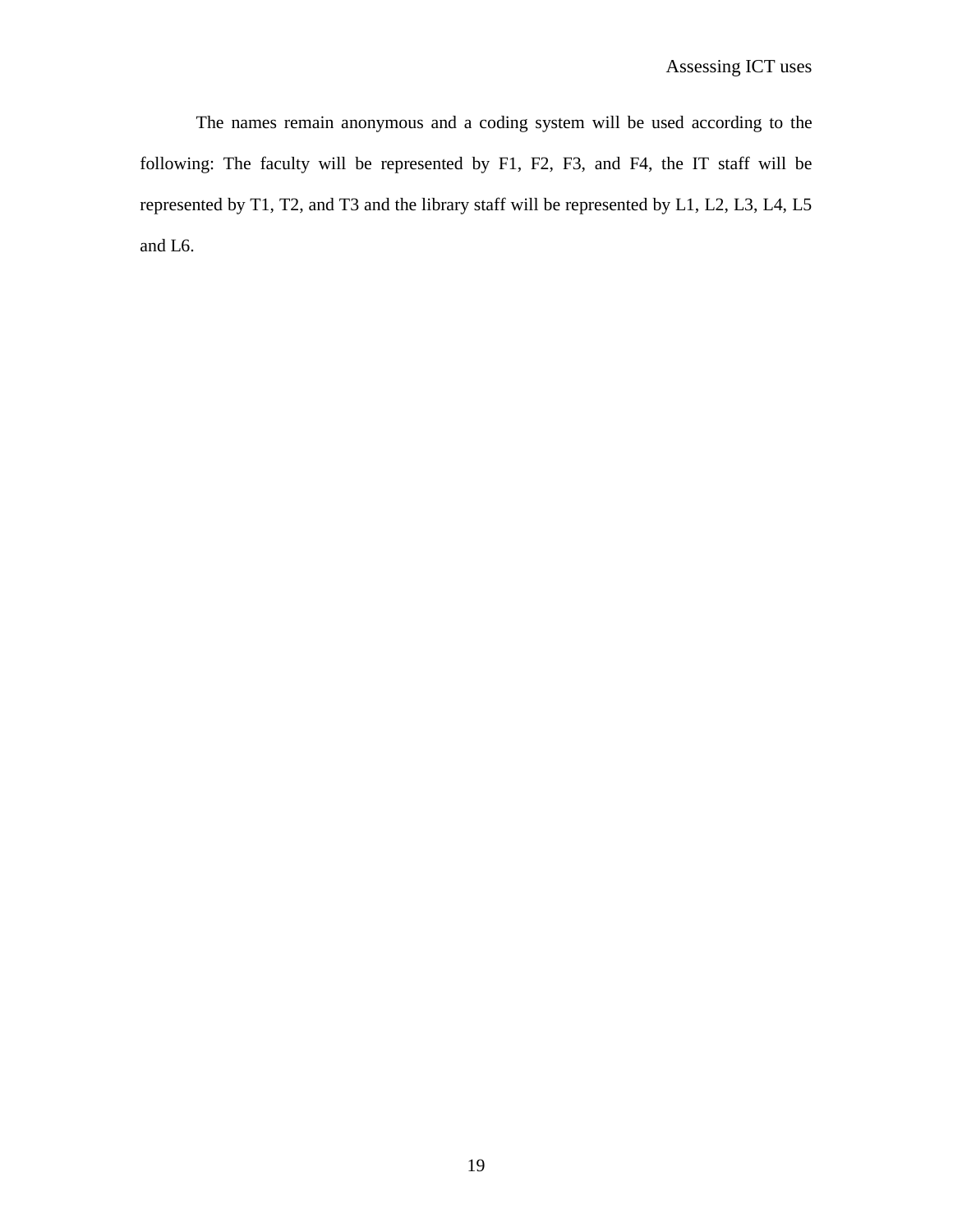The names remain anonymous and a coding system will be used according to the following: The faculty will be represented by F1, F2, F3, and F4, the IT staff will be represented by T1, T2, and T3 and the library staff will be represented by L1, L2, L3, L4, L5 and L6.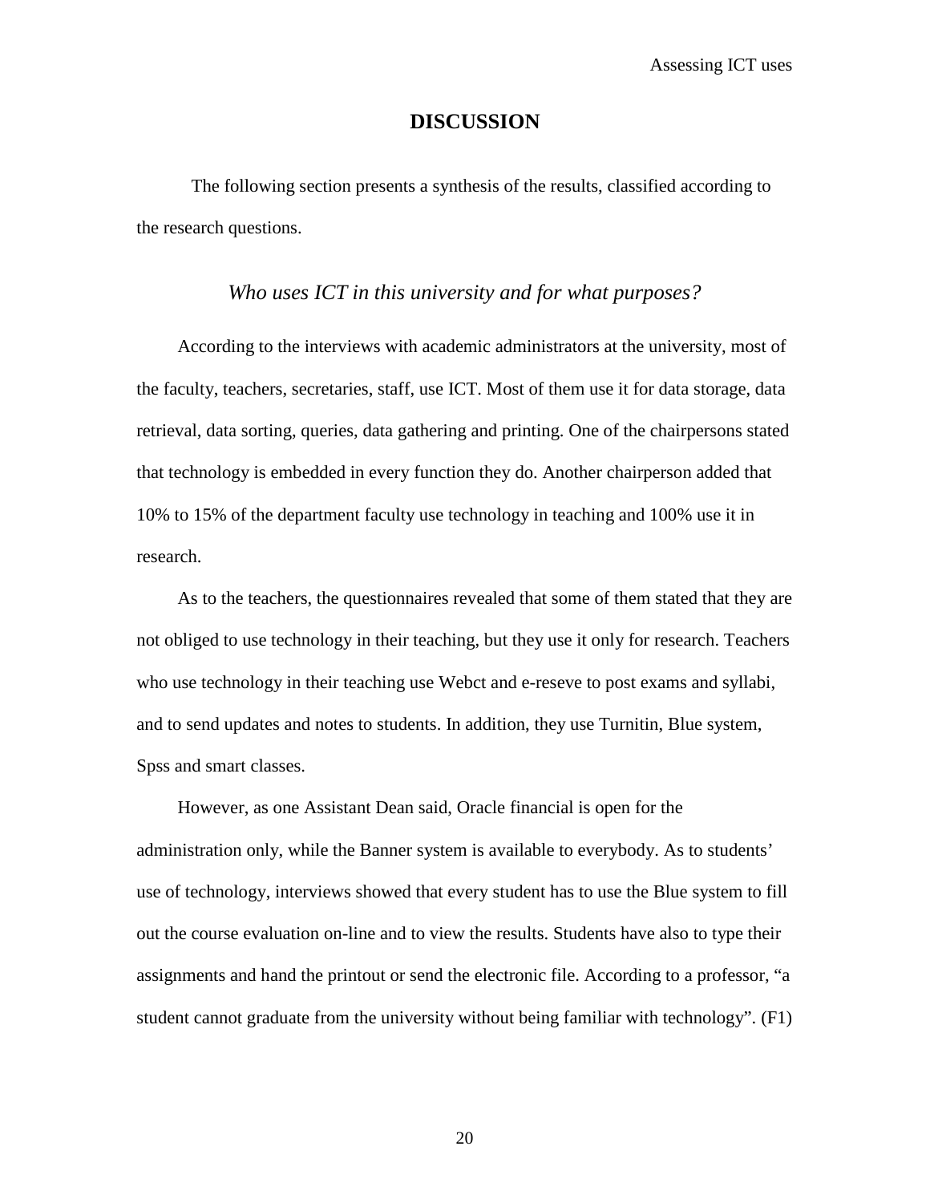# DISCUSSION

The following section presents a synthesis of the results, classified according to the research questions.

### *Who uses ICT in this university and for what purposes?*

According to the interviews with academic administrators at the university, most of the faculty, teachers, secretaries, staff, use ICT. Most of them use it for data storage, data retrieval, data sorting, queries, data gathering and printing. One of the chairpersons stated that technology is embedded in every function they do. Another chairperson added that 10% to 15% of the department faculty use technology in teaching and 100% use it in research.

As to the teachers, the questionnaires revealed that some of them stated that they are not obliged to use technology in their teaching, but they use it only for research. Teachers who use technology in their teaching use Webct and e-reseve to post exams and syllabi, and to send updates and notes to students. In addition, they use Turnitin, Blue system, Spss and smart classes.

However, as one Assistant Dean said, Oracle financial is open for the administration only, while the Banner system is available to everybody. As to students' use of technology, interviews showed that every student has to use the Blue system to fill out the course evaluation on-line and to view the results. Students have also to type their assignments and hand the printout or send the electronic file. According to a professor, "a student cannot graduate from the university without being familiar with technology". (F1)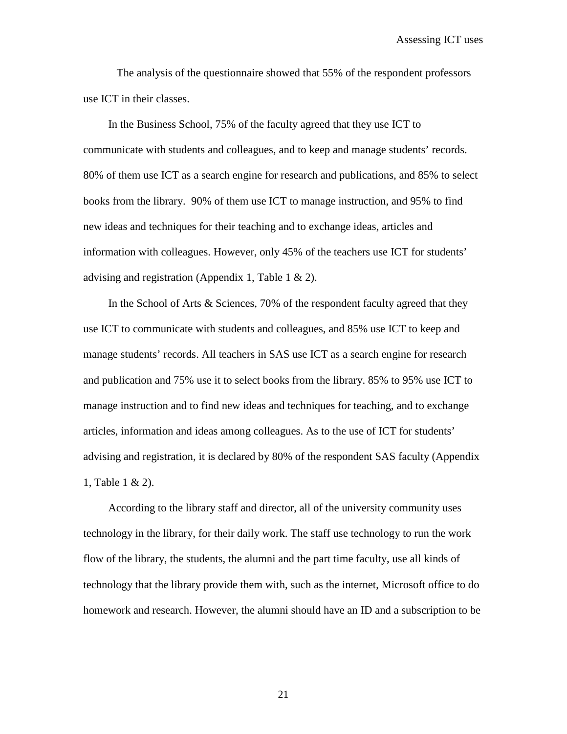The analysis of the questionnaire showed that 55% of the respondent professors use ICT in their classes.

In the Business School, 75% of the faculty agreed that they use ICT to communicate with students and colleagues, and to keep and manage students' records. 80% of them use ICT as a search engine for research and publications, and 85% to select books from the library. 90% of them use ICT to manage instruction, and 95% to find new ideas and techniques for their teaching and to exchange ideas, articles and information with colleagues. However, only 45% of the teachers use ICT for students' advising and registration (Appendix 1, Table 1 & 2).

In the School of Arts & Sciences, 70% of the respondent faculty agreed that they use ICT to communicate with students and colleagues, and 85% use ICT to keep and manage students' records. All teachers in SAS use ICT as a search engine for research and publication and 75% use it to select books from the library. 85% to 95% use ICT to manage instruction and to find new ideas and techniques for teaching, and to exchange articles, information and ideas among colleagues. As to the use of ICT for students' advising and registration, it is declared by 80% of the respondent SAS faculty (Appendix 1, Table 1 & 2).

According to the library staff and director, all of the university community uses technology in the library, for their daily work. The staff use technology to run the work flow of the library, the students, the alumni and the part time faculty, use all kinds of technology that the library provide them with, such as the internet, Microsoft office to do homework and research. However, the alumni should have an ID and a subscription to be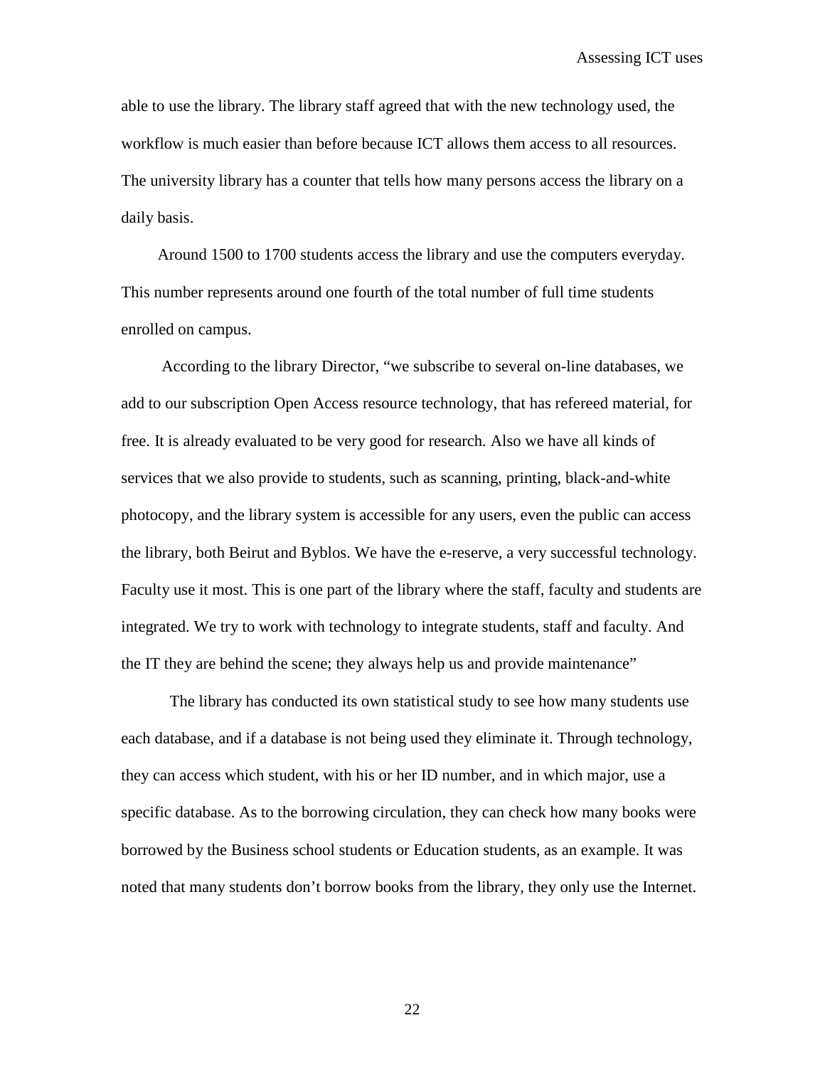able to use the library. The library staff agreed that with the new technology used, the workflow is much easier than before because ICT allows them access to all resources. The university library has a counter that tells how many persons access the library on a daily basis.

Around 1500 to 1700 students access the library and use the computers everyday. This number represents around one fourth of the total number of full time students enrolled on campus.

According to the library Director, “we subscribe to several on-line databases, we add to our subscription Open Access resource technology, that has refereed material, for free. It is already evaluated to be very good for research. Also we have all kinds of services that we also provide to students, such as scanning, printing, black-and-white photocopy, and the library system is accessible for any users, even the public can access the library, both Beirut and Byblos. We have the e-reserve, a very successful technology. Faculty use it most. This is one part of the library where the staff, faculty and students are integrated. We try to work with technology to integrate students, staff and faculty. And the IT they are behind the scene; they always help us and provide maintenance”

The library has conducted its own statistical study to see how many students use each database, and if a database is not being used they eliminate it. Through technology, they can access which student, with his or her ID number, and in which major, use a specific database. As to the borrowing circulation, they can check how many books were borrowed by the Business school students or Education students, as an example. It was noted that many students don’t borrow books from the library, they only use the Internet.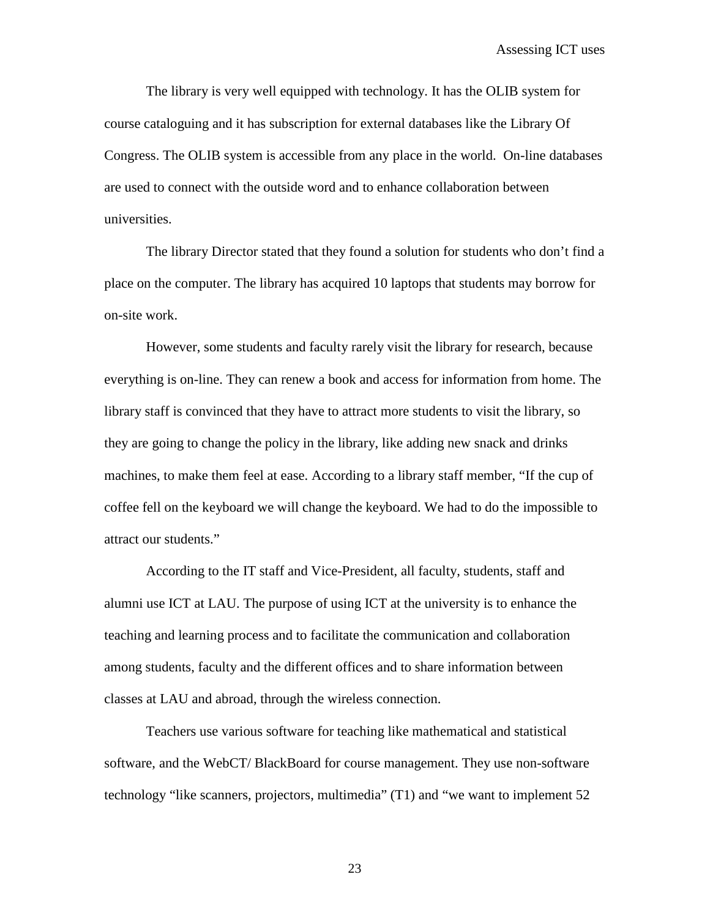The library is very well equipped with technology. It has the OLIB system for course cataloguing and it has subscription for external databases like the Library Of Congress. The OLIB system is accessible from any place in the world. On-line databases are used to connect with the outside word and to enhance collaboration between universities.

The library Director stated that they found a solution for students who don't find a place on the computer. The library has acquired 10 laptops that students may borrow for on-site work.

However, some students and faculty rarely visit the library for research, because everything is on-line. They can renew a book and access for information from home. The library staff is convinced that they have to attract more students to visit the library, so they are going to change the policy in the library, like adding new snack and drinks machines, to make them feel at ease. According to a library staff member, "If the cup of coffee fell on the keyboard we will change the keyboard. We had to do the impossible to attract our students."

According to the IT staff and Vice-President, all faculty, students, staff and alumni use ICT at LAU. The purpose of using ICT at the university is to enhance the teaching and learning process and to facilitate the communication and collaboration among students, faculty and the different offices and to share information between classes at LAU and abroad, through the wireless connection.

Teachers use various software for teaching like mathematical and statistical software, and the WebCT/ BlackBoard for course management. They use non-software technology "like scanners, projectors, multimedia" (T1) and "we want to implement 52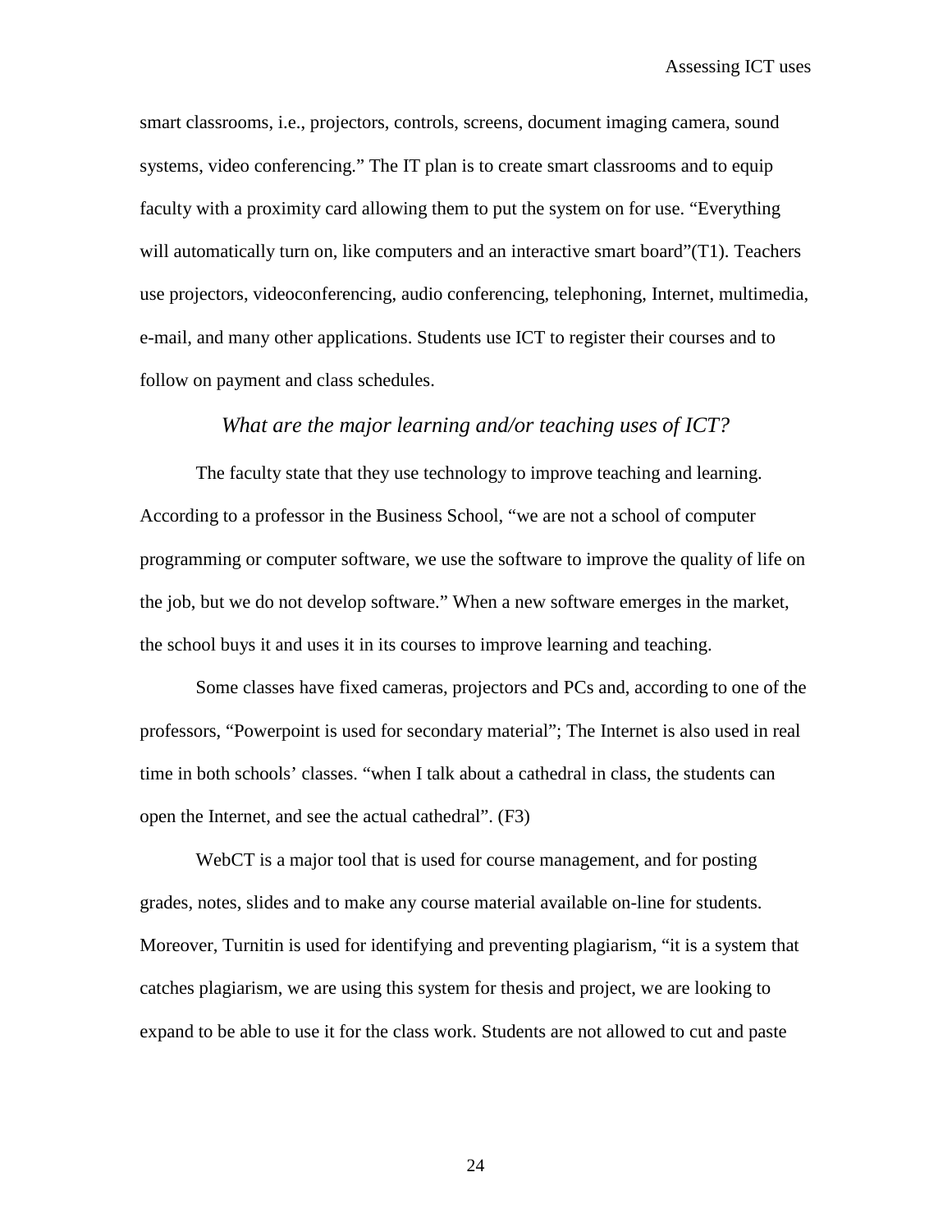smart classrooms, i.e., projectors, controls, screens, document imaging camera, sound systems, video conferencing." The IT plan is to create smart classrooms and to equip faculty with a proximity card allowing them to put the system on for use. "Everything will automatically turn on, like computers and an interactive smart board"(T1). Teachers use projectors, videoconferencing, audio conferencing, telephoning, Internet, multimedia, e-mail, and many other applications. Students use ICT to register their courses and to follow on payment and class schedules.

### *What are the major learning and/or teaching uses of ICT?*

The faculty state that they use technology to improve teaching and learning. According to a professor in the Business School, "we are not a school of computer programming or computer software, we use the software to improve the quality of life on the job, but we do not develop software." When a new software emerges in the market, the school buys it and uses it in its courses to improve learning and teaching.

Some classes have fixed cameras, projectors and PCs and, according to one of the professors, "Powerpoint is used for secondary material"; The Internet is also used in real time in both schools' classes. "when I talk about a cathedral in class, the students can open the Internet, and see the actual cathedral". (F3)

WebCT is a major tool that is used for course management, and for posting grades, notes, slides and to make any course material available on-line for students. Moreover, Turnitin is used for identifying and preventing plagiarism, "it is a system that catches plagiarism, we are using this system for thesis and project, we are looking to expand to be able to use it for the class work. Students are not allowed to cut and paste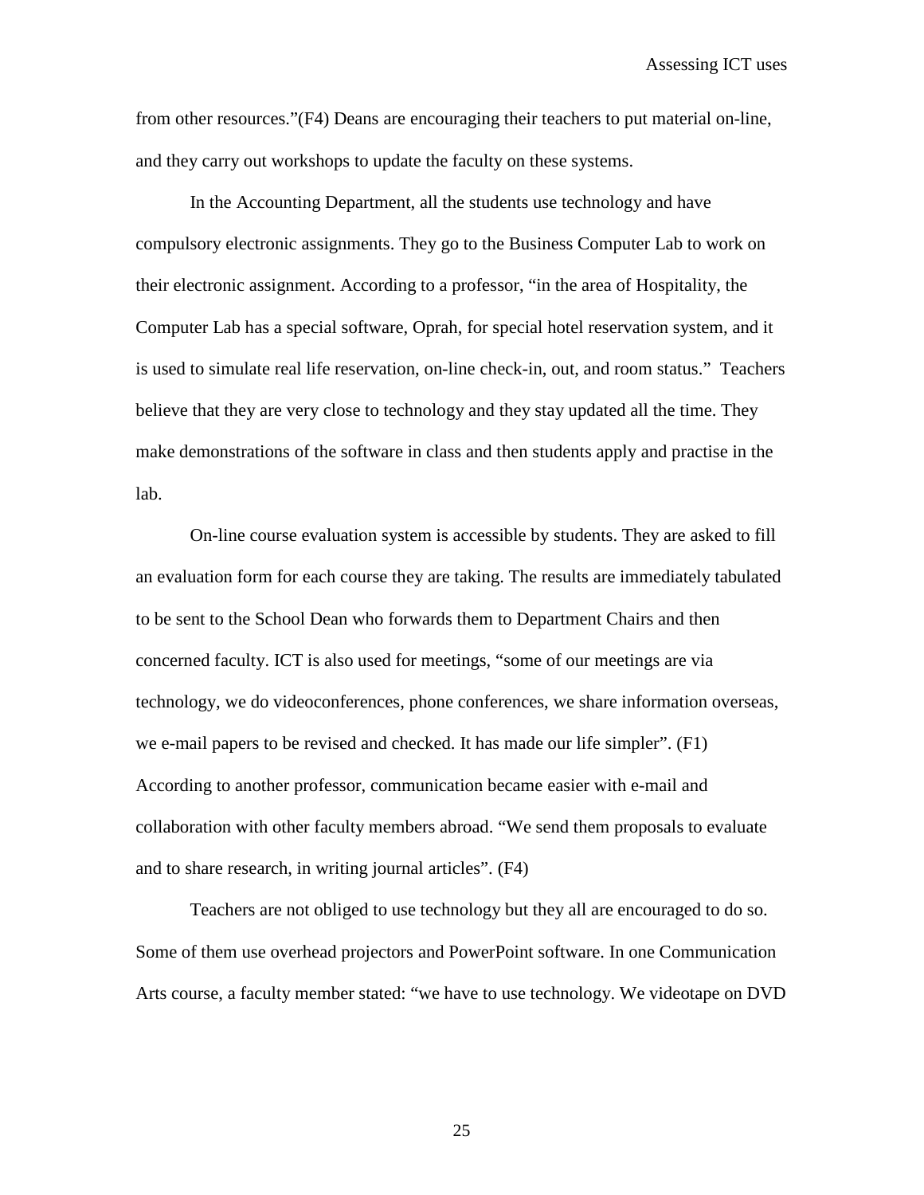from other resources."(F4) Deans are encouraging their teachers to put material on-line, and they carry out workshops to update the faculty on these systems.

In the Accounting Department, all the students use technology and have compulsory electronic assignments. They go to the Business Computer Lab to work on their electronic assignment. According to a professor, "in the area of Hospitality, the Computer Lab has a special software, Oprah, for special hotel reservation system, and it is used to simulate real life reservation, on-line check-in, out, and room status." Teachers believe that they are very close to technology and they stay updated all the time. They make demonstrations of the software in class and then students apply and practise in the lab.

On-line course evaluation system is accessible by students. They are asked to fill an evaluation form for each course they are taking. The results are immediately tabulated to be sent to the School Dean who forwards them to Department Chairs and then concerned faculty. ICT is also used for meetings, "some of our meetings are via technology, we do videoconferences, phone conferences, we share information overseas, we e-mail papers to be revised and checked. It has made our life simpler". (F1) According to another professor, communication became easier with e-mail and collaboration with other faculty members abroad. "We send them proposals to evaluate and to share research, in writing journal articles". (F4)

Teachers are not obliged to use technology but they all are encouraged to do so. Some of them use overhead projectors and PowerPoint software. In one Communication Arts course, a faculty member stated: "we have to use technology. We videotape on DVD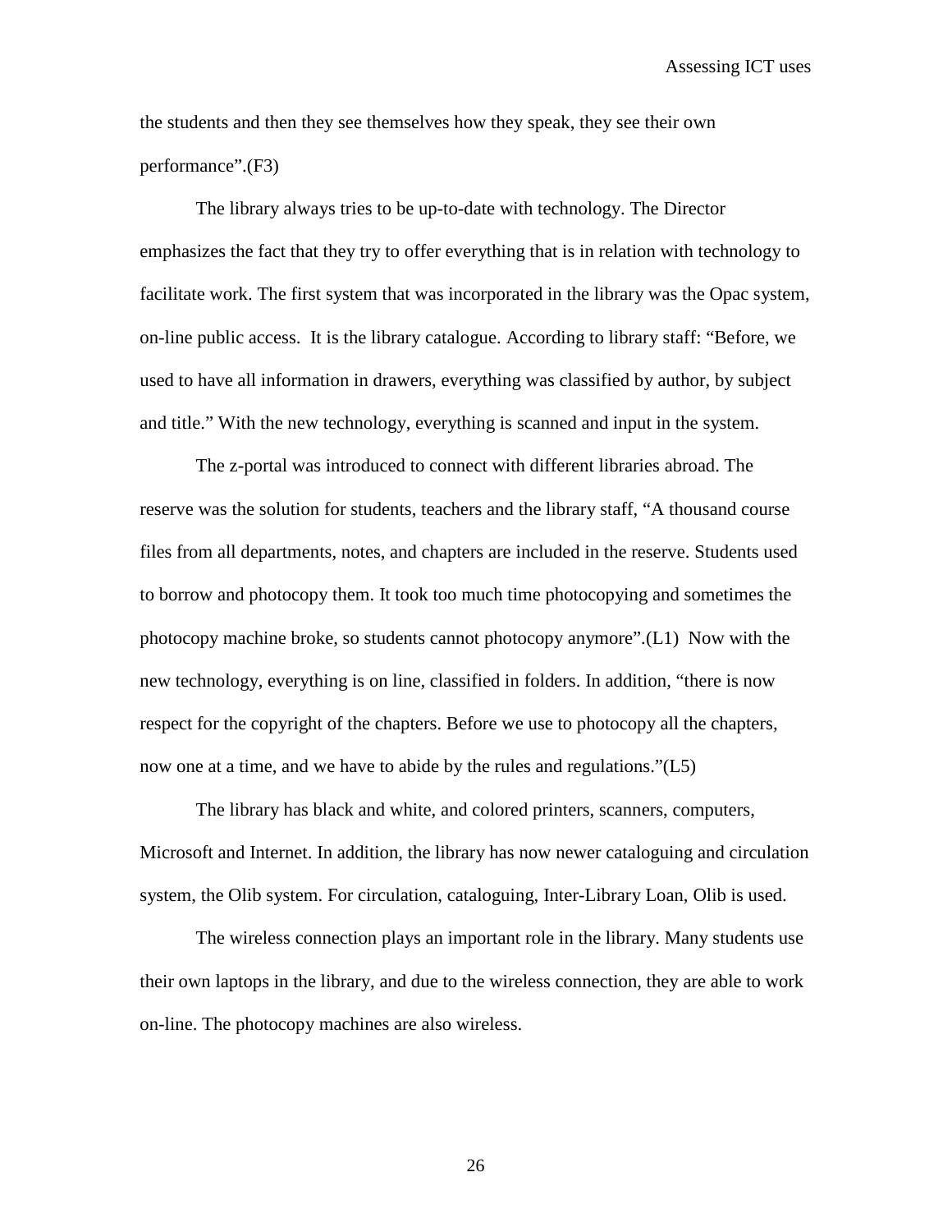the students and then they see themselves how they speak, they see their own performance".(F3)

The library always tries to be up-to-date with technology. The Director emphasizes the fact that they try to offer everything that is in relation with technology to facilitate work. The first system that was incorporated in the library was the Opac system, on-line public access. It is the library catalogue. According to library staff: "Before, we used to have all information in drawers, everything was classified by author, by subject and title." With the new technology, everything is scanned and input in the system.

The z-portal was introduced to connect with different libraries abroad. The reserve was the solution for students, teachers and the library staff, "A thousand course files from all departments, notes, and chapters are included in the reserve. Students used to borrow and photocopy them. It took too much time photocopying and sometimes the photocopy machine broke, so students cannot photocopy anymore".(L1) Now with the new technology, everything is on line, classified in folders. In addition, "there is now respect for the copyright of the chapters. Before we use to photocopy all the chapters, now one at a time, and we have to abide by the rules and regulations."(L5)

The library has black and white, and colored printers, scanners, computers, Microsoft and Internet. In addition, the library has now newer cataloguing and circulation system, the Olib system. For circulation, cataloguing, Inter-Library Loan, Olib is used.

The wireless connection plays an important role in the library. Many students use their own laptops in the library, and due to the wireless connection, they are able to work on-line. The photocopy machines are also wireless.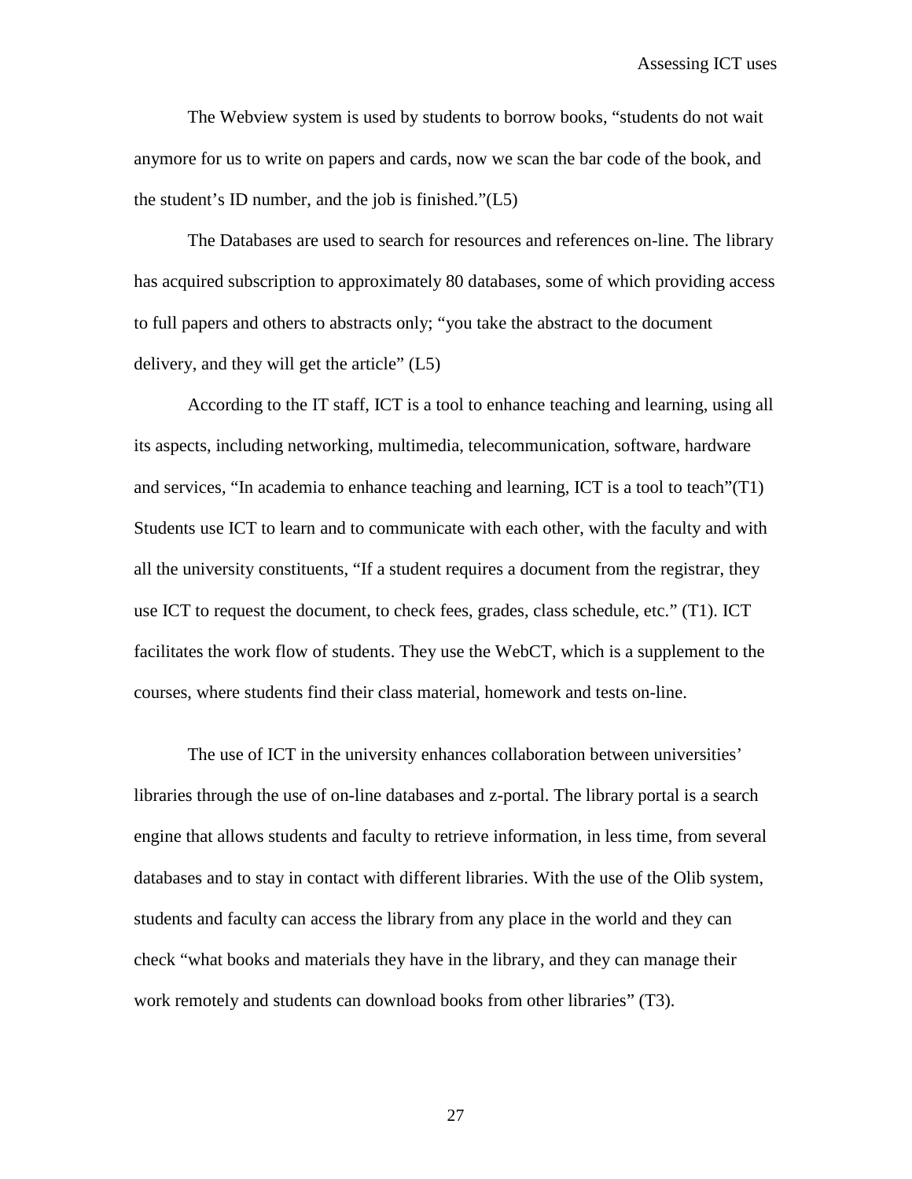The Webview system is used by students to borrow books, “students do not wait anymore for us to write on papers and cards, now we scan the bar code of the book, and the student’s ID number, and the job is finished.”(L5)

The Databases are used to search for resources and references on-line. The library has acquired subscription to approximately 80 databases, some of which providing access to full papers and others to abstracts only; “you take the abstract to the document delivery, and they will get the article” (L5)

According to the IT staff, ICT is a tool to enhance teaching and learning, using all its aspects, including networking, multimedia, telecommunication, software, hardware and services, “In academia to enhance teaching and learning, ICT is a tool to teach”(T1) Students use ICT to learn and to communicate with each other, with the faculty and with all the university constituents, “If a student requires a document from the registrar, they use ICT to request the document, to check fees, grades, class schedule, etc.” (T1). ICT facilitates the work flow of students. They use the WebCT, which is a supplement to the courses, where students find their class material, homework and tests on-line.

The use of ICT in the university enhances collaboration between universities’ libraries through the use of on-line databases and z-portal. The library portal is a search engine that allows students and faculty to retrieve information, in less time, from several databases and to stay in contact with different libraries. With the use of the Olib system, students and faculty can access the library from any place in the world and they can check “what books and materials they have in the library, and they can manage their work remotely and students can download books from other libraries” (T3).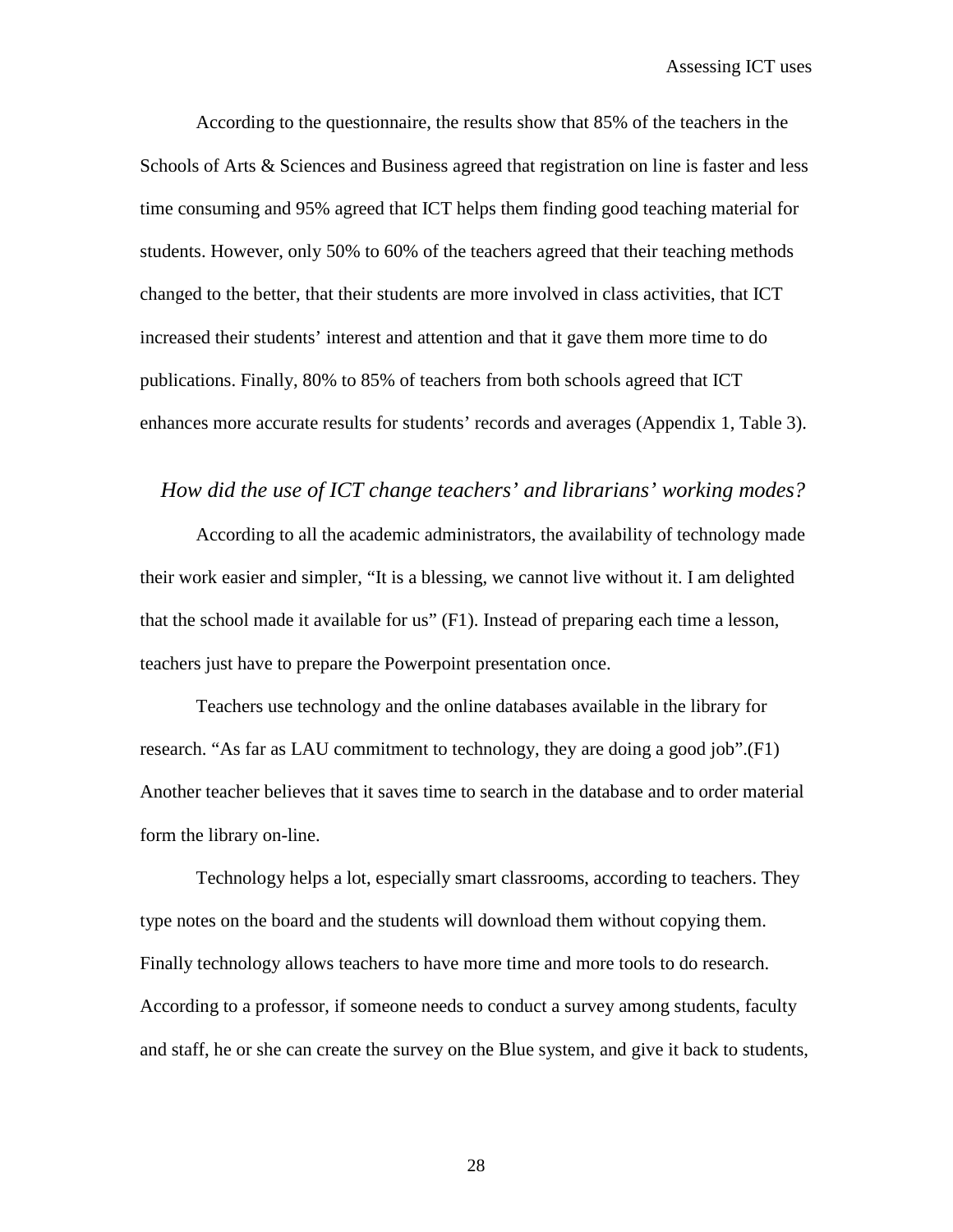According to the questionnaire, the results show that 85% of the teachers in the Schools of Arts & Sciences and Business agreed that registration on line is faster and less time consuming and 95% agreed that ICT helps them finding good teaching material for students. However, only 50% to 60% of the teachers agreed that their teaching methods changed to the better, that their students are more involved in class activities, that ICT increased their students' interest and attention and that it gave them more time to do publications. Finally, 80% to 85% of teachers from both schools agreed that ICT enhances more accurate results for students' records and averages (Appendix 1, Table 3).

### *How did the use of ICT change teachers' and librarians' working modes?*

According to all the academic administrators, the availability of technology made their work easier and simpler, "It is a blessing, we cannot live without it. I am delighted that the school made it available for us" (F1). Instead of preparing each time a lesson, teachers just have to prepare the Powerpoint presentation once.

Teachers use technology and the online databases available in the library for research. "As far as LAU commitment to technology, they are doing a good job".(F1) Another teacher believes that it saves time to search in the database and to order material form the library on-line.

Technology helps a lot, especially smart classrooms, according to teachers. They type notes on the board and the students will download them without copying them. Finally technology allows teachers to have more time and more tools to do research. According to a professor, if someone needs to conduct a survey among students, faculty and staff, he or she can create the survey on the Blue system, and give it back to students,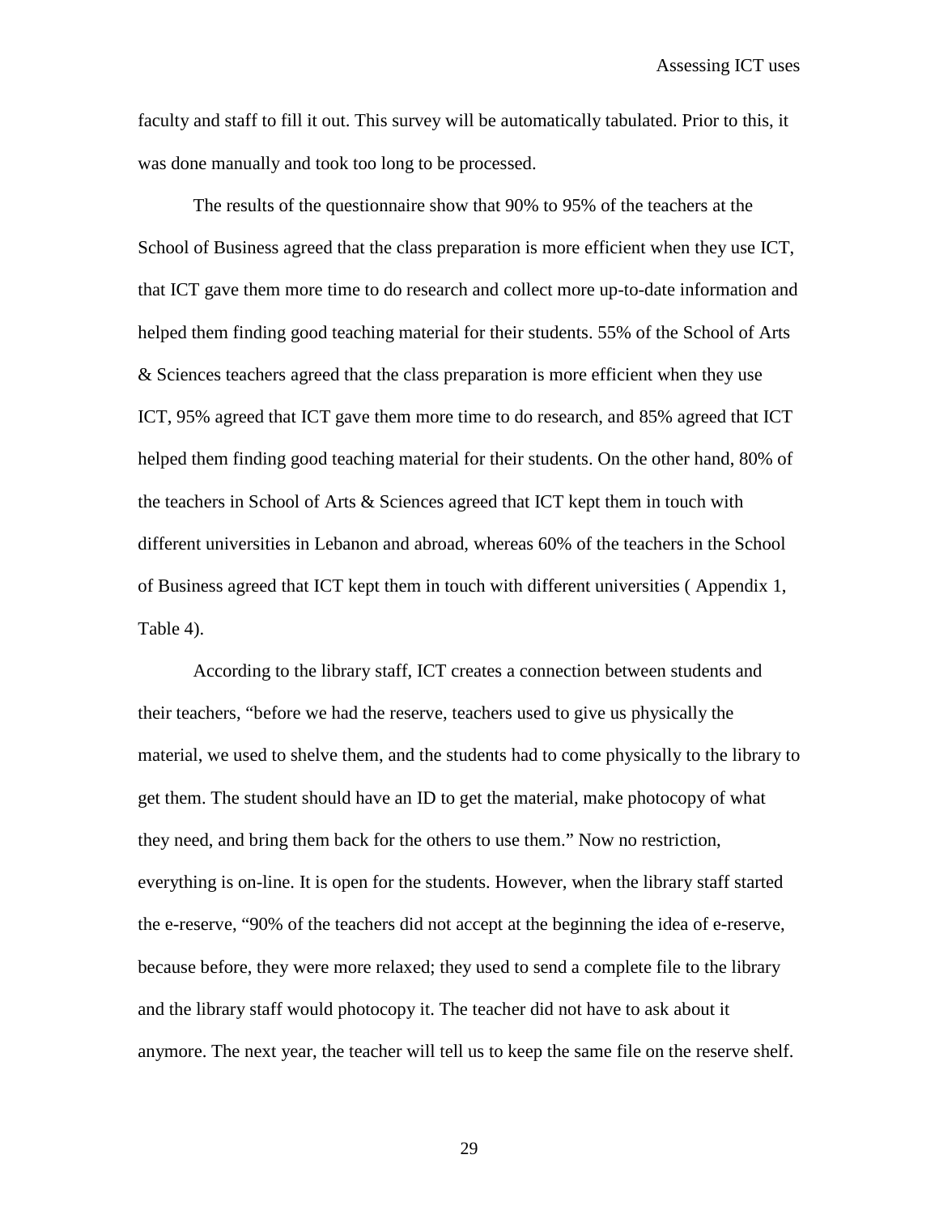faculty and staff to fill it out. This survey will be automatically tabulated. Prior to this, it was done manually and took too long to be processed.

The results of the questionnaire show that 90% to 95% of the teachers at the School of Business agreed that the class preparation is more efficient when they use ICT, that ICT gave them more time to do research and collect more up-to-date information and helped them finding good teaching material for their students. 55% of the School of Arts & Sciences teachers agreed that the class preparation is more efficient when they use ICT, 95% agreed that ICT gave them more time to do research, and 85% agreed that ICT helped them finding good teaching material for their students. On the other hand, 80% of the teachers in School of Arts & Sciences agreed that ICT kept them in touch with different universities in Lebanon and abroad, whereas 60% of the teachers in the School of Business agreed that ICT kept them in touch with different universities ( Appendix 1, Table 4).

According to the library staff, ICT creates a connection between students and their teachers, "before we had the reserve, teachers used to give us physically the material, we used to shelve them, and the students had to come physically to the library to get them. The student should have an ID to get the material, make photocopy of what they need, and bring them back for the others to use them." Now no restriction, everything is on-line. It is open for the students. However, when the library staff started the e-reserve, "90% of the teachers did not accept at the beginning the idea of e-reserve, because before, they were more relaxed; they used to send a complete file to the library and the library staff would photocopy it. The teacher did not have to ask about it anymore. The next year, the teacher will tell us to keep the same file on the reserve shelf.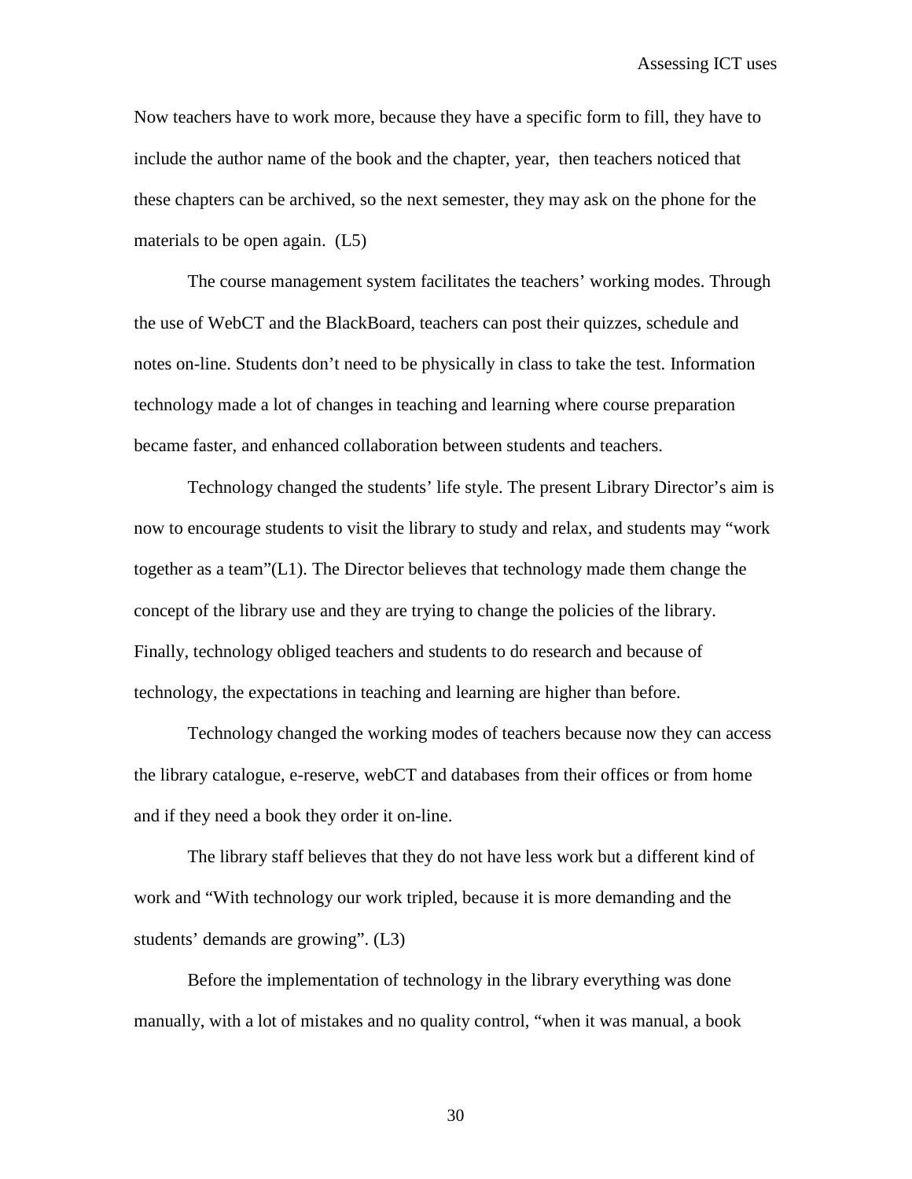Now teachers have to work more, because they have a specific form to fill, they have to include the author name of the book and the chapter, year, then teachers noticed that these chapters can be archived, so the next semester, they may ask on the phone for the materials to be open again. (L5)

The course management system facilitates the teachers' working modes. Through the use of WebCT and the BlackBoard, teachers can post their quizzes, schedule and notes on-line. Students don't need to be physically in class to take the test. Information technology made a lot of changes in teaching and learning where course preparation became faster, and enhanced collaboration between students and teachers.

Technology changed the students' life style. The present Library Director's aim is now to encourage students to visit the library to study and relax, and students may "work together as a team"(L1). The Director believes that technology made them change the concept of the library use and they are trying to change the policies of the library. Finally, technology obliged teachers and students to do research and because of technology, the expectations in teaching and learning are higher than before.

Technology changed the working modes of teachers because now they can access the library catalogue, e-reserve, webCT and databases from their offices or from home and if they need a book they order it on-line.

The library staff believes that they do not have less work but a different kind of work and "With technology our work tripled, because it is more demanding and the students' demands are growing". (L3)

Before the implementation of technology in the library everything was done manually, with a lot of mistakes and no quality control, "when it was manual, a book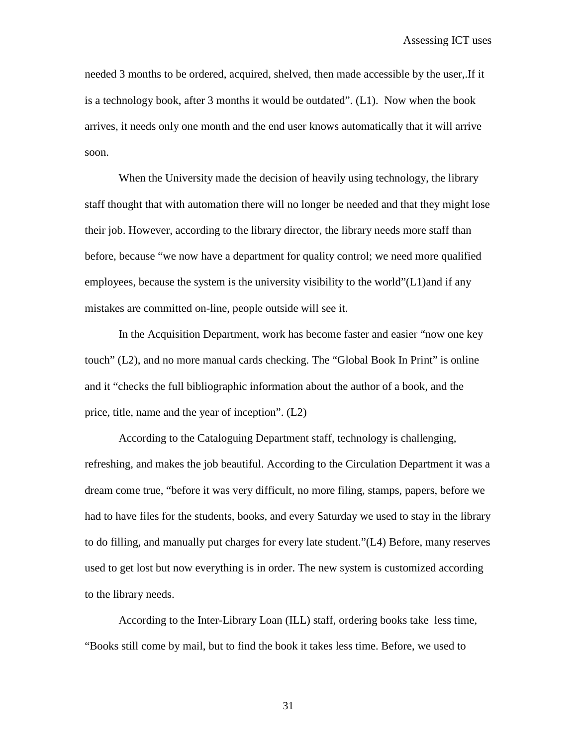needed 3 months to be ordered, acquired, shelved, then made accessible by the user,.If it is a technology book, after 3 months it would be outdated". (L1). Now when the book arrives, it needs only one month and the end user knows automatically that it will arrive soon.

When the University made the decision of heavily using technology, the library staff thought that with automation there will no longer be needed and that they might lose their job. However, according to the library director, the library needs more staff than before, because "we now have a department for quality control; we need more qualified employees, because the system is the university visibility to the world"(L1)and if any mistakes are committed on-line, people outside will see it.

In the Acquisition Department, work has become faster and easier "now one key touch" (L2), and no more manual cards checking. The "Global Book In Print" is online and it "checks the full bibliographic information about the author of a book, and the price, title, name and the year of inception". (L2)

According to the Cataloguing Department staff, technology is challenging, refreshing, and makes the job beautiful. According to the Circulation Department it was a dream come true, "before it was very difficult, no more filing, stamps, papers, before we had to have files for the students, books, and every Saturday we used to stay in the library to do filling, and manually put charges for every late student."(L4) Before, many reserves used to get lost but now everything is in order. The new system is customized according to the library needs.

According to the Inter-Library Loan (ILL) staff, ordering books take less time, "Books still come by mail, but to find the book it takes less time. Before, we used to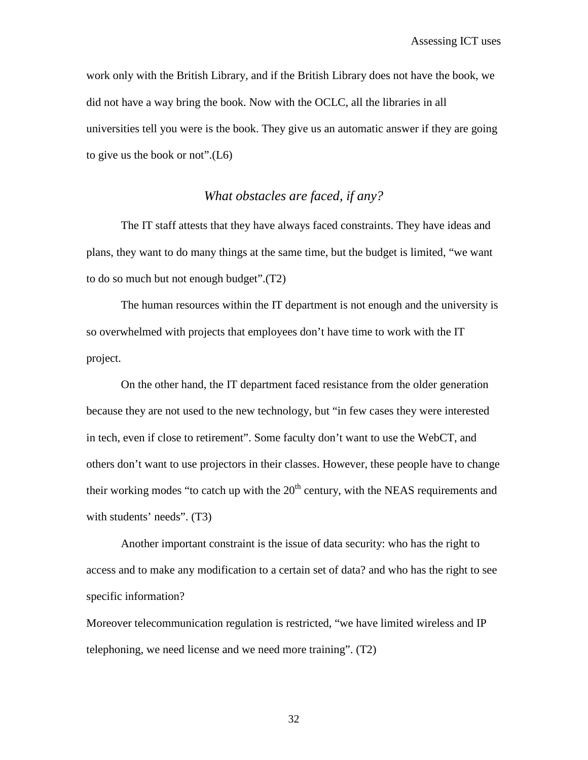work only with the British Library, and if the British Library does not have the book, we did not have a way bring the book. Now with the OCLC, all the libraries in all universities tell you were is the book. They give us an automatic answer if they are going to give us the book or not".(L6)

### *What obstacles are faced, if any?*

The IT staff attests that they have always faced constraints. They have ideas and plans, they want to do many things at the same time, but the budget is limited, "we want to do so much but not enough budget".(T2)

The human resources within the IT department is not enough and the university is so overwhelmed with projects that employees don't have time to work with the IT project.

On the other hand, the IT department faced resistance from the older generation because they are not used to the new technology, but "in few cases they were interested in tech, even if close to retirement". Some faculty don't want to use the WebCT, and others don't want to use projectors in their classes. However, these people have to change their working modes "to catch up with the $20^{th}$ century, with the NEAS requirements and with students' needs". (T3)

Another important constraint is the issue of data security: who has the right to access and to make any modification to a certain set of data? and who has the right to see specific information?

Moreover telecommunication regulation is restricted, "we have limited wireless and IP telephoning, we need license and we need more training". (T2)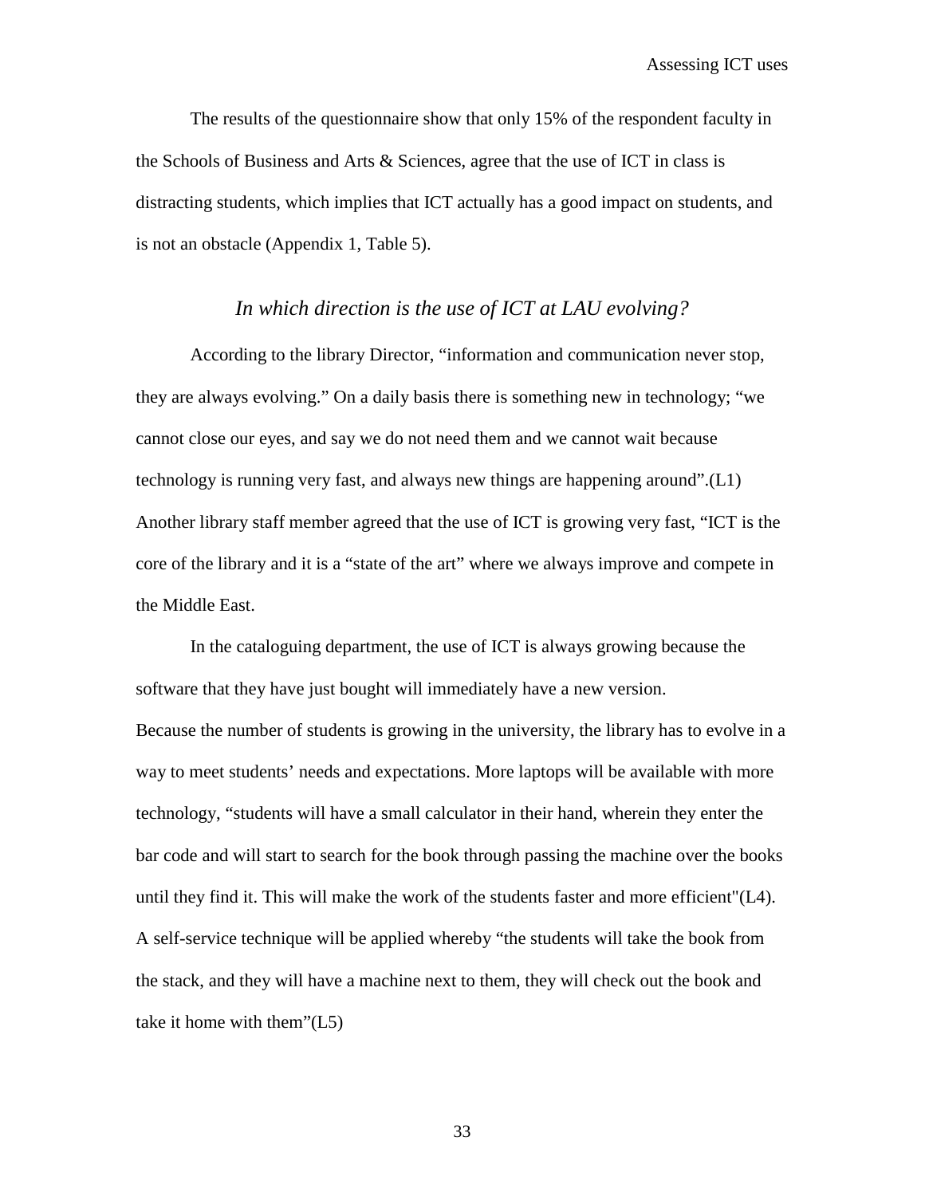The results of the questionnaire show that only 15% of the respondent faculty in the Schools of Business and Arts & Sciences, agree that the use of ICT in class is distracting students, which implies that ICT actually has a good impact on students, and is not an obstacle (Appendix 1, Table 5).

### *In which direction is the use of ICT at LAU evolving?*

According to the library Director, "information and communication never stop, they are always evolving." On a daily basis there is something new in technology; "we cannot close our eyes, and say we do not need them and we cannot wait because technology is running very fast, and always new things are happening around".(L1) Another library staff member agreed that the use of ICT is growing very fast, "ICT is the core of the library and it is a "state of the art" where we always improve and compete in the Middle East.

In the cataloguing department, the use of ICT is always growing because the software that they have just bought will immediately have a new version.
Because the number of students is growing in the university, the library has to evolve in a way to meet students' needs and expectations. More laptops will be available with more technology, "students will have a small calculator in their hand, wherein they enter the bar code and will start to search for the book through passing the machine over the books until they find it. This will make the work of the students faster and more efficient"(L4). A self-service technique will be applied whereby "the students will take the book from the stack, and they will have a machine next to them, they will check out the book and take it home with them"(L5)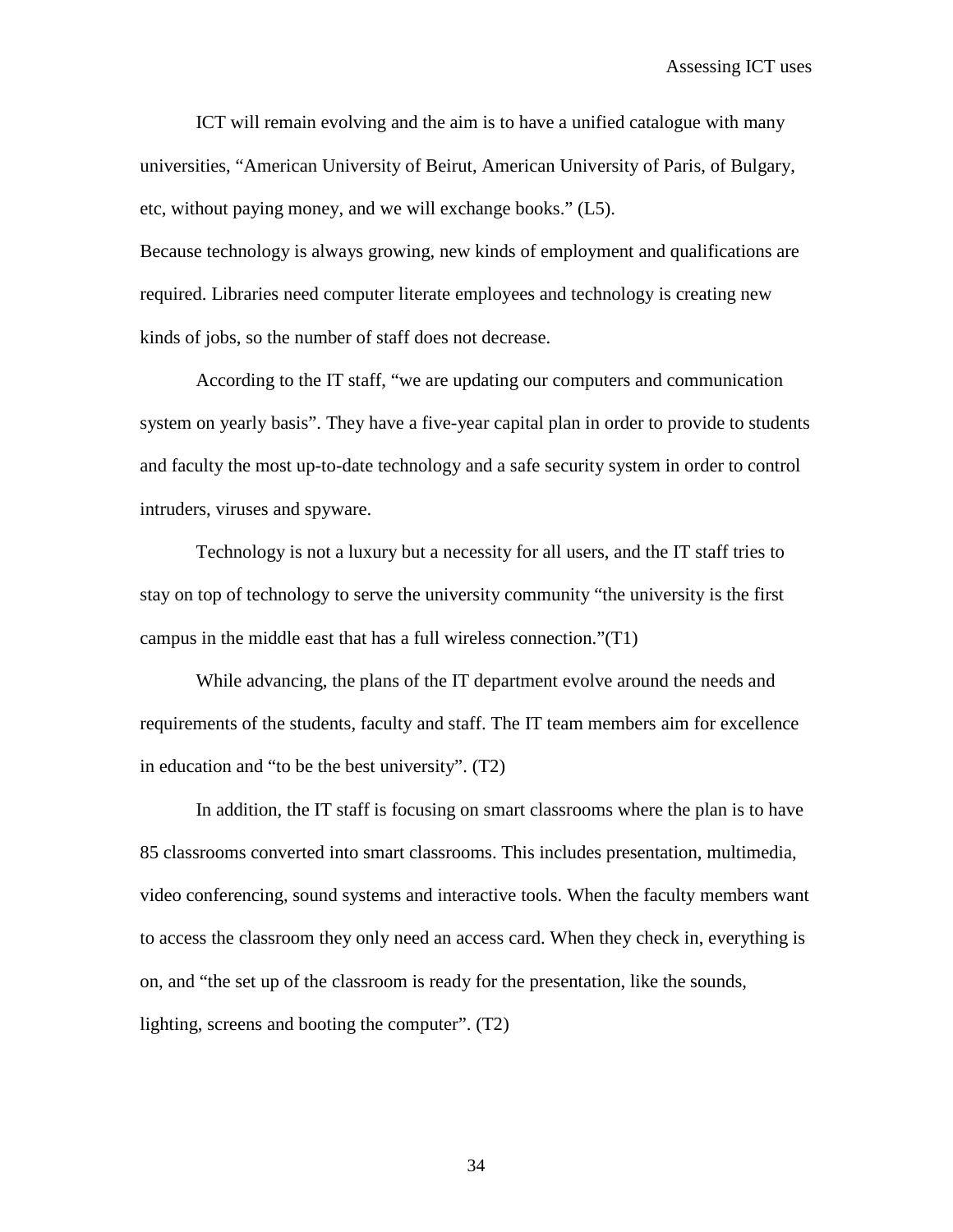ICT will remain evolving and the aim is to have a unified catalogue with many universities, "American University of Beirut, American University of Paris, of Bulgary, etc, without paying money, and we will exchange books." (L5).

Because technology is always growing, new kinds of employment and qualifications are required. Libraries need computer literate employees and technology is creating new kinds of jobs, so the number of staff does not decrease.

According to the IT staff, "we are updating our computers and communication system on yearly basis". They have a five-year capital plan in order to provide to students and faculty the most up-to-date technology and a safe security system in order to control intruders, viruses and spyware.

Technology is not a luxury but a necessity for all users, and the IT staff tries to stay on top of technology to serve the university community "the university is the first campus in the middle east that has a full wireless connection."(T1)

While advancing, the plans of the IT department evolve around the needs and requirements of the students, faculty and staff. The IT team members aim for excellence in education and "to be the best university". (T2)

In addition, the IT staff is focusing on smart classrooms where the plan is to have 85 classrooms converted into smart classrooms. This includes presentation, multimedia, video conferencing, sound systems and interactive tools. When the faculty members want to access the classroom they only need an access card. When they check in, everything is on, and "the set up of the classroom is ready for the presentation, like the sounds, lighting, screens and booting the computer". (T2)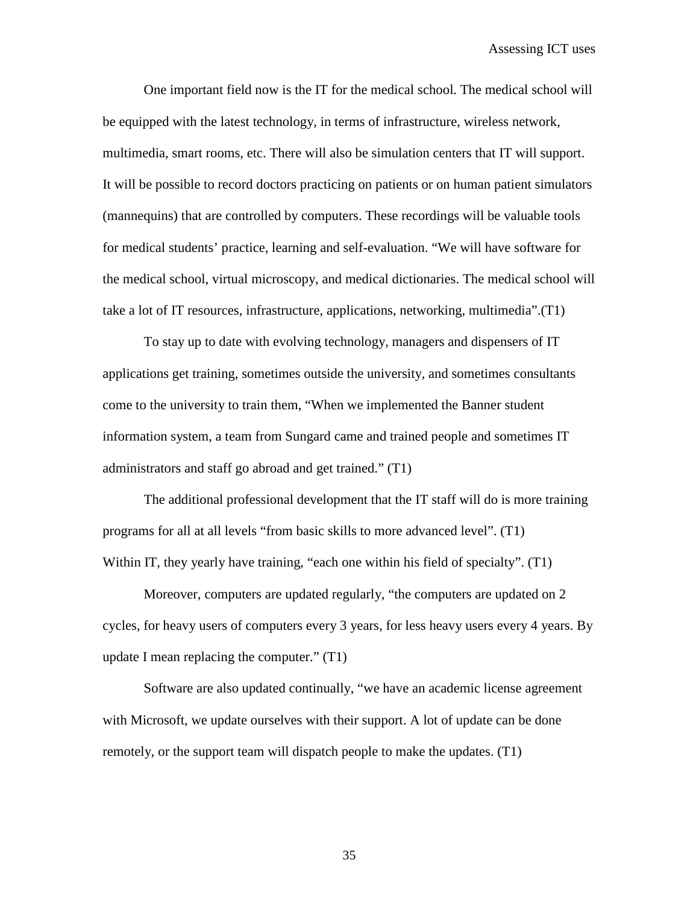One important field now is the IT for the medical school. The medical school will be equipped with the latest technology, in terms of infrastructure, wireless network, multimedia, smart rooms, etc. There will also be simulation centers that IT will support. It will be possible to record doctors practicing on patients or on human patient simulators (mannequins) that are controlled by computers. These recordings will be valuable tools for medical students' practice, learning and self-evaluation. "We will have software for the medical school, virtual microscopy, and medical dictionaries. The medical school will take a lot of IT resources, infrastructure, applications, networking, multimedia".(T1)

To stay up to date with evolving technology, managers and dispensers of IT applications get training, sometimes outside the university, and sometimes consultants come to the university to train them, "When we implemented the Banner student information system, a team from Sungard came and trained people and sometimes IT administrators and staff go abroad and get trained." (T1)

The additional professional development that the IT staff will do is more training programs for all at all levels "from basic skills to more advanced level". (T1) Within IT, they yearly have training, "each one within his field of specialty". (T1)

Moreover, computers are updated regularly, "the computers are updated on 2 cycles, for heavy users of computers every 3 years, for less heavy users every 4 years. By update I mean replacing the computer." (T1)

Software are also updated continually, "we have an academic license agreement with Microsoft, we update ourselves with their support. A lot of update can be done remotely, or the support team will dispatch people to make the updates. (T1)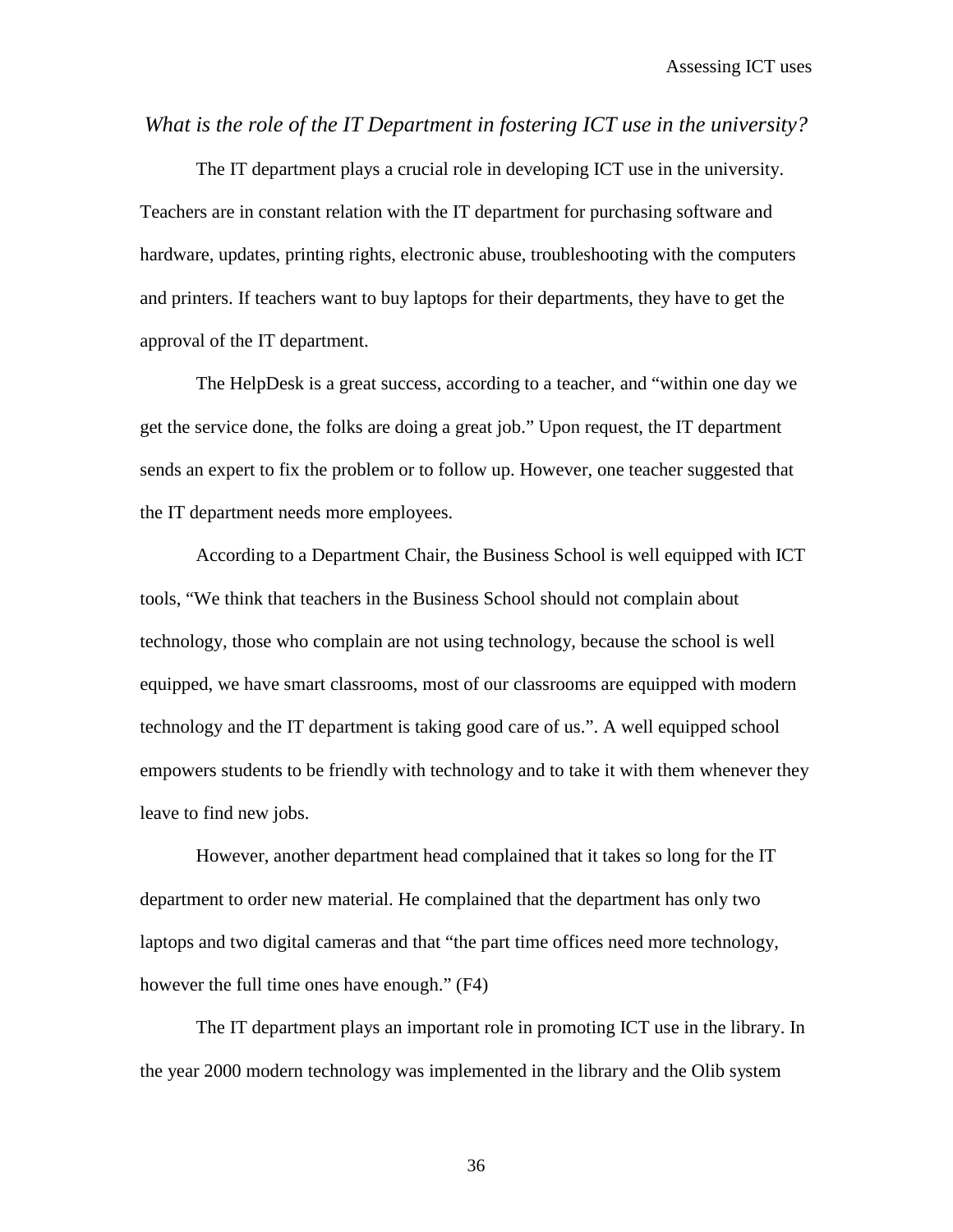*What is the role of the IT Department in fostering ICT use in the university?*

The IT department plays a crucial role in developing ICT use in the university. Teachers are in constant relation with the IT department for purchasing software and hardware, updates, printing rights, electronic abuse, troubleshooting with the computers and printers. If teachers want to buy laptops for their departments, they have to get the approval of the IT department.

The HelpDesk is a great success, according to a teacher, and "within one day we get the service done, the folks are doing a great job." Upon request, the IT department sends an expert to fix the problem or to follow up. However, one teacher suggested that the IT department needs more employees.

According to a Department Chair, the Business School is well equipped with ICT tools, "We think that teachers in the Business School should not complain about technology, those who complain are not using technology, because the school is well equipped, we have smart classrooms, most of our classrooms are equipped with modern technology and the IT department is taking good care of us.". A well equipped school empowers students to be friendly with technology and to take it with them whenever they leave to find new jobs.

However, another department head complained that it takes so long for the IT department to order new material. He complained that the department has only two laptops and two digital cameras and that "the part time offices need more technology, however the full time ones have enough." (F4)

The IT department plays an important role in promoting ICT use in the library. In the year 2000 modern technology was implemented in the library and the Olib system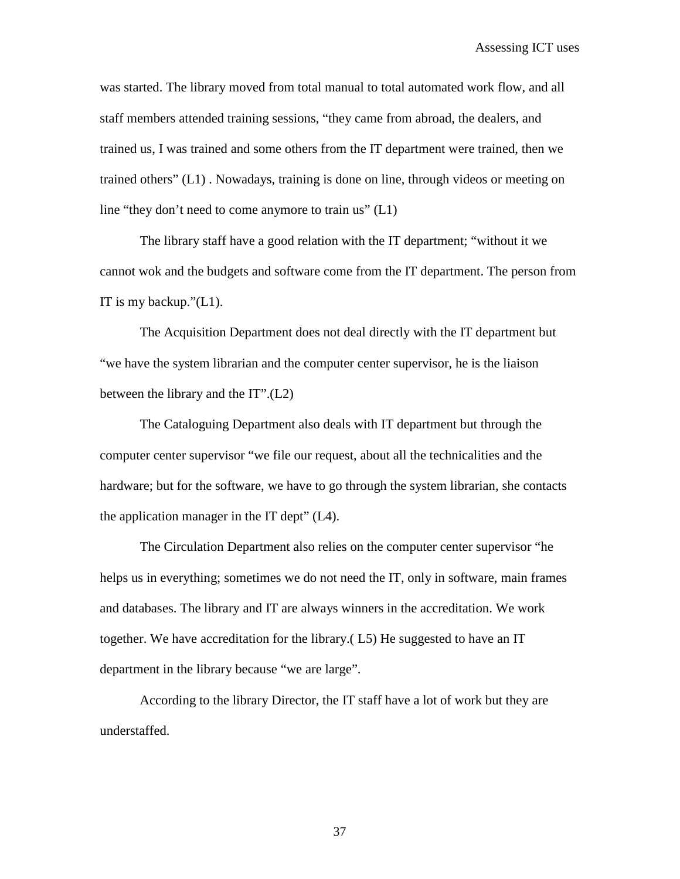was started. The library moved from total manual to total automated work flow, and all staff members attended training sessions, “they came from abroad, the dealers, and trained us, I was trained and some others from the IT department were trained, then we trained others” (L1) . Nowadays, training is done on line, through videos or meeting on line “they don’t need to come anymore to train us” (L1)

The library staff have a good relation with the IT department; “without it we cannot wok and the budgets and software come from the IT department. The person from IT is my backup.”(L1).

The Acquisition Department does not deal directly with the IT department but “we have the system librarian and the computer center supervisor, he is the liaison between the library and the IT”.(L2)

The Cataloguing Department also deals with IT department but through the computer center supervisor “we file our request, about all the technicalities and the hardware; but for the software, we have to go through the system librarian, she contacts the application manager in the IT dept” (L4).

The Circulation Department also relies on the computer center supervisor “he helps us in everything; sometimes we do not need the IT, only in software, main frames and databases. The library and IT are always winners in the accreditation. We work together. We have accreditation for the library.( L5) He suggested to have an IT department in the library because “we are large”.

According to the library Director, the IT staff have a lot of work but they are understaffed.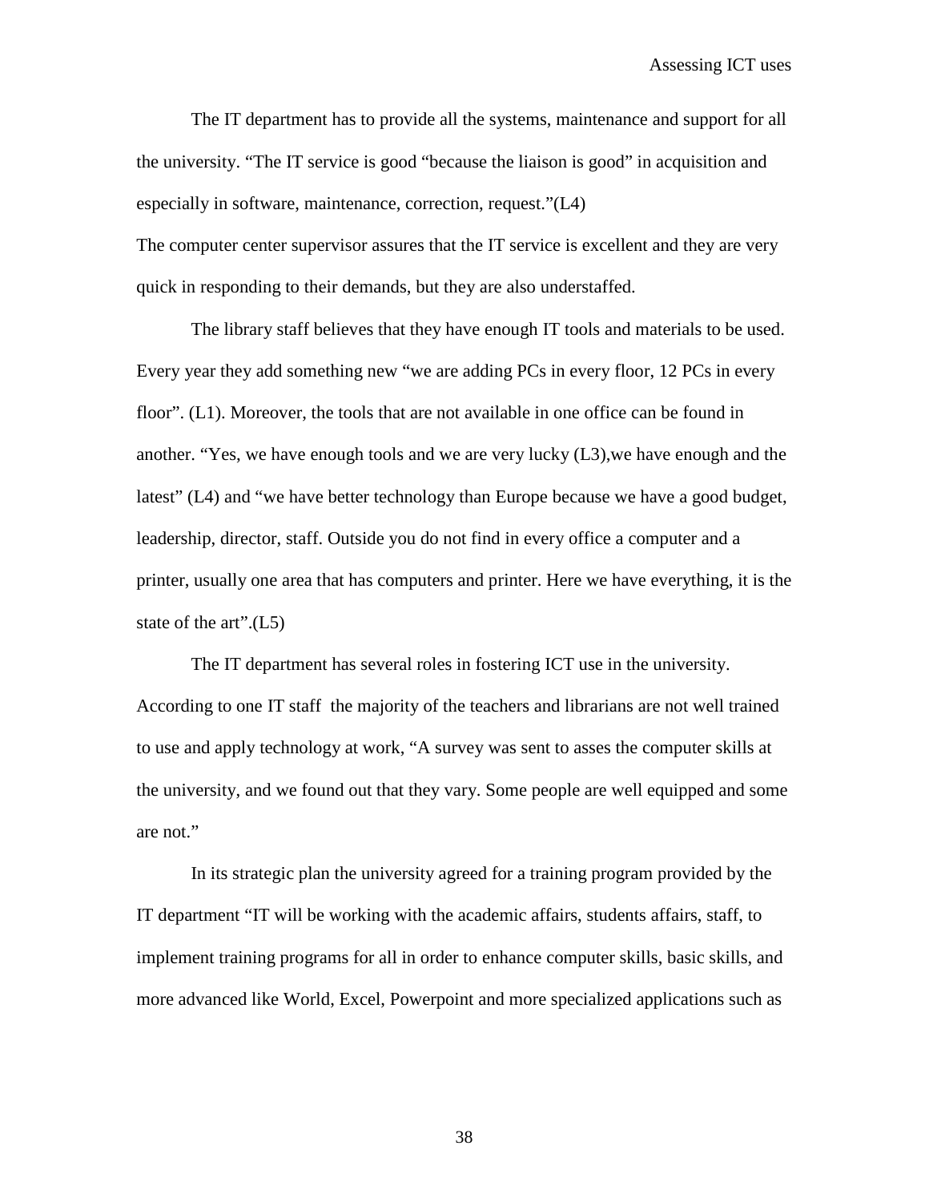The IT department has to provide all the systems, maintenance and support for all the university. “The IT service is good “because the liaison is good” in acquisition and especially in software, maintenance, correction, request.”(L4)

The computer center supervisor assures that the IT service is excellent and they are very quick in responding to their demands, but they are also understaffed.

The library staff believes that they have enough IT tools and materials to be used. Every year they add something new “we are adding PCs in every floor, 12 PCs in every floor”. (L1). Moreover, the tools that are not available in one office can be found in another. “Yes, we have enough tools and we are very lucky (L3),we have enough and the latest” (L4) and “we have better technology than Europe because we have a good budget, leadership, director, staff. Outside you do not find in every office a computer and a printer, usually one area that has computers and printer. Here we have everything, it is the state of the art”.(L5)

The IT department has several roles in fostering ICT use in the university. According to one IT staff  the majority of the teachers and librarians are not well trained to use and apply technology at work, “A survey was sent to asses the computer skills at the university, and we found out that they vary. Some people are well equipped and some are not.”

In its strategic plan the university agreed for a training program provided by the IT department “IT will be working with the academic affairs, students affairs, staff, to implement training programs for all in order to enhance computer skills, basic skills, and more advanced like World, Excel, Powerpoint and more specialized applications such as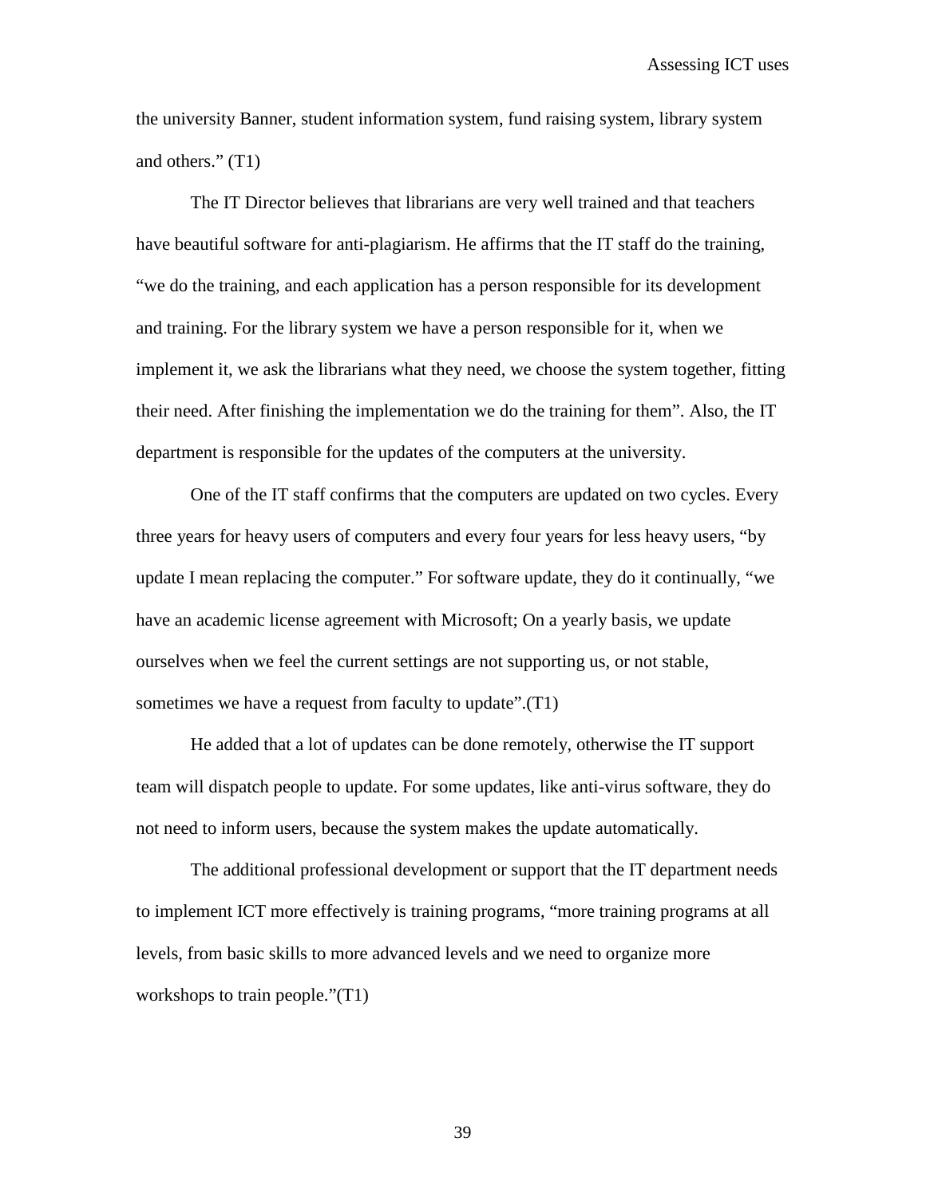the university Banner, student information system, fund raising system, library system and others." (T1)

The IT Director believes that librarians are very well trained and that teachers have beautiful software for anti-plagiarism. He affirms that the IT staff do the training, "we do the training, and each application has a person responsible for its development and training. For the library system we have a person responsible for it, when we implement it, we ask the librarians what they need, we choose the system together, fitting their need. After finishing the implementation we do the training for them". Also, the IT department is responsible for the updates of the computers at the university.

One of the IT staff confirms that the computers are updated on two cycles. Every three years for heavy users of computers and every four years for less heavy users, "by update I mean replacing the computer." For software update, they do it continually, "we have an academic license agreement with Microsoft; On a yearly basis, we update ourselves when we feel the current settings are not supporting us, or not stable, sometimes we have a request from faculty to update".(T1)

He added that a lot of updates can be done remotely, otherwise the IT support team will dispatch people to update. For some updates, like anti-virus software, they do not need to inform users, because the system makes the update automatically.

The additional professional development or support that the IT department needs to implement ICT more effectively is training programs, "more training programs at all levels, from basic skills to more advanced levels and we need to organize more workshops to train people."(T1)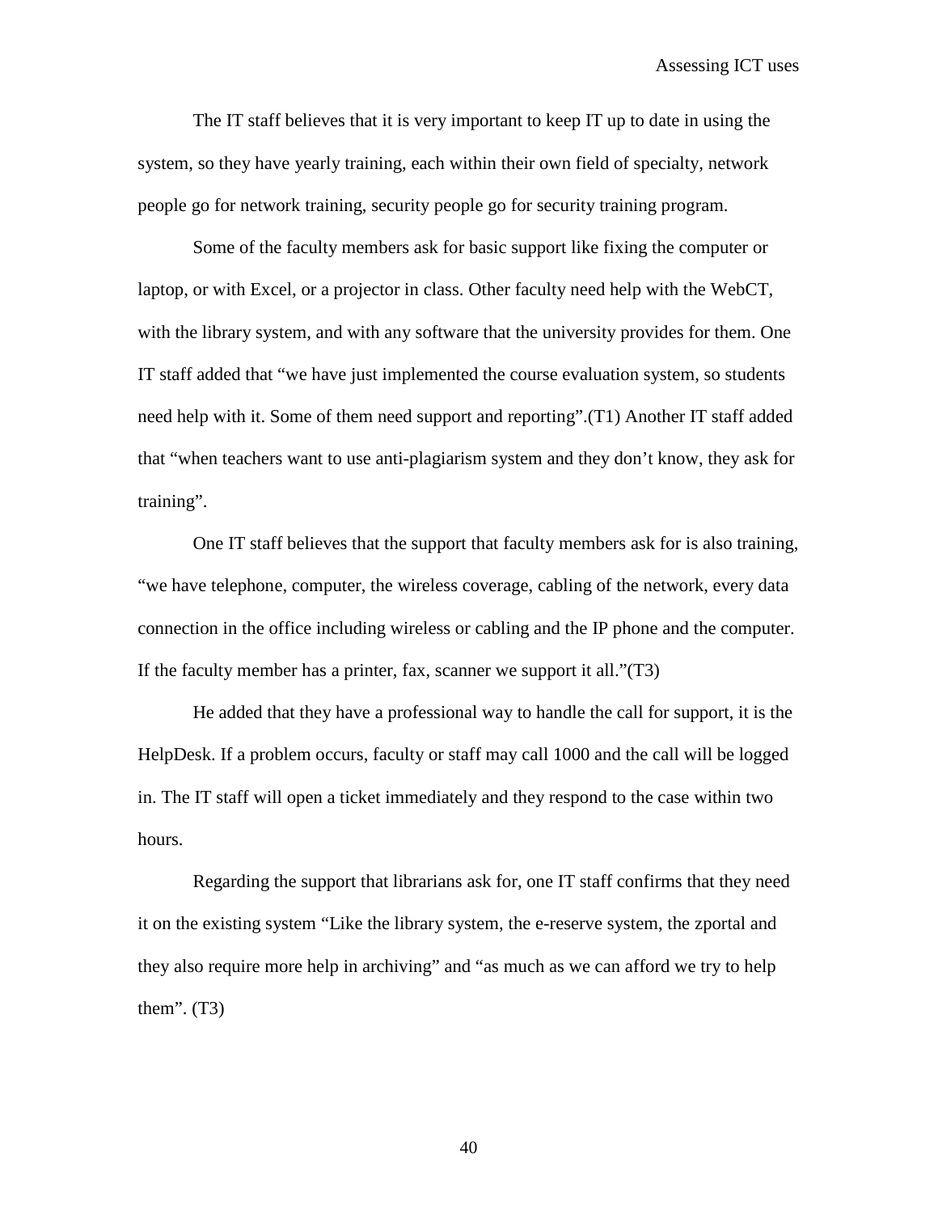The IT staff believes that it is very important to keep IT up to date in using the system, so they have yearly training, each within their own field of specialty, network people go for network training, security people go for security training program.

Some of the faculty members ask for basic support like fixing the computer or laptop, or with Excel, or a projector in class. Other faculty need help with the WebCT, with the library system, and with any software that the university provides for them. One IT staff added that "we have just implemented the course evaluation system, so students need help with it. Some of them need support and reporting".(T1) Another IT staff added that "when teachers want to use anti-plagiarism system and they don't know, they ask for training".

One IT staff believes that the support that faculty members ask for is also training, "we have telephone, computer, the wireless coverage, cabling of the network, every data connection in the office including wireless or cabling and the IP phone and the computer. If the faculty member has a printer, fax, scanner we support it all."(T3)

He added that they have a professional way to handle the call for support, it is the HelpDesk. If a problem occurs, faculty or staff may call 1000 and the call will be logged in. The IT staff will open a ticket immediately and they respond to the case within two hours.

Regarding the support that librarians ask for, one IT staff confirms that they need it on the existing system "Like the library system, the e-reserve system, the zportal and they also require more help in archiving" and "as much as we can afford we try to help them". (T3)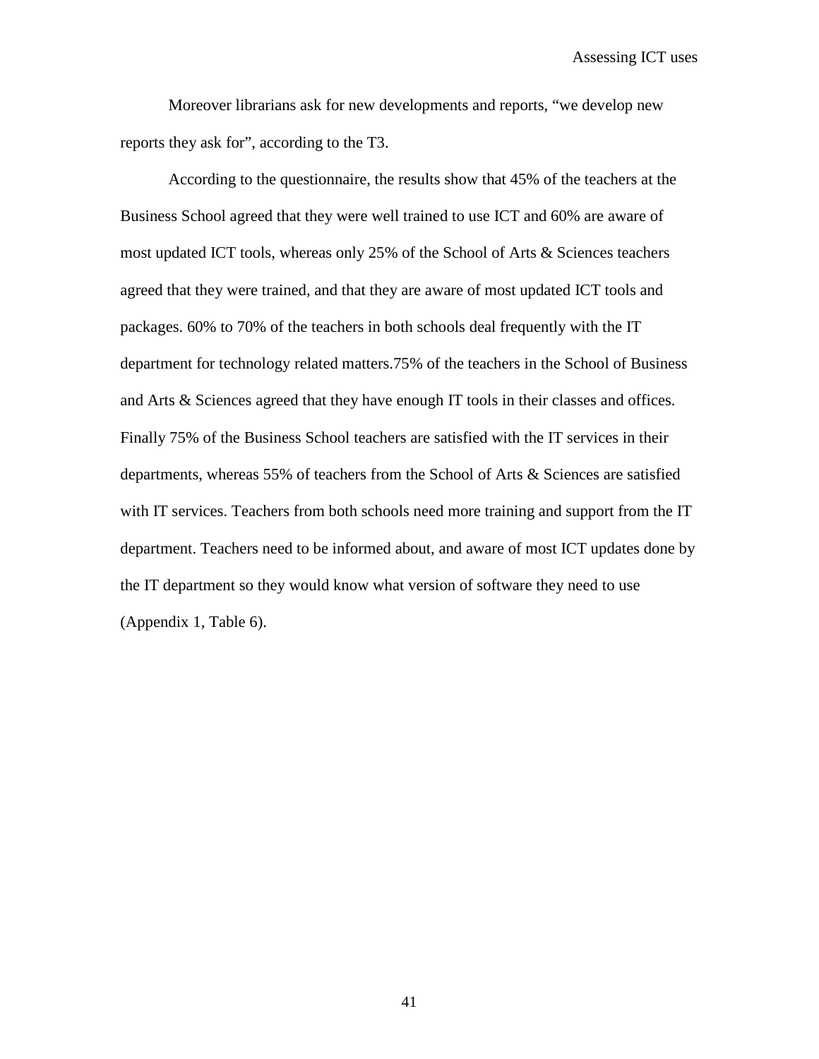Moreover librarians ask for new developments and reports, “we develop new reports they ask for”, according to the T3.

According to the questionnaire, the results show that 45% of the teachers at the Business School agreed that they were well trained to use ICT and 60% are aware of most updated ICT tools, whereas only 25% of the School of Arts & Sciences teachers agreed that they were trained, and that they are aware of most updated ICT tools and packages. 60% to 70% of the teachers in both schools deal frequently with the IT department for technology related matters.75% of the teachers in the School of Business and Arts & Sciences agreed that they have enough IT tools in their classes and offices. Finally 75% of the Business School teachers are satisfied with the IT services in their departments, whereas 55% of teachers from the School of Arts & Sciences are satisfied with IT services. Teachers from both schools need more training and support from the IT department. Teachers need to be informed about, and aware of most ICT updates done by the IT department so they would know what version of software they need to use (Appendix 1, Table 6).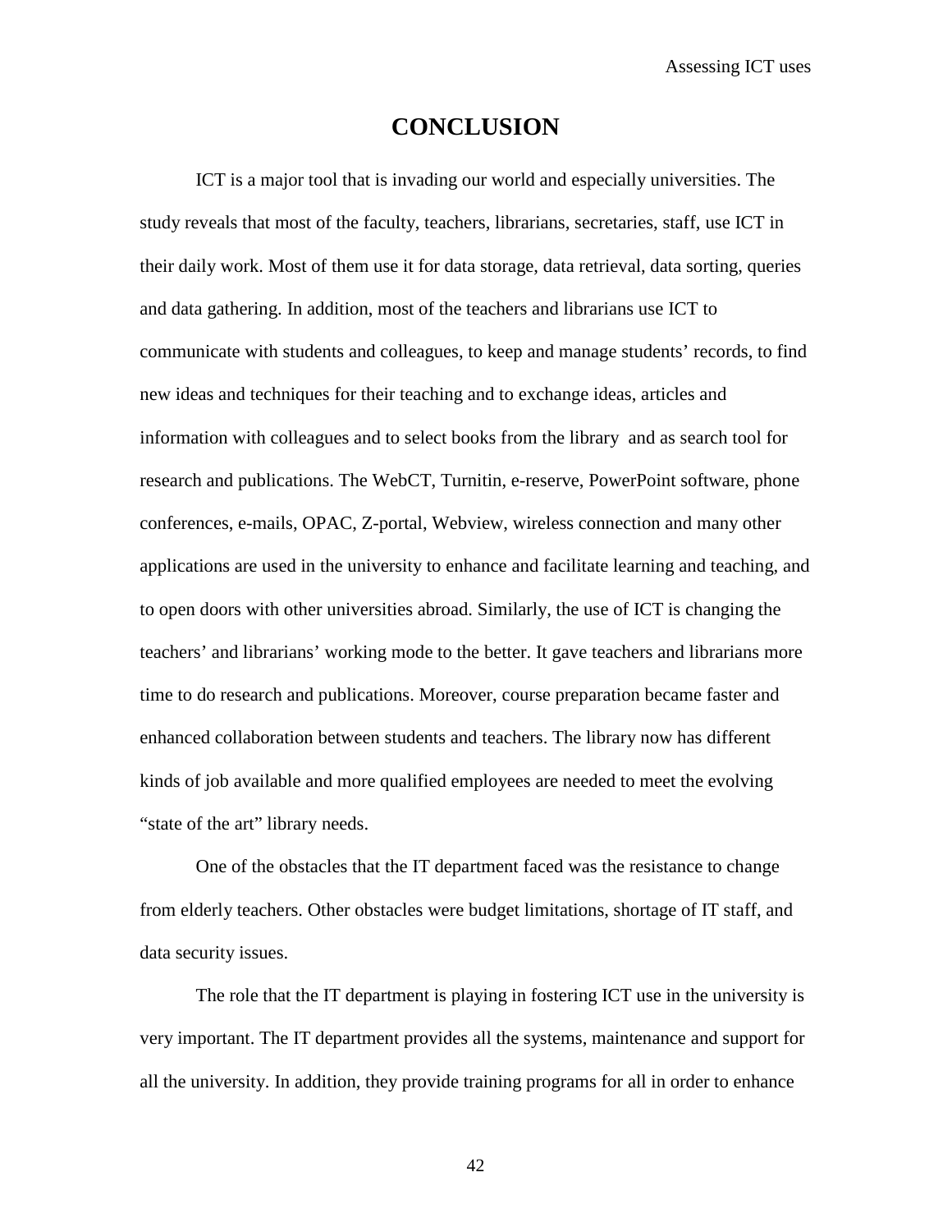# CONCLUSION

ICT is a major tool that is invading our world and especially universities. The study reveals that most of the faculty, teachers, librarians, secretaries, staff, use ICT in their daily work. Most of them use it for data storage, data retrieval, data sorting, queries and data gathering. In addition, most of the teachers and librarians use ICT to communicate with students and colleagues, to keep and manage students' records, to find new ideas and techniques for their teaching and to exchange ideas, articles and information with colleagues and to select books from the library and as search tool for research and publications. The WebCT, Turnitin, e-reserve, PowerPoint software, phone conferences, e-mails, OPAC, Z-portal, Webview, wireless connection and many other applications are used in the university to enhance and facilitate learning and teaching, and to open doors with other universities abroad. Similarly, the use of ICT is changing the teachers' and librarians' working mode to the better. It gave teachers and librarians more time to do research and publications. Moreover, course preparation became faster and enhanced collaboration between students and teachers. The library now has different kinds of job available and more qualified employees are needed to meet the evolving "state of the art" library needs.

One of the obstacles that the IT department faced was the resistance to change from elderly teachers. Other obstacles were budget limitations, shortage of IT staff, and data security issues.

The role that the IT department is playing in fostering ICT use in the university is very important. The IT department provides all the systems, maintenance and support for all the university. In addition, they provide training programs for all in order to enhance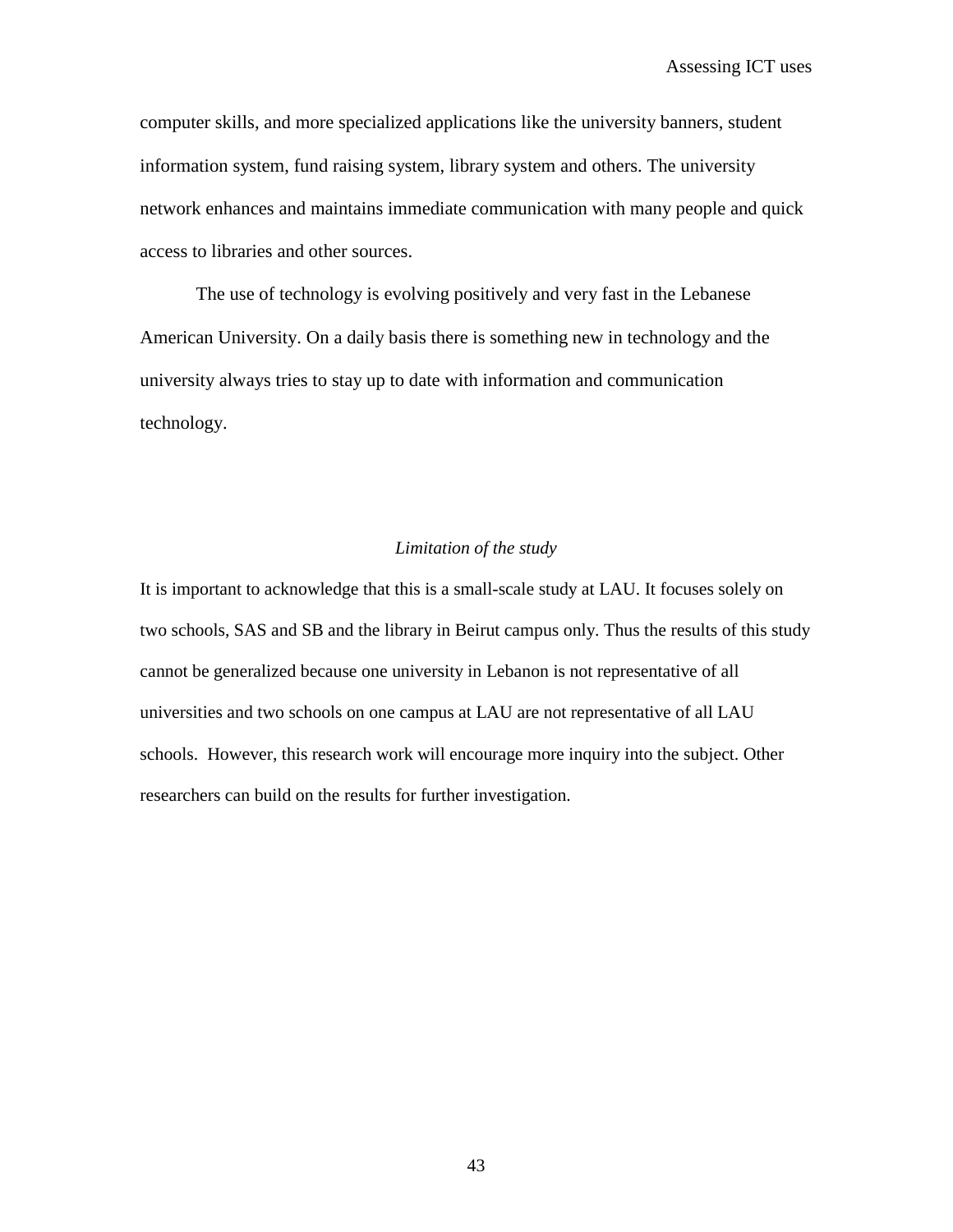computer skills, and more specialized applications like the university banners, student information system, fund raising system, library system and others. The university network enhances and maintains immediate communication with many people and quick access to libraries and other sources.

The use of technology is evolving positively and very fast in the Lebanese American University. On a daily basis there is something new in technology and the university always tries to stay up to date with information and communication technology.

### *Limitation of the study*

It is important to acknowledge that this is a small-scale study at LAU. It focuses solely on two schools, SAS and SB and the library in Beirut campus only. Thus the results of this study cannot be generalized because one university in Lebanon is not representative of all universities and two schools on one campus at LAU are not representative of all LAU schools. However, this research work will encourage more inquiry into the subject. Other researchers can build on the results for further investigation.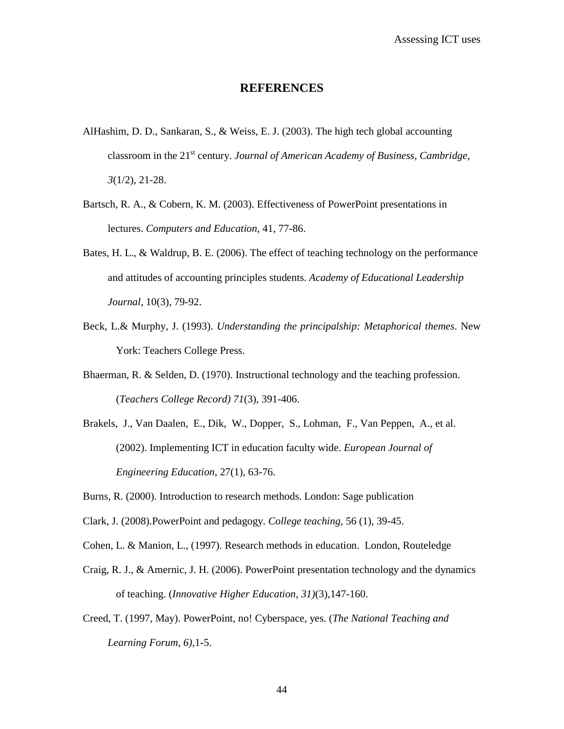# REFERENCES

AlHashim, D. D., Sankaran, S., & Weiss, E. J. (2003). The high tech global accounting classroom in the 21st century. *Journal of American Academy of Business, Cambridge, 3*(1/2), 21-28.

Bartsch, R. A., & Cobern, K. M. (2003). Effectiveness of PowerPoint presentations in lectures. *Computers and Education*, 41, 77-86.

Bates, H. L., & Waldrup, B. E. (2006). The effect of teaching technology on the performance and attitudes of accounting principles students. *Academy of Educational Leadership Journal*, 10(3), 79-92.

Beck, L.& Murphy, J. (1993). *Understanding the principalship: Metaphorical themes*. New York: Teachers College Press.

Bhaerman, R. & Selden, D. (1970). Instructional technology and the teaching profession. (*Teachers College Record) 71*(3), 391-406.

Brakels, J., Van Daalen, E., Dik, W., Dopper, S., Lohman, F., Van Peppen, A., et al. (2002). Implementing ICT in education faculty wide. *European Journal of Engineering Education*, 27(1), 63-76.

Burns, R. (2000). Introduction to research methods. London: Sage publication

Clark, J. (2008).PowerPoint and pedagogy. *College teaching*, 56 (1), 39-45.

Cohen, L. & Manion, L., (1997). Research methods in education. London, Routeledge

Craig, R. J., & Amernic, J. H. (2006). PowerPoint presentation technology and the dynamics of teaching. (*Innovative Higher Education, 31)*(3),147-160.

Creed, T. (1997, May). PowerPoint, no! Cyberspace, yes. (*The National Teaching and Learning Forum, 6)*,1-5.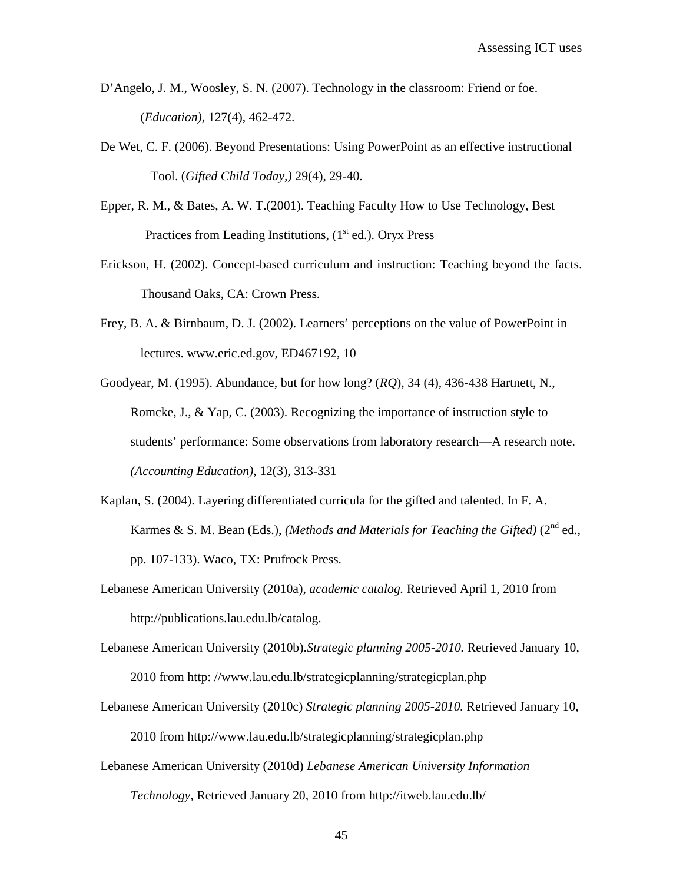D'Angelo, J. M., Woosley, S. N. (2007). Technology in the classroom: Friend or foe. (*Education)*, 127(4), 462-472.

De Wet, C. F. (2006). Beyond Presentations: Using PowerPoint as an effective instructional Tool. (*Gifted Child Today,)* 29(4), 29-40.

Epper, R. M., & Bates, A. W. T.(2001). Teaching Faculty How to Use Technology, Best Practices from Leading Institutions, (1st ed.). Oryx Press

Erickson, H. (2002). Concept-based curriculum and instruction: Teaching beyond the facts. Thousand Oaks, CA: Crown Press.

Frey, B. A. & Birnbaum, D. J. (2002). Learners' perceptions on the value of PowerPoint in lectures. www.eric.ed.gov, ED467192, 10

Goodyear, M. (1995). Abundance, but for how long? (*RQ*), 34 (4), 436-438 Hartnett, N., Romcke, J., & Yap, C. (2003). Recognizing the importance of instruction style to students' performance: Some observations from laboratory research—A research note. *(Accounting Education)*, 12(3), 313-331

Kaplan, S. (2004). Layering differentiated curricula for the gifted and talented. In F. A. Karmes & S. M. Bean (Eds.), *(Methods and Materials for Teaching the Gifted)* (2nd ed., pp. 107-133). Waco, TX: Prufrock Press.

Lebanese American University (2010a), *academic catalog.* Retrieved April 1, 2010 from http://publications.lau.edu.lb/catalog.

Lebanese American University (2010b).*Strategic planning 2005-2010.* Retrieved January 10, 2010 from http: //www.lau.edu.lb/strategicplanning/strategicplan.php

Lebanese American University (2010c) *Strategic planning 2005-2010.* Retrieved January 10, 2010 from http://www.lau.edu.lb/strategicplanning/strategicplan.php

Lebanese American University (2010d) *Lebanese American University Information Technology*, Retrieved January 20, 2010 from http://itweb.lau.edu.lb/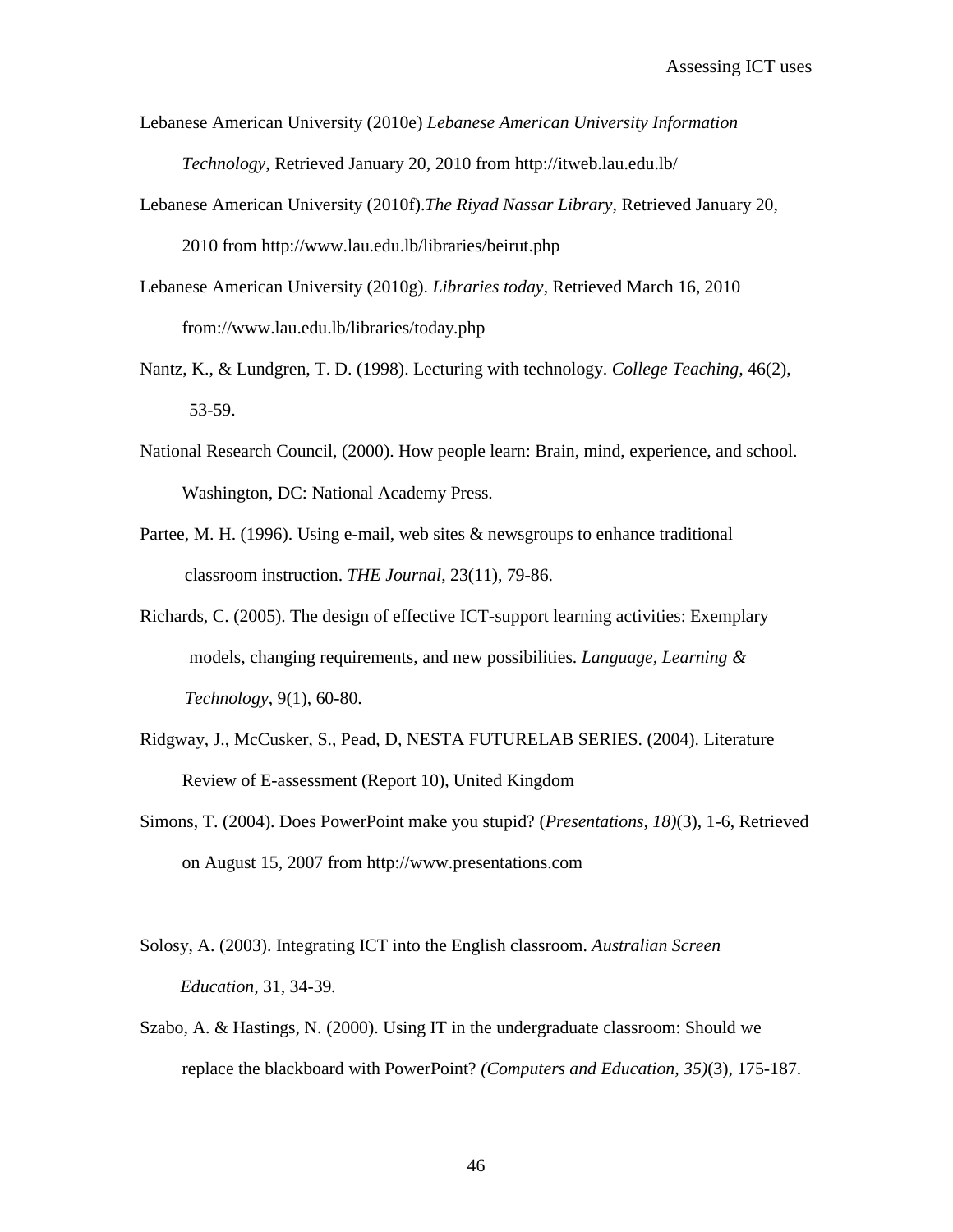Lebanese American University (2010e) *Lebanese American University Information Technology*, Retrieved January 20, 2010 from http://itweb.lau.edu.lb/

Lebanese American University (2010f).*The Riyad Nassar Library*, Retrieved January 20, 2010 from http://www.lau.edu.lb/libraries/beirut.php

Lebanese American University (2010g). *Libraries today*, Retrieved March 16, 2010 from://www.lau.edu.lb/libraries/today.php

Nantz, K., & Lundgren, T. D. (1998). Lecturing with technology. *College Teaching*, 46(2), 53-59.

National Research Council, (2000). How people learn: Brain, mind, experience, and school. Washington, DC: National Academy Press.

Partee, M. H. (1996). Using e-mail, web sites & newsgroups to enhance traditional classroom instruction. *THE Journal*, 23(11), 79-86.

Richards, C. (2005). The design of effective ICT-support learning activities: Exemplary models, changing requirements, and new possibilities. *Language, Learning & Technology*, 9(1), 60-80.

Ridgway, J., McCusker, S., Pead, D, NESTA FUTURELAB SERIES. (2004). Literature Review of E-assessment (Report 10), United Kingdom

Simons, T. (2004). Does PowerPoint make you stupid? (*Presentations, 18)*(3), 1-6, Retrieved on August 15, 2007 from http://www.presentations.com

Solosy, A. (2003). Integrating ICT into the English classroom. *Australian Screen Education,* 31, 34-39.

Szabo, A. & Hastings, N. (2000). Using IT in the undergraduate classroom: Should we replace the blackboard with PowerPoint? *(Computers and Education, 35)*(3), 175-187.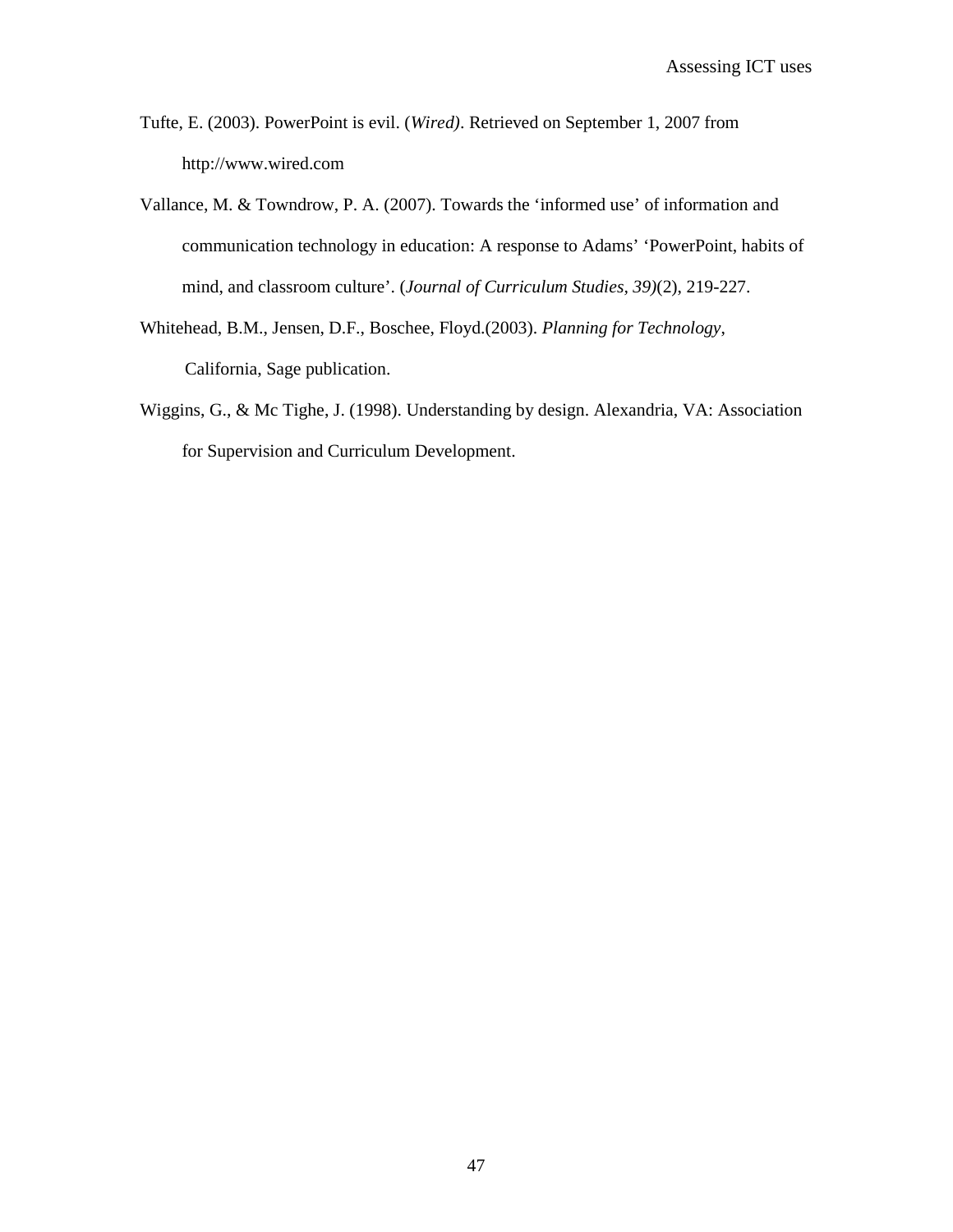Tufte, E. (2003). PowerPoint is evil. (*Wired)*. Retrieved on September 1, 2007 from http://www.wired.com

Vallance, M. & Towndrow, P. A. (2007). Towards the 'informed use' of information and communication technology in education: A response to Adams' 'PowerPoint, habits of mind, and classroom culture'. (*Journal of Curriculum Studies, 39)*(2), 219-227.

Whitehead, B.M., Jensen, D.F., Boschee, Floyd.(2003). *Planning for Technology*, California, Sage publication.

Wiggins, G., & Mc Tighe, J. (1998). Understanding by design. Alexandria, VA: Association for Supervision and Curriculum Development.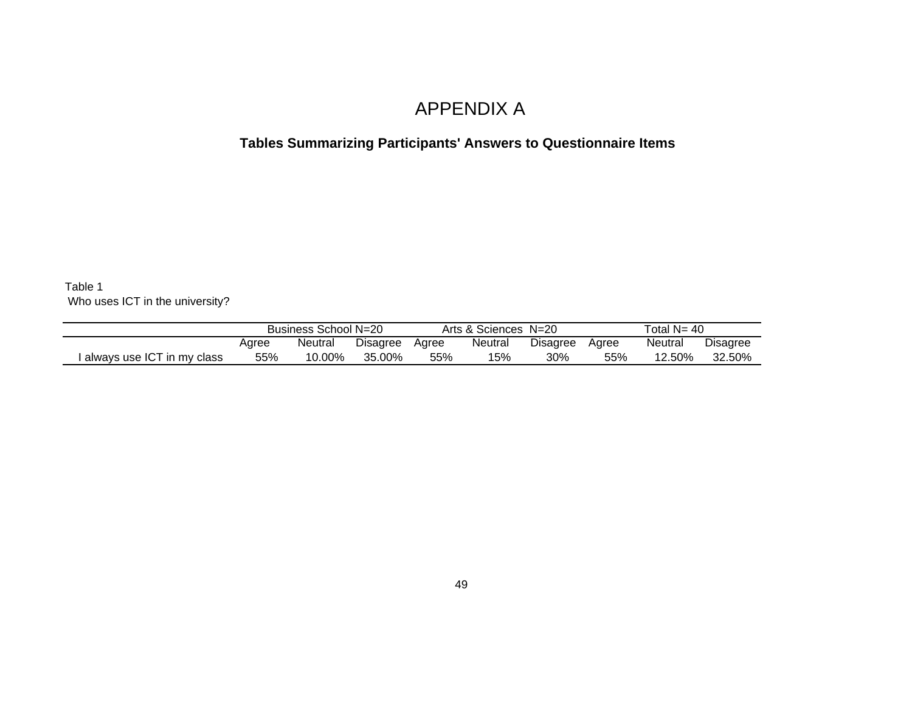# APPENDIX A

**Tables Summarizing Participants' Answers to Questionnaire Items**

Table 1
Who uses ICT in the university?

| | Business School N=20 | | | Arts & Sciences N=20 | | | Total N= 40 | | |
|---|---|---|---|---|---|---|---|---|---|
| | Agree | Neutral | Disagree | Agree | Neutral | Disagree | Agree | Neutral | Disagree |
| I always use ICT in my class | 55% | 10.00% | 35.00% | 55% | 15% | 30% | 55% | 12.50% | 32.50% |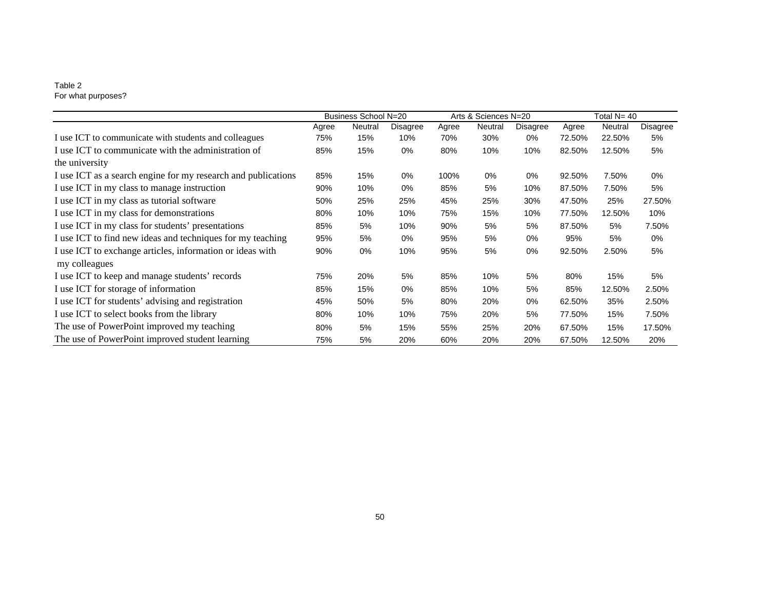Table 2
For what purposes?

| | Business School N=20 | | | Arts & Sciences N=20 | | | Total N= 40 | | |
|---|---|---|---|---|---|---|---|---|---|
| | Agree | Neutral | Disagree | Agree | Neutral | Disagree | Agree | Neutral | Disagree |
| I use ICT to communicate with students and colleagues | 75% | 15% | 10% | 70% | 30% | 0% | 72.50% | 22.50% | 5% |
| I use ICT to communicate with the administration of the university | 85% | 15% | 0% | 80% | 10% | 10% | 82.50% | 12.50% | 5% |
| I use ICT as a search engine for my research and publications | 85% | 15% | 0% | 100% | 0% | 0% | 92.50% | 7.50% | 0% |
| I use ICT in my class to manage instruction | 90% | 10% | 0% | 85% | 5% | 10% | 87.50% | 7.50% | 5% |
| I use ICT in my class as tutorial software | 50% | 25% | 25% | 45% | 25% | 30% | 47.50% | 25% | 27.50% |
| I use ICT in my class for demonstrations | 80% | 10% | 10% | 75% | 15% | 10% | 77.50% | 12.50% | 10% |
| I use ICT in my class for students' presentations | 85% | 5% | 10% | 90% | 5% | 5% | 87.50% | 5% | 7.50% |
| I use ICT to find new ideas and techniques for my teaching | 95% | 5% | 0% | 95% | 5% | 0% | 95% | 5% | 0% |
| I use ICT to exchange articles, information or ideas with my colleagues | 90% | 0% | 10% | 95% | 5% | 0% | 92.50% | 2.50% | 5% |
| I use ICT to keep and manage students' records | 75% | 20% | 5% | 85% | 10% | 5% | 80% | 15% | 5% |
| I use ICT for storage of information | 85% | 15% | 0% | 85% | 10% | 5% | 85% | 12.50% | 2.50% |
| I use ICT for students' advising and registration | 45% | 50% | 5% | 80% | 20% | 0% | 62.50% | 35% | 2.50% |
| I use ICT to select books from the library | 80% | 10% | 10% | 75% | 20% | 5% | 77.50% | 15% | 7.50% |
| The use of PowerPoint improved my teaching | 80% | 5% | 15% | 55% | 25% | 20% | 67.50% | 15% | 17.50% |
| The use of PowerPoint improved student learning | 75% | 5% | 20% | 60% | 20% | 20% | 67.50% | 12.50% | 20% |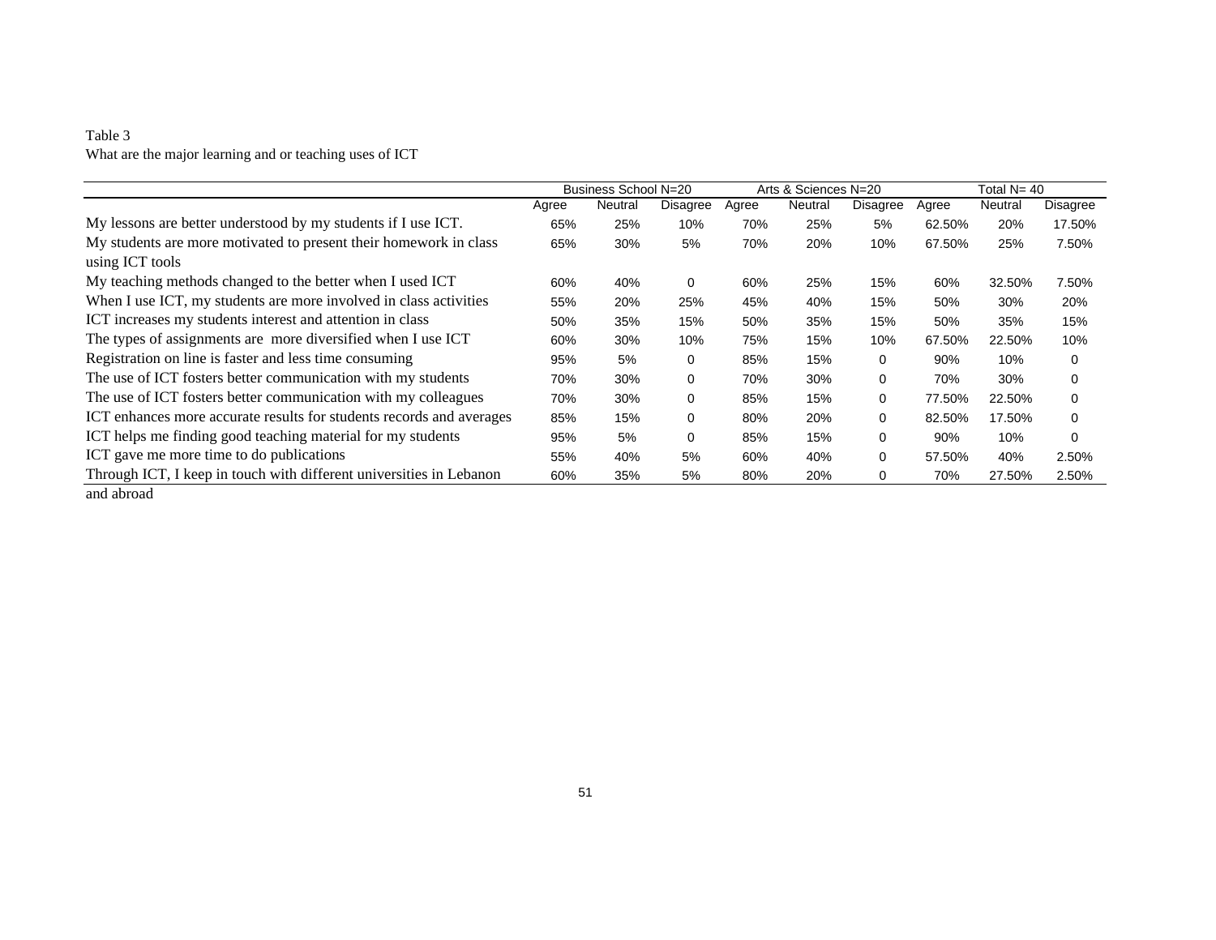Table 3

What are the major learning and or teaching uses of ICT

| | Business School N=20 | | | Arts & Sciences N=20 | | | Total N= 40 | | |
|---|---|---|---|---|---|---|---|---|---|
| | Agree | Neutral | Disagree | Agree | Neutral | Disagree | Agree | Neutral | Disagree |
| My lessons are better understood by my students if I use ICT. | 65% | 25% | 10% | 70% | 25% | 5% | 62.50% | 20% | 17.50% |
| My students are more motivated to present their homework in class using ICT tools | 65% | 30% | 5% | 70% | 20% | 10% | 67.50% | 25% | 7.50% |
| My teaching methods changed to the better when I used ICT | 60% | 40% | 0 | 60% | 25% | 15% | 60% | 32.50% | 7.50% |
| When I use ICT, my students are more involved in class activities | 55% | 20% | 25% | 45% | 40% | 15% | 50% | 30% | 20% |
| ICT increases my students interest and attention in class | 50% | 35% | 15% | 50% | 35% | 15% | 50% | 35% | 15% |
| The types of assignments are more diversified when I use ICT | 60% | 30% | 10% | 75% | 15% | 10% | 67.50% | 22.50% | 10% |
| Registration on line is faster and less time consuming | 95% | 5% | 0 | 85% | 15% | 0 | 90% | 10% | 0 |
| The use of ICT fosters better communication with my students | 70% | 30% | 0 | 70% | 30% | 0 | 70% | 30% | 0 |
| The use of ICT fosters better communication with my colleagues | 70% | 30% | 0 | 85% | 15% | 0 | 77.50% | 22.50% | 0 |
| ICT enhances more accurate results for students records and averages | 85% | 15% | 0 | 80% | 20% | 0 | 82.50% | 17.50% | 0 |
| ICT helps me finding good teaching material for my students | 95% | 5% | 0 | 85% | 15% | 0 | 90% | 10% | 0 |
| ICT gave me more time to do publications | 55% | 40% | 5% | 60% | 40% | 0 | 57.50% | 40% | 2.50% |
| Through ICT, I keep in touch with different universities in Lebanon and abroad | 60% | 35% | 5% | 80% | 20% | 0 | 70% | 27.50% | 2.50% |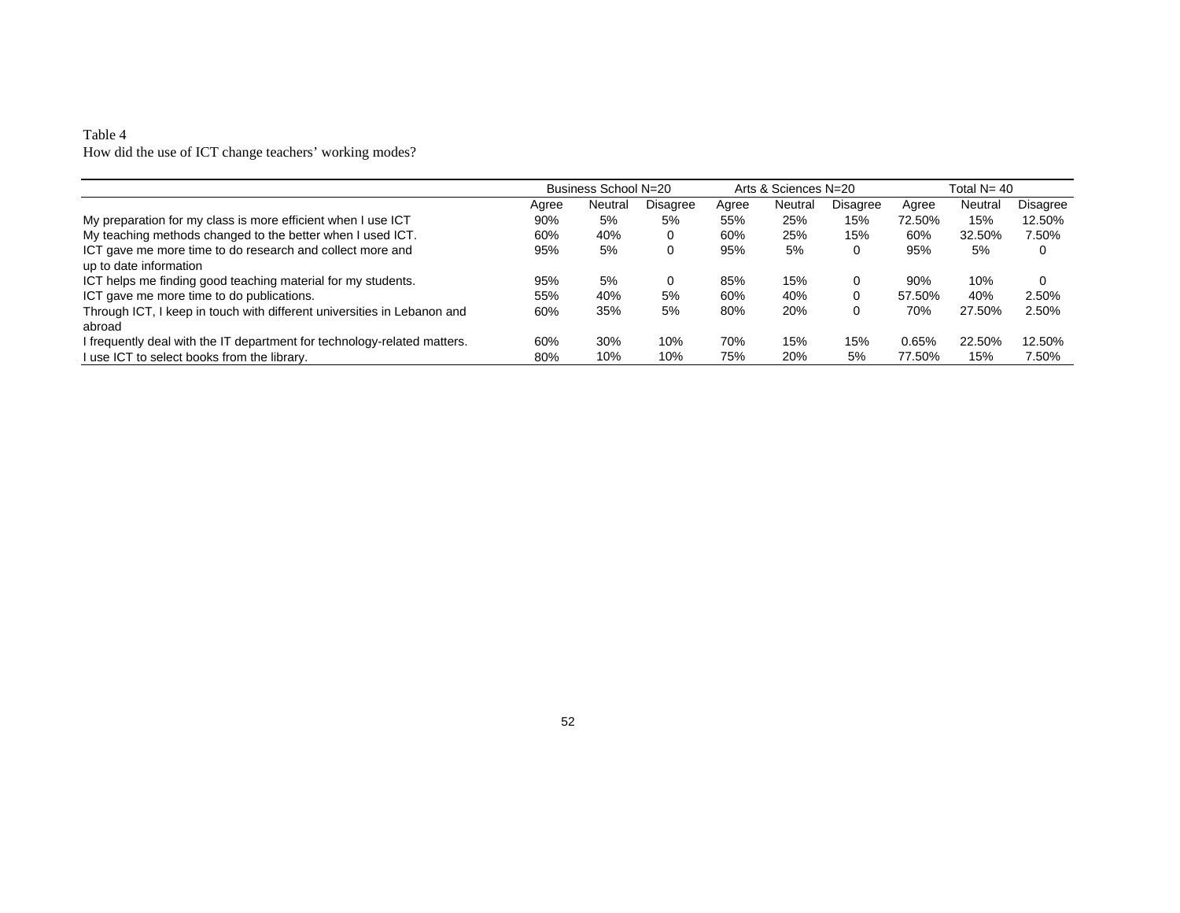Table 4
How did the use of ICT change teachers' working modes?

| | Business School N=20 | | | Arts & Sciences N=20 | | | Total N= 40 | | |
|---|---|---|---|---|---|---|---|---|---|
| | Agree | Neutral | Disagree | Agree | Neutral | Disagree | Agree | Neutral | Disagree |
| My preparation for my class is more efficient when I use ICT | 90% | 5% | 5% | 55% | 25% | 15% | 72.50% | 15% | 12.50% |
| My teaching methods changed to the better when I used ICT. | 60% | 40% | 0 | 60% | 25% | 15% | 60% | 32.50% | 7.50% |
| ICT gave me more time to do research and collect more and up to date information | 95% | 5% | 0 | 95% | 5% | 0 | 95% | 5% | 0 |
| ICT helps me finding good teaching material for my students. | 95% | 5% | 0 | 85% | 15% | 0 | 90% | 10% | 0 |
| ICT gave me more time to do publications. | 55% | 40% | 5% | 60% | 40% | 0 | 57.50% | 40% | 2.50% |
| Through ICT, I keep in touch with different universities in Lebanon and abroad | 60% | 35% | 5% | 80% | 20% | 0 | 70% | 27.50% | 2.50% |
| I frequently deal with the IT department for technology-related matters. | 60% | 30% | 10% | 70% | 15% | 15% | 0.65% | 22.50% | 12.50% |
| I use ICT to select books from the library. | 80% | 10% | 10% | 75% | 20% | 5% | 77.50% | 15% | 7.50% |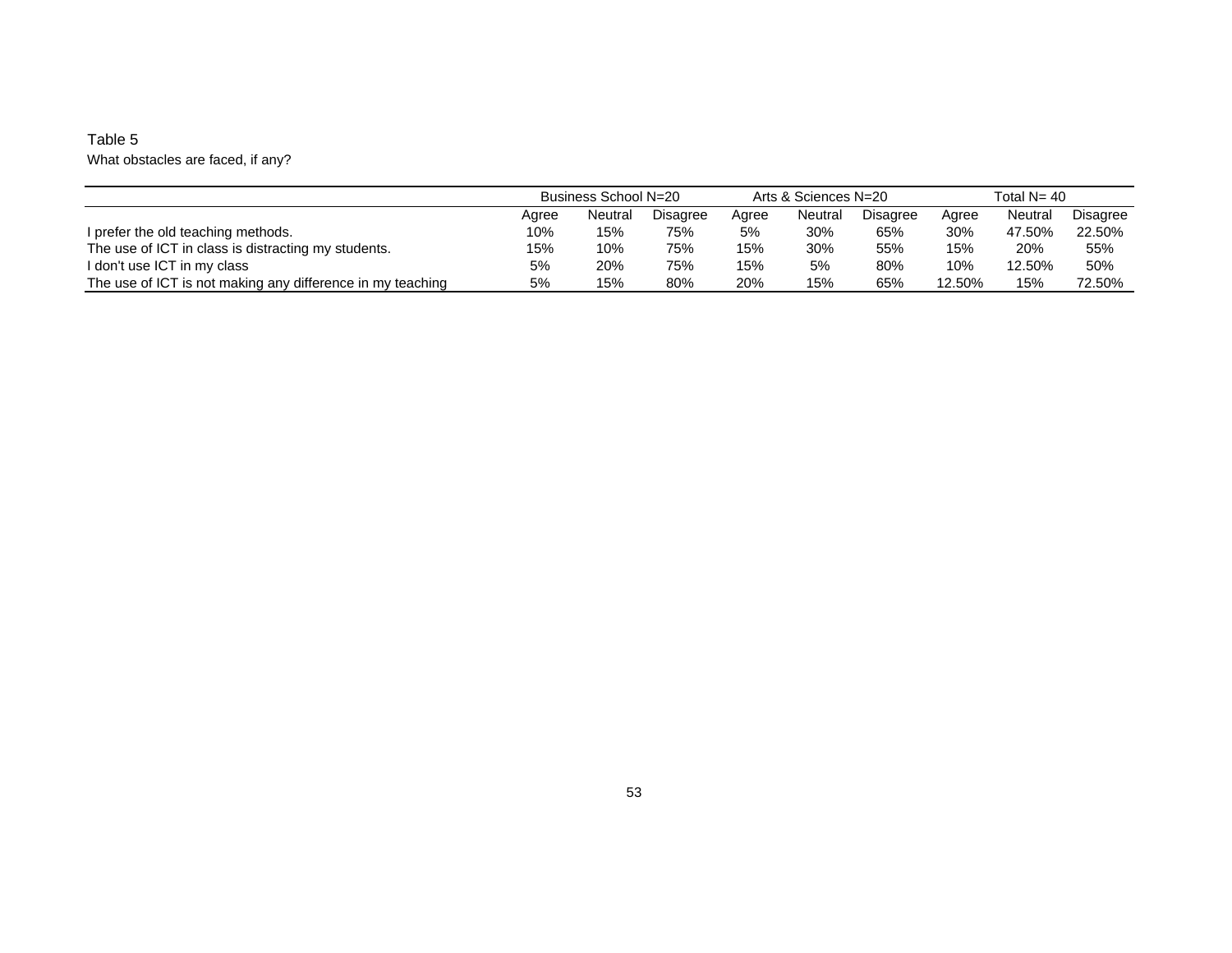Table 5

What obstacles are faced, if any?

| | Business School N=20 | | | Arts & Sciences N=20 | | | Total N= 40 | | |
|---|---|---|---|---|---|---|---|---|---|
| | Agree | Neutral | Disagree | Agree | Neutral | Disagree | Agree | Neutral | Disagree |
| I prefer the old teaching methods. | 10% | 15% | 75% | 5% | 30% | 65% | 30% | 47.50% | 22.50% |
| The use of ICT in class is distracting my students. | 15% | 10% | 75% | 15% | 30% | 55% | 15% | 20% | 55% |
| I don't use ICT in my class | 5% | 20% | 75% | 15% | 5% | 80% | 10% | 12.50% | 50% |
| The use of ICT is not making any difference in my teaching | 5% | 15% | 80% | 20% | 15% | 65% | 12.50% | 15% | 72.50% |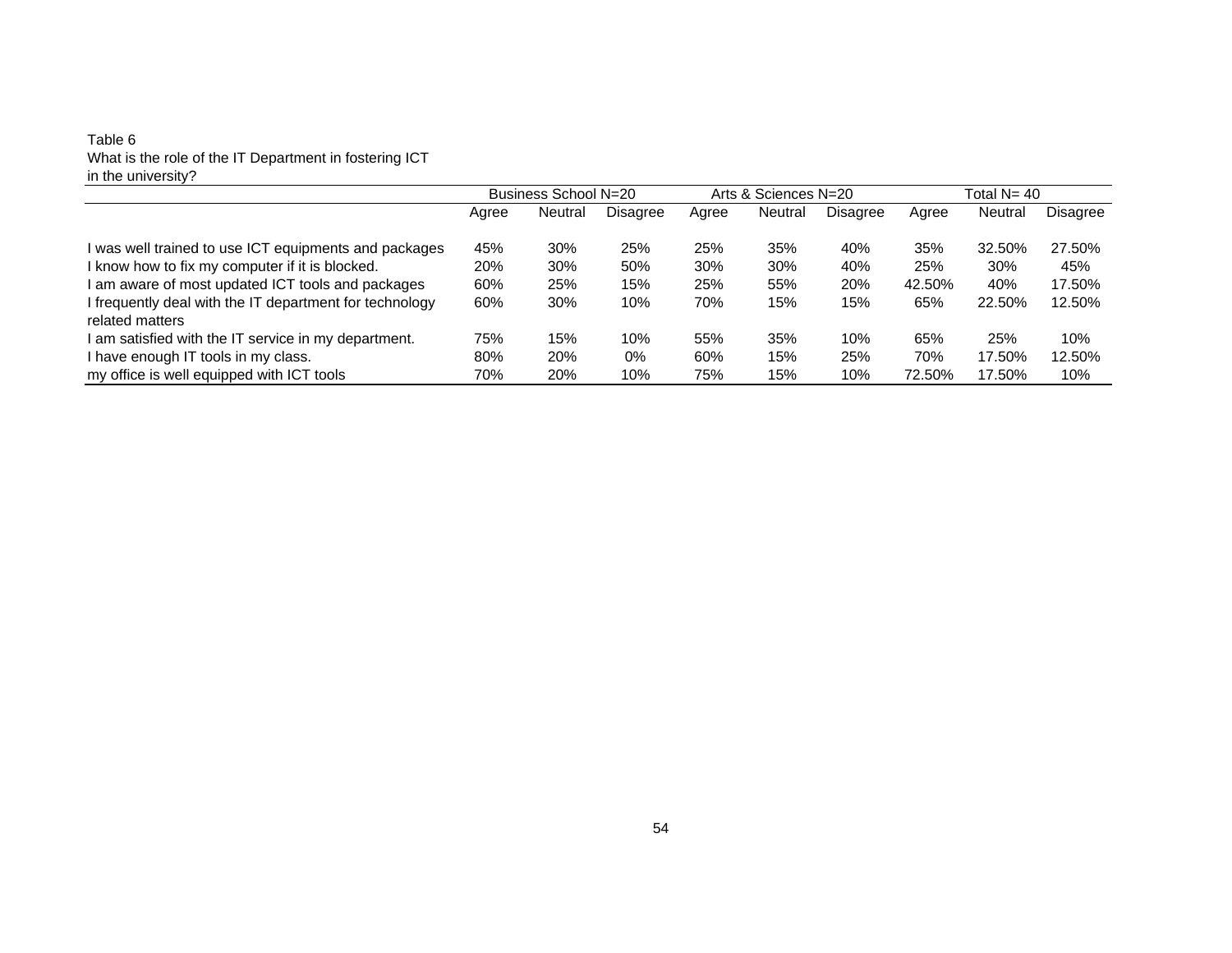Table 6
What is the role of the IT Department in fostering ICT in the university?

| | Business School N=20 | | | Arts & Sciences N=20 | | | Total N= 40 | | |
|---|---|---|---|---|---|---|---|---|---|
| | Agree | Neutral | Disagree | Agree | Neutral | Disagree | Agree | Neutral | Disagree |
| I was well trained to use ICT equipments and packages | 45% | 30% | 25% | 25% | 35% | 40% | 35% | 32.50% | 27.50% |
| I know how to fix my computer if it is blocked. | 20% | 30% | 50% | 30% | 30% | 40% | 25% | 30% | 45% |
| I am aware of most updated ICT tools and packages | 60% | 25% | 15% | 25% | 55% | 20% | 42.50% | 40% | 17.50% |
| I frequently deal with the IT department for technology related matters | 60% | 30% | 10% | 70% | 15% | 15% | 65% | 22.50% | 12.50% |
| I am satisfied with the IT service in my department. | 75% | 15% | 10% | 55% | 35% | 10% | 65% | 25% | 10% |
| I have enough IT tools in my class. | 80% | 20% | 0% | 60% | 15% | 25% | 70% | 17.50% | 12.50% |
| my office is well equipped with ICT tools | 70% | 20% | 10% | 75% | 15% | 10% | 72.50% | 17.50% | 10% |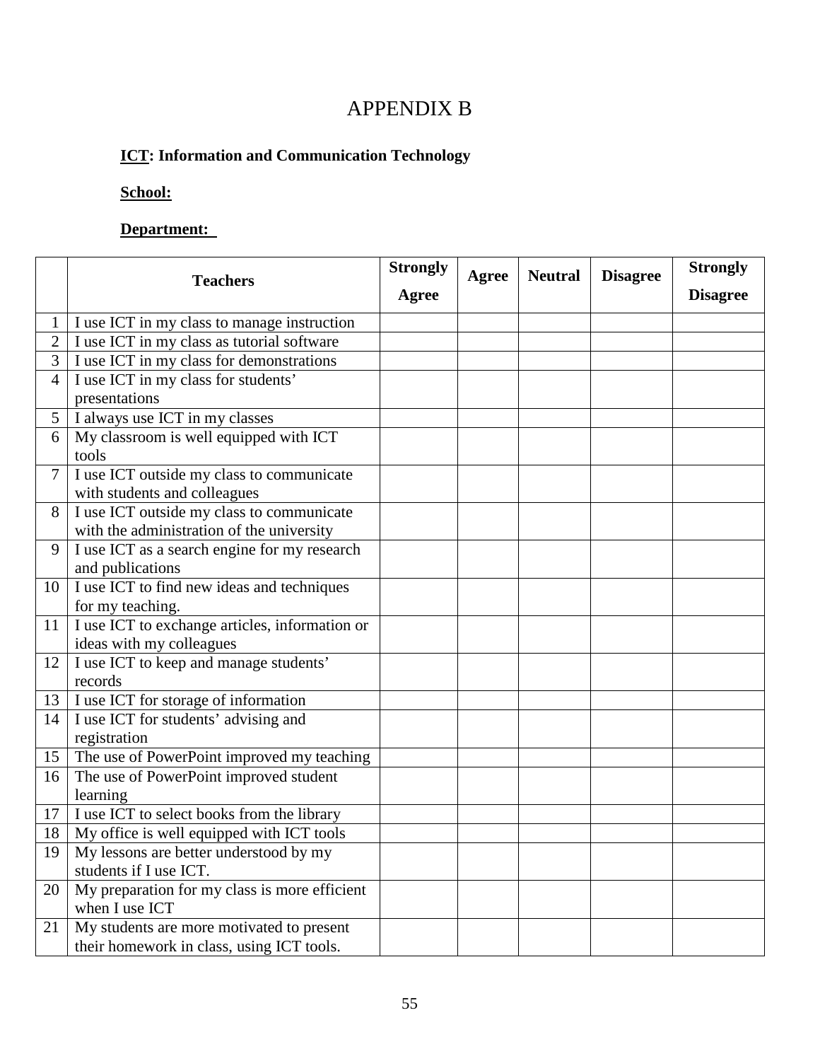# APPENDIX B

**<u>ICT</u>: Information and Communication Technology**

**<u>School:</u>**

**<u>Department:</u>**

| | Teachers | Strongly Agree | Agree | Neutral | Disagree | Strongly Disagree |
|---|---|---|---|---|---|---|
| 1 | I use ICT in my class to manage instruction | | | | | |
| 2 | I use ICT in my class as tutorial software | | | | | |
| 3 | I use ICT in my class for demonstrations | | | | | |
| 4 | I use ICT in my class for students' presentations | | | | | |
| 5 | I always use ICT in my classes | | | | | |
| 6 | My classroom is well equipped with ICT tools | | | | | |
| 7 | I use ICT outside my class to communicate with students and colleagues | | | | | |
| 8 | I use ICT outside my class to communicate with the administration of the university | | | | | |
| 9 | I use ICT as a search engine for my research and publications | | | | | |
| 10 | I use ICT to find new ideas and techniques for my teaching. | | | | | |
| 11 | I use ICT to exchange articles, information or ideas with my colleagues | | | | | |
| 12 | I use ICT to keep and manage students' records | | | | | |
| 13 | I use ICT for storage of information | | | | | |
| 14 | I use ICT for students' advising and registration | | | | | |
| 15 | The use of PowerPoint improved my teaching | | | | | |
| 16 | The use of PowerPoint improved student learning | | | | | |
| 17 | I use ICT to select books from the library | | | | | |
| 18 | My office is well equipped with ICT tools | | | | | |
| 19 | My lessons are better understood by my students if I use ICT. | | | | | |
| 20 | My preparation for my class is more efficient when I use ICT | | | | | |
| 21 | My students are more motivated to present their homework in class, using ICT tools. | | | | | |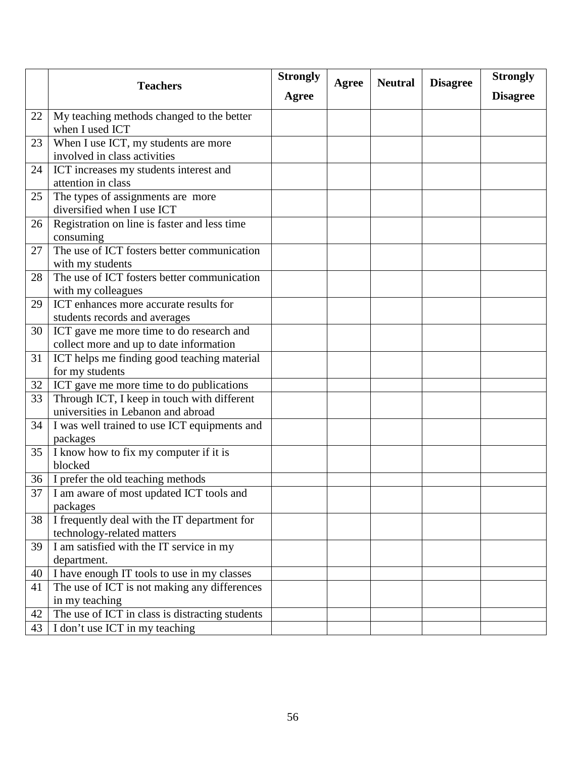| | Teachers | Strongly Agree | Agree | Neutral | Disagree | Strongly Disagree |
|---|---|---|---|---|---|---|
| 22 | My teaching methods changed to the better when I used ICT | | | | | |
| 23 | When I use ICT, my students are more involved in class activities | | | | | |
| 24 | ICT increases my students interest and attention in class | | | | | |
| 25 | The types of assignments are more diversified when I use ICT | | | | | |
| 26 | Registration on line is faster and less time consuming | | | | | |
| 27 | The use of ICT fosters better communication with my students | | | | | |
| 28 | The use of ICT fosters better communication with my colleagues | | | | | |
| 29 | ICT enhances more accurate results for students records and averages | | | | | |
| 30 | ICT gave me more time to do research and collect more and up to date information | | | | | |
| 31 | ICT helps me finding good teaching material for my students | | | | | |
| 32 | ICT gave me more time to do publications | | | | | |
| 33 | Through ICT, I keep in touch with different universities in Lebanon and abroad | | | | | |
| 34 | I was well trained to use ICT equipments and packages | | | | | |
| 35 | I know how to fix my computer if it is blocked | | | | | |
| 36 | I prefer the old teaching methods | | | | | |
| 37 | I am aware of most updated ICT tools and packages | | | | | |
| 38 | I frequently deal with the IT department for technology-related matters | | | | | |
| 39 | I am satisfied with the IT service in my department. | | | | | |
| 40 | I have enough IT tools to use in my classes | | | | | |
| 41 | The use of ICT is not making any differences in my teaching | | | | | |
| 42 | The use of ICT in class is distracting students | | | | | |
| 43 | I don't use ICT in my teaching | | | | | |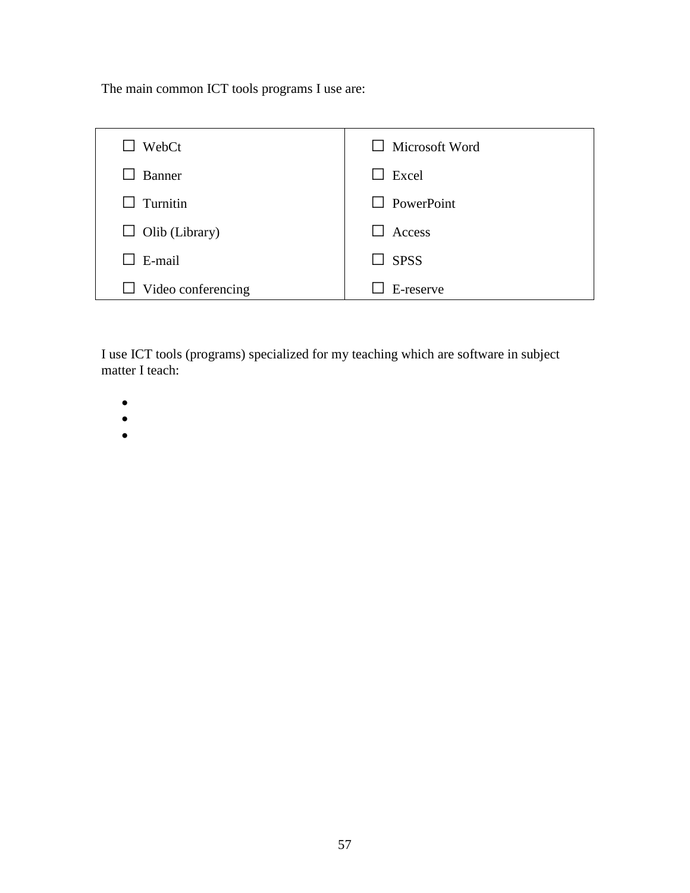The main common ICT tools programs I use are:

| | |
|---|---|
| ☐ WebCt | ☐ Microsoft Word |
| ☐ Banner | ☐ Excel |
| ☐ Turnitin | ☐ PowerPoint |
| ☐ Olib (Library) | ☐ Access |
| ☐ E-mail | ☐ SPSS |
| ☐ Video conferencing | ☐ E-reserve |

I use ICT tools (programs) specialized for my teaching which are software in subject matter I teach:

- 
- 
-